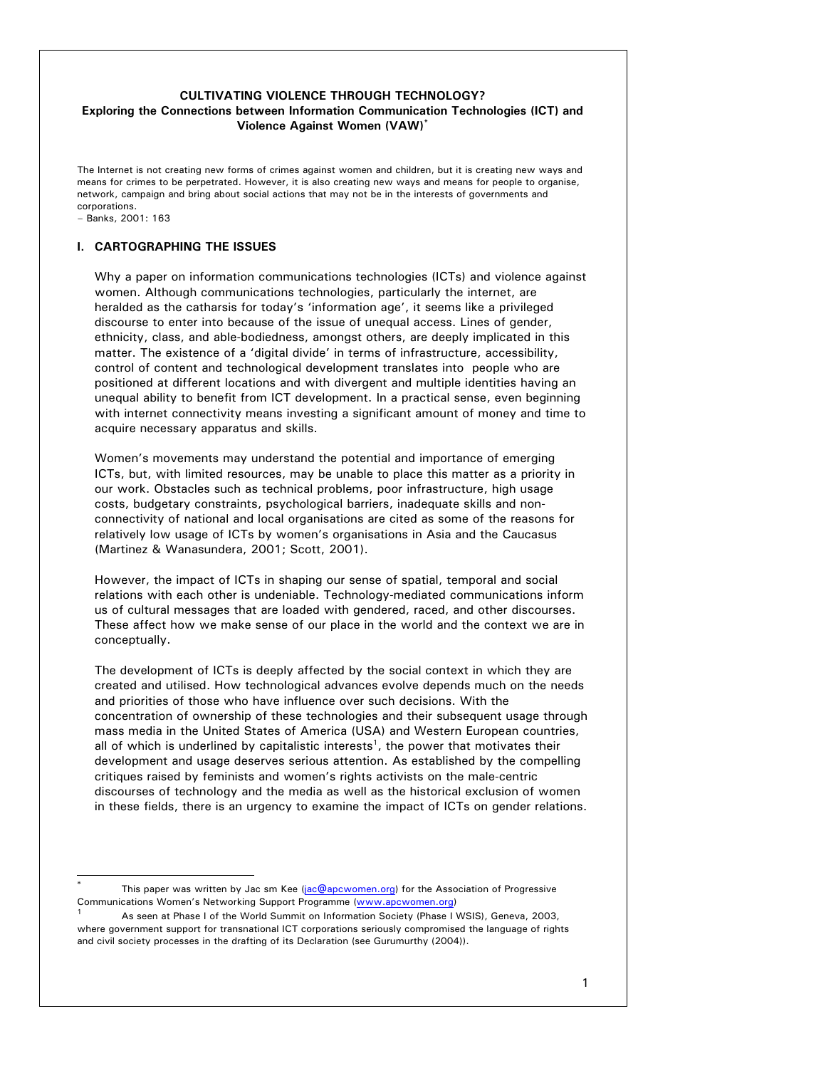# CULTIVATING VIOLENCE THROUGH TECHNOLOGY?
## Exploring the Connections between Information Communication Technologies (ICT) and Violence Against Women (VAW)[*]

The Internet is not creating new forms of crimes against women and children, but it is creating new ways and means for crimes to be perpetrated. However, it is also creating new ways and means for people to organise, network, campaign and bring about social actions that may not be in the interests of governments and corporations.
– Banks, 2001: 163

## I. CARTOGRAPHING THE ISSUES

Why a paper on information communications technologies (ICTs) and violence against women. Although communications technologies, particularly the internet, are heralded as the catharsis for today's 'information age', it seems like a privileged discourse to enter into because of the issue of unequal access. Lines of gender, ethnicity, class, and able-bodiedness, amongst others, are deeply implicated in this matter. The existence of a 'digital divide' in terms of infrastructure, accessibility, control of content and technological development translates into people who are positioned at different locations and with divergent and multiple identities having an unequal ability to benefit from ICT development. In a practical sense, even beginning with internet connectivity means investing a significant amount of money and time to acquire necessary apparatus and skills.

Women's movements may understand the potential and importance of emerging ICTs, but, with limited resources, may be unable to place this matter as a priority in our work. Obstacles such as technical problems, poor infrastructure, high usage costs, budgetary constraints, psychological barriers, inadequate skills and non-connectivity of national and local organisations are cited as some of the reasons for relatively low usage of ICTs by women's organisations in Asia and the Caucasus (Martinez & Wanasundera, 2001; Scott, 2001).

However, the impact of ICTs in shaping our sense of spatial, temporal and social relations with each other is undeniable. Technology-mediated communications inform us of cultural messages that are loaded with gendered, raced, and other discourses. These affect how we make sense of our place in the world and the context we are in conceptually.

The development of ICTs is deeply affected by the social context in which they are created and utilised. How technological advances evolve depends much on the needs and priorities of those who have influence over such decisions. With the concentration of ownership of these technologies and their subsequent usage through mass media in the United States of America (USA) and Western European countries, all of which is underlined by capitalistic interests[1], the power that motivates their development and usage deserves serious attention. As established by the compelling critiques raised by feminists and women's rights activists on the male-centric discourses of technology and the media as well as the historical exclusion of women in these fields, there is an urgency to examine the impact of ICTs on gender relations.

---

[*] This paper was written by Jac sm Kee (jac@apcwomen.org) for the Association of Progressive Communications Women's Networking Support Programme (www.apcwomen.org)

[1] As seen at Phase I of the World Summit on Information Society (Phase I WSIS), Geneva, 2003, where government support for transnational ICT corporations seriously compromised the language of rights and civil society processes in the drafting of its Declaration (see Gurumurthy (2004)).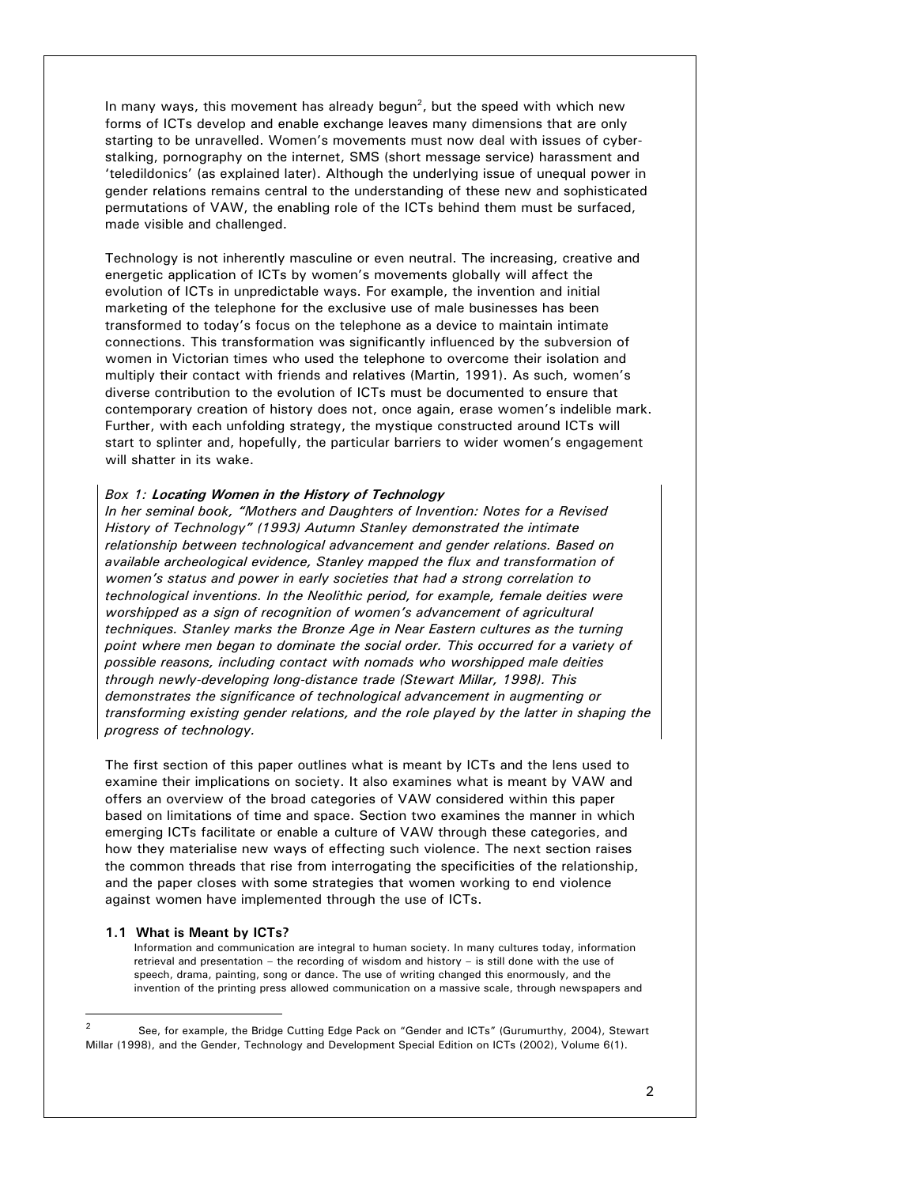In many ways, this movement has already begun[2], but the speed with which new forms of ICTs develop and enable exchange leaves many dimensions that are only starting to be unravelled. Women's movements must now deal with issues of cyber-stalking, pornography on the internet, SMS (short message service) harassment and 'teledildonics' (as explained later). Although the underlying issue of unequal power in gender relations remains central to the understanding of these new and sophisticated permutations of VAW, the enabling role of the ICTs behind them must be surfaced, made visible and challenged.

Technology is not inherently masculine or even neutral. The increasing, creative and energetic application of ICTs by women's movements globally will affect the evolution of ICTs in unpredictable ways. For example, the invention and initial marketing of the telephone for the exclusive use of male businesses has been transformed to today's focus on the telephone as a device to maintain intimate connections. This transformation was significantly influenced by the subversion of women in Victorian times who used the telephone to overcome their isolation and multiply their contact with friends and relatives (Martin, 1991). As such, women's diverse contribution to the evolution of ICTs must be documented to ensure that contemporary creation of history does not, once again, erase women's indelible mark. Further, with each unfolding strategy, the mystique constructed around ICTs will start to splinter and, hopefully, the particular barriers to wider women's engagement will shatter in its wake.

*Box 1:* ***Locating Women in the History of Technology***
*In her seminal book, "Mothers and Daughters of Invention: Notes for a Revised History of Technology" (1993) Autumn Stanley demonstrated the intimate relationship between technological advancement and gender relations. Based on available archeological evidence, Stanley mapped the flux and transformation of women's status and power in early societies that had a strong correlation to technological inventions. In the Neolithic period, for example, female deities were worshipped as a sign of recognition of women's advancement of agricultural techniques. Stanley marks the Bronze Age in Near Eastern cultures as the turning point where men began to dominate the social order. This occurred for a variety of possible reasons, including contact with nomads who worshipped male deities through newly-developing long-distance trade (Stewart Millar, 1998). This demonstrates the significance of technological advancement in augmenting or transforming existing gender relations, and the role played by the latter in shaping the progress of technology.*

The first section of this paper outlines what is meant by ICTs and the lens used to examine their implications on society. It also examines what is meant by VAW and offers an overview of the broad categories of VAW considered within this paper based on limitations of time and space. Section two examines the manner in which emerging ICTs facilitate or enable a culture of VAW through these categories, and how they materialise new ways of effecting such violence. The next section raises the common threads that rise from interrogating the specificities of the relationship, and the paper closes with some strategies that women working to end violence against women have implemented through the use of ICTs.

### 1.1 What is Meant by ICTs?

Information and communication are integral to human society. In many cultures today, information retrieval and presentation – the recording of wisdom and history – is still done with the use of speech, drama, painting, song or dance. The use of writing changed this enormously, and the invention of the printing press allowed communication on a massive scale, through newspapers and

[2] See, for example, the Bridge Cutting Edge Pack on "Gender and ICTs" (Gurumurthy, 2004), Stewart Millar (1998), and the Gender, Technology and Development Special Edition on ICTs (2002), Volume 6(1).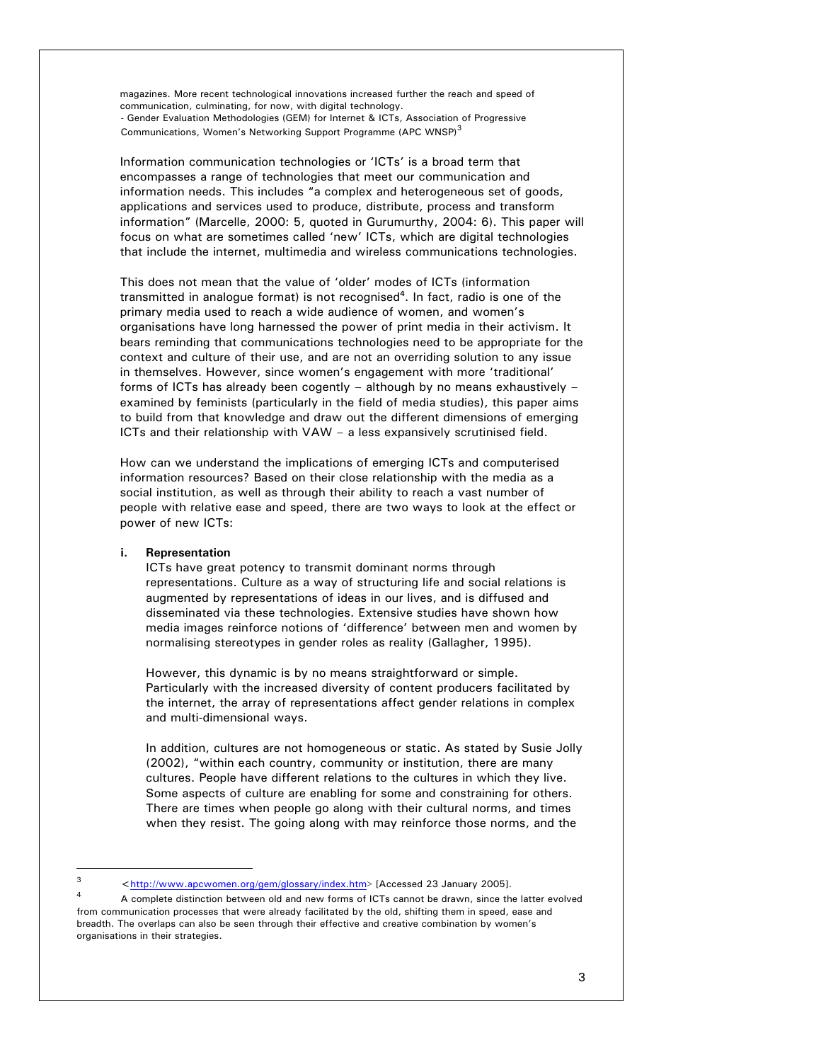magazines. More recent technological innovations increased further the reach and speed of communication, culminating, for now, with digital technology.
- Gender Evaluation Methodologies (GEM) for Internet & ICTs, Association of Progressive Communications, Women's Networking Support Programme (APC WNSP)[3]

Information communication technologies or 'ICTs' is a broad term that encompasses a range of technologies that meet our communication and information needs. This includes "a complex and heterogeneous set of goods, applications and services used to produce, distribute, process and transform information" (Marcelle, 2000: 5, quoted in Gurumurthy, 2004: 6). This paper will focus on what are sometimes called 'new' ICTs, which are digital technologies that include the internet, multimedia and wireless communications technologies.

This does not mean that the value of 'older' modes of ICTs (information transmitted in analogue format) is not recognised[4]. In fact, radio is one of the primary media used to reach a wide audience of women, and women's organisations have long harnessed the power of print media in their activism. It bears reminding that communications technologies need to be appropriate for the context and culture of their use, and are not an overriding solution to any issue in themselves. However, since women's engagement with more 'traditional' forms of ICTs has already been cogently – although by no means exhaustively – examined by feminists (particularly in the field of media studies), this paper aims to build from that knowledge and draw out the different dimensions of emerging ICTs and their relationship with VAW – a less expansively scrutinised field.

How can we understand the implications of emerging ICTs and computerised information resources? Based on their close relationship with the media as a social institution, as well as through their ability to reach a vast number of people with relative ease and speed, there are two ways to look at the effect or power of new ICTs:

**i. Representation**

ICTs have great potency to transmit dominant norms through representations. Culture as a way of structuring life and social relations is augmented by representations of ideas in our lives, and is diffused and disseminated via these technologies. Extensive studies have shown how media images reinforce notions of 'difference' between men and women by normalising stereotypes in gender roles as reality (Gallagher, 1995).

However, this dynamic is by no means straightforward or simple. Particularly with the increased diversity of content producers facilitated by the internet, the array of representations affect gender relations in complex and multi-dimensional ways.

In addition, cultures are not homogeneous or static. As stated by Susie Jolly (2002), "within each country, community or institution, there are many cultures. People have different relations to the cultures in which they live. Some aspects of culture are enabling for some and constraining for others. There are times when people go along with their cultural norms, and times when they resist. The going along with may reinforce those norms, and the

---

[3] <http://www.apcwomen.org/gem/glossary/index.htm> [Accessed 23 January 2005].

[4] A complete distinction between old and new forms of ICTs cannot be drawn, since the latter evolved from communication processes that were already facilitated by the old, shifting them in speed, ease and breadth. The overlaps can also be seen through their effective and creative combination by women's organisations in their strategies.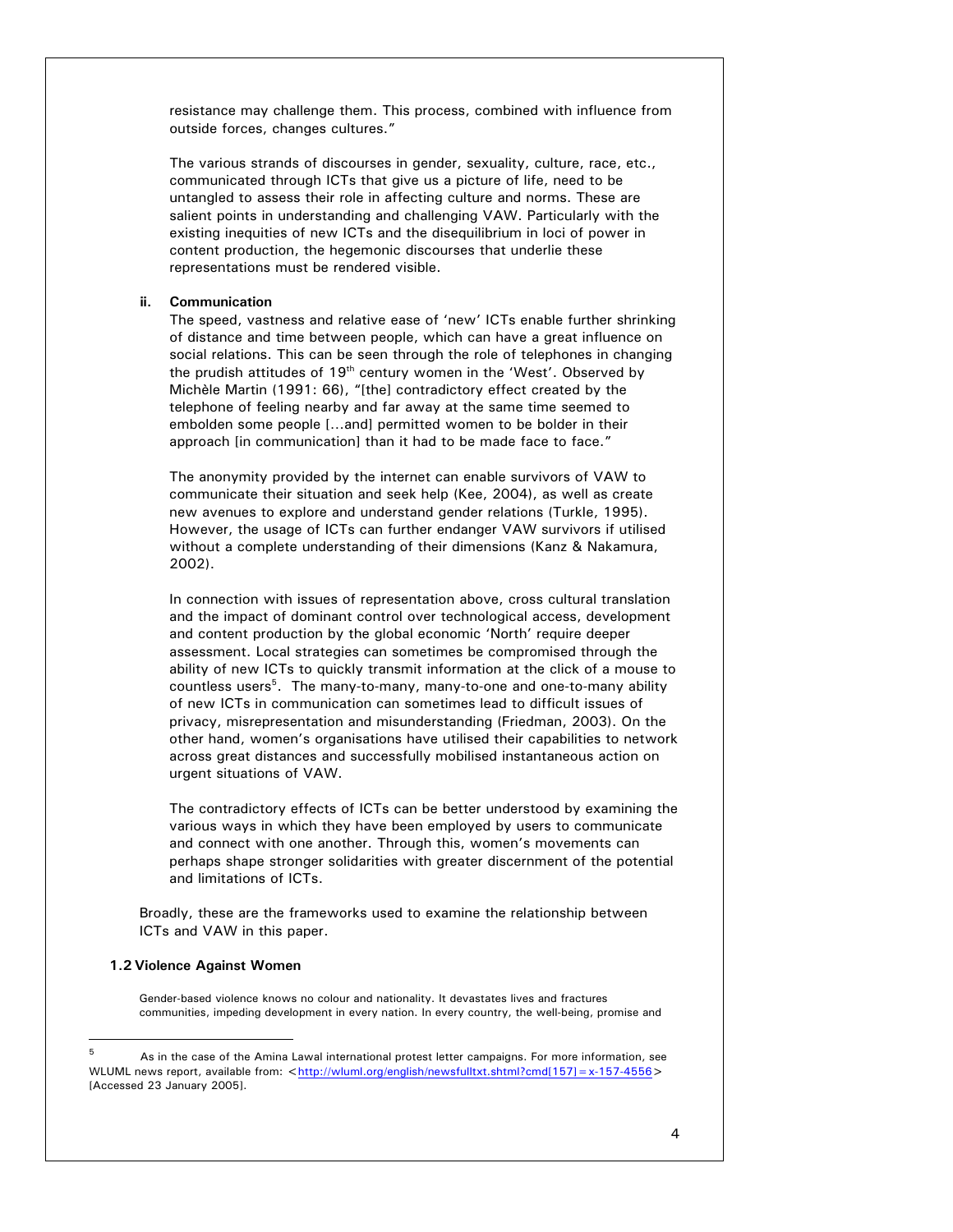resistance may challenge them. This process, combined with influence from outside forces, changes cultures."

The various strands of discourses in gender, sexuality, culture, race, etc., communicated through ICTs that give us a picture of life, need to be untangled to assess their role in affecting culture and norms. These are salient points in understanding and challenging VAW. Particularly with the existing inequities of new ICTs and the disequilibrium in loci of power in content production, the hegemonic discourses that underlie these representations must be rendered visible.

#### ii. Communication

The speed, vastness and relative ease of 'new' ICTs enable further shrinking of distance and time between people, which can have a great influence on social relations. This can be seen through the role of telephones in changing the prudish attitudes of 19th century women in the 'West'. Observed by Michèle Martin (1991: 66), "[the] contradictory effect created by the telephone of feeling nearby and far away at the same time seemed to embolden some people [...and] permitted women to be bolder in their approach [in communication] than it had to be made face to face."

The anonymity provided by the internet can enable survivors of VAW to communicate their situation and seek help (Kee, 2004), as well as create new avenues to explore and understand gender relations (Turkle, 1995). However, the usage of ICTs can further endanger VAW survivors if utilised without a complete understanding of their dimensions (Kanz & Nakamura, 2002).

In connection with issues of representation above, cross cultural translation and the impact of dominant control over technological access, development and content production by the global economic 'North' require deeper assessment. Local strategies can sometimes be compromised through the ability of new ICTs to quickly transmit information at the click of a mouse to countless users[5]. The many-to-many, many-to-one and one-to-many ability of new ICTs in communication can sometimes lead to difficult issues of privacy, misrepresentation and misunderstanding (Friedman, 2003). On the other hand, women's organisations have utilised their capabilities to network across great distances and successfully mobilised instantaneous action on urgent situations of VAW.

The contradictory effects of ICTs can be better understood by examining the various ways in which they have been employed by users to communicate and connect with one another. Through this, women's movements can perhaps shape stronger solidarities with greater discernment of the potential and limitations of ICTs.

Broadly, these are the frameworks used to examine the relationship between ICTs and VAW in this paper.

### 1.2 Violence Against Women

Gender-based violence knows no colour and nationality. It devastates lives and fractures communities, impeding development in every nation. In every country, the well-being, promise and

---

[5] As in the case of the Amina Lawal international protest letter campaigns. For more information, see WLUML news report, available from: <http://wluml.org/english/newsfulltxt.shtml?cmd[157]=x-157-4556> [Accessed 23 January 2005].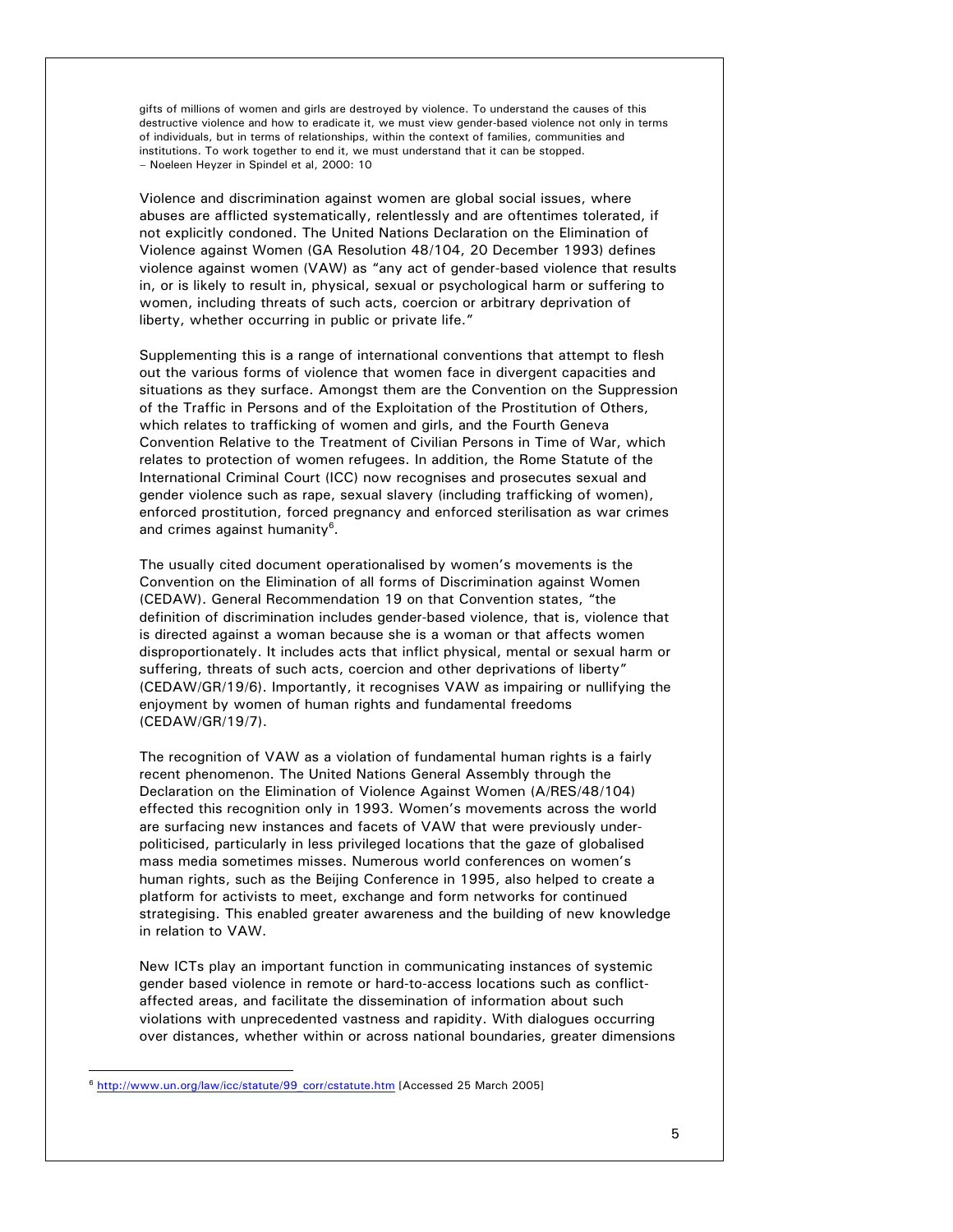> gifts of millions of women and girls are destroyed by violence. To understand the causes of this destructive violence and how to eradicate it, we must view gender-based violence not only in terms of individuals, but in terms of relationships, within the context of families, communities and institutions. To work together to end it, we must understand that it can be stopped.
> – Noeleen Heyzer in Spindel et al, 2000: 10

Violence and discrimination against women are global social issues, where abuses are afflicted systematically, relentlessly and are oftentimes tolerated, if not explicitly condoned. The United Nations Declaration on the Elimination of Violence against Women (GA Resolution 48/104, 20 December 1993) defines violence against women (VAW) as "any act of gender-based violence that results in, or is likely to result in, physical, sexual or psychological harm or suffering to women, including threats of such acts, coercion or arbitrary deprivation of liberty, whether occurring in public or private life."

Supplementing this is a range of international conventions that attempt to flesh out the various forms of violence that women face in divergent capacities and situations as they surface. Amongst them are the Convention on the Suppression of the Traffic in Persons and of the Exploitation of the Prostitution of Others, which relates to trafficking of women and girls, and the Fourth Geneva Convention Relative to the Treatment of Civilian Persons in Time of War, which relates to protection of women refugees. In addition, the Rome Statute of the International Criminal Court (ICC) now recognises and prosecutes sexual and gender violence such as rape, sexual slavery (including trafficking of women), enforced prostitution, forced pregnancy and enforced sterilisation as war crimes and crimes against humanity[6].

The usually cited document operationalised by women's movements is the Convention on the Elimination of all forms of Discrimination against Women (CEDAW). General Recommendation 19 on that Convention states, "the definition of discrimination includes gender-based violence, that is, violence that is directed against a woman because she is a woman or that affects women disproportionately. It includes acts that inflict physical, mental or sexual harm or suffering, threats of such acts, coercion and other deprivations of liberty" (CEDAW/GR/19/6). Importantly, it recognises VAW as impairing or nullifying the enjoyment by women of human rights and fundamental freedoms (CEDAW/GR/19/7).

The recognition of VAW as a violation of fundamental human rights is a fairly recent phenomenon. The United Nations General Assembly through the Declaration on the Elimination of Violence Against Women (A/RES/48/104) effected this recognition only in 1993. Women's movements across the world are surfacing new instances and facets of VAW that were previously under-politicised, particularly in less privileged locations that the gaze of globalised mass media sometimes misses. Numerous world conferences on women's human rights, such as the Beijing Conference in 1995, also helped to create a platform for activists to meet, exchange and form networks for continued strategising. This enabled greater awareness and the building of new knowledge in relation to VAW.

New ICTs play an important function in communicating instances of systemic gender based violence in remote or hard-to-access locations such as conflict-affected areas, and facilitate the dissemination of information about such violations with unprecedented vastness and rapidity. With dialogues occurring over distances, whether within or across national boundaries, greater dimensions

---

[6] http://www.un.org/law/icc/statute/99_corr/cstatute.htm [Accessed 25 March 2005]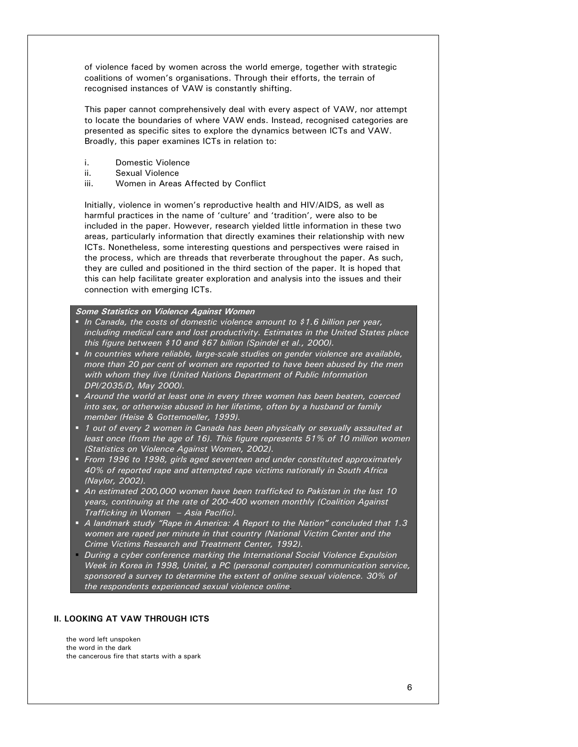of violence faced by women across the world emerge, together with strategic coalitions of women's organisations. Through their efforts, the terrain of recognised instances of VAW is constantly shifting.

This paper cannot comprehensively deal with every aspect of VAW, nor attempt to locate the boundaries of where VAW ends. Instead, recognised categories are presented as specific sites to explore the dynamics between ICTs and VAW. Broadly, this paper examines ICTs in relation to:

i. Domestic Violence
ii. Sexual Violence
iii. Women in Areas Affected by Conflict

Initially, violence in women's reproductive health and HIV/AIDS, as well as harmful practices in the name of 'culture' and 'tradition', were also to be included in the paper. However, research yielded little information in these two areas, particularly information that directly examines their relationship with new ICTs. Nonetheless, some interesting questions and perspectives were raised in the process, which are threads that reverberate throughout the paper. As such, they are culled and positioned in the third section of the paper. It is hoped that this can help facilitate greater exploration and analysis into the issues and their connection with emerging ICTs.

***Some Statistics on Violence Against Women***

- *In Canada, the costs of domestic violence amount to $1.6 billion per year, including medical care and lost productivity. Estimates in the United States place this figure between $10 and $67 billion (Spindel et al., 2000).*
- *In countries where reliable, large-scale studies on gender violence are available, more than 20 per cent of women are reported to have been abused by the men with whom they live (United Nations Department of Public Information DPI/2035/D, May 2000).*
- *Around the world at least one in every three women has been beaten, coerced into sex, or otherwise abused in her lifetime, often by a husband or family member (Heise & Gottemoeller, 1999).*
- *1 out of every 2 women in Canada has been physically or sexually assaulted at least once (from the age of 16). This figure represents 51% of 10 million women (Statistics on Violence Against Women, 2002).*
- *From 1996 to 1998, girls aged seventeen and under constituted approximately 40% of reported rape and attempted rape victims nationally in South Africa (Naylor, 2002).*
- *An estimated 200,000 women have been trafficked to Pakistan in the last 10 years, continuing at the rate of 200-400 women monthly (Coalition Against Trafficking in Women – Asia Pacific).*
- *A landmark study "Rape in America: A Report to the Nation" concluded that 1.3 women are raped per minute in that country (National Victim Center and the Crime Victims Research and Treatment Center, 1992).*
- *During a cyber conference marking the International Social Violence Expulsion Week in Korea in 1998, Unitel, a PC (personal computer) communication service, sponsored a survey to determine the extent of online sexual violence. 30% of the respondents experienced sexual violence online.*

## II. LOOKING AT VAW THROUGH ICTS

the word left unspoken
the word in the dark
the cancerous fire that starts with a spark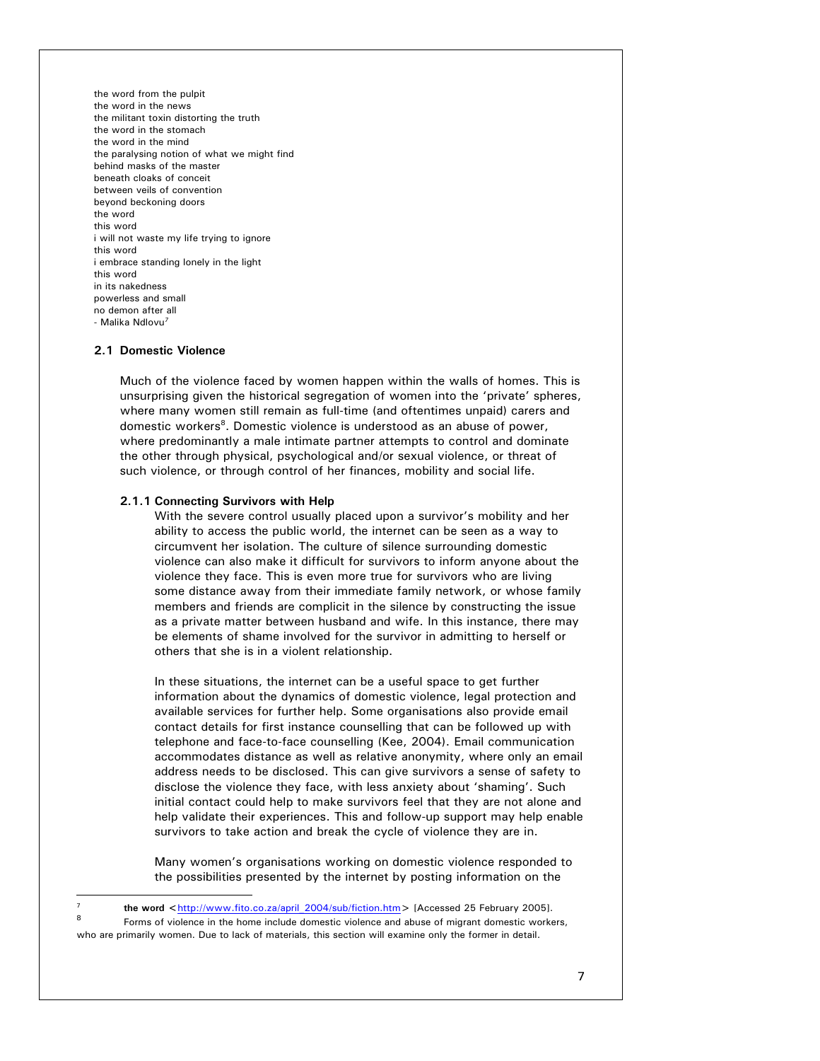the word from the pulpit
the word in the news
the militant toxin distorting the truth
the word in the stomach
the word in the mind
the paralysing notion of what we might find
behind masks of the master
beneath cloaks of conceit
between veils of convention
beyond beckoning doors
the word
this word
i will not waste my life trying to ignore
this word
i embrace standing lonely in the light
this word
in its nakedness
powerless and small
no demon after all
- Malika Ndlovu[7]

## 2.1 Domestic Violence

Much of the violence faced by women happen within the walls of homes. This is unsurprising given the historical segregation of women into the 'private' spheres, where many women still remain as full-time (and oftentimes unpaid) carers and domestic workers[8]. Domestic violence is understood as an abuse of power, where predominantly a male intimate partner attempts to control and dominate the other through physical, psychological and/or sexual violence, or threat of such violence, or through control of her finances, mobility and social life.

### 2.1.1 Connecting Survivors with Help

With the severe control usually placed upon a survivor's mobility and her ability to access the public world, the internet can be seen as a way to circumvent her isolation. The culture of silence surrounding domestic violence can also make it difficult for survivors to inform anyone about the violence they face. This is even more true for survivors who are living some distance away from their immediate family network, or whose family members and friends are complicit in the silence by constructing the issue as a private matter between husband and wife. In this instance, there may be elements of shame involved for the survivor in admitting to herself or others that she is in a violent relationship.

In these situations, the internet can be a useful space to get further information about the dynamics of domestic violence, legal protection and available services for further help. Some organisations also provide email contact details for first instance counselling that can be followed up with telephone and face-to-face counselling (Kee, 2004). Email communication accommodates distance as well as relative anonymity, where only an email address needs to be disclosed. This can give survivors a sense of safety to disclose the violence they face, with less anxiety about 'shaming'. Such initial contact could help to make survivors feel that they are not alone and help validate their experiences. This and follow-up support may help enable survivors to take action and break the cycle of violence they are in.

Many women's organisations working on domestic violence responded to the possibilities presented by the internet by posting information on the

---

[7] **the word** <http://www.fito.co.za/april_2004/sub/fiction.htm> [Accessed 25 February 2005].

[8] Forms of violence in the home include domestic violence and abuse of migrant domestic workers, who are primarily women. Due to lack of materials, this section will examine only the former in detail.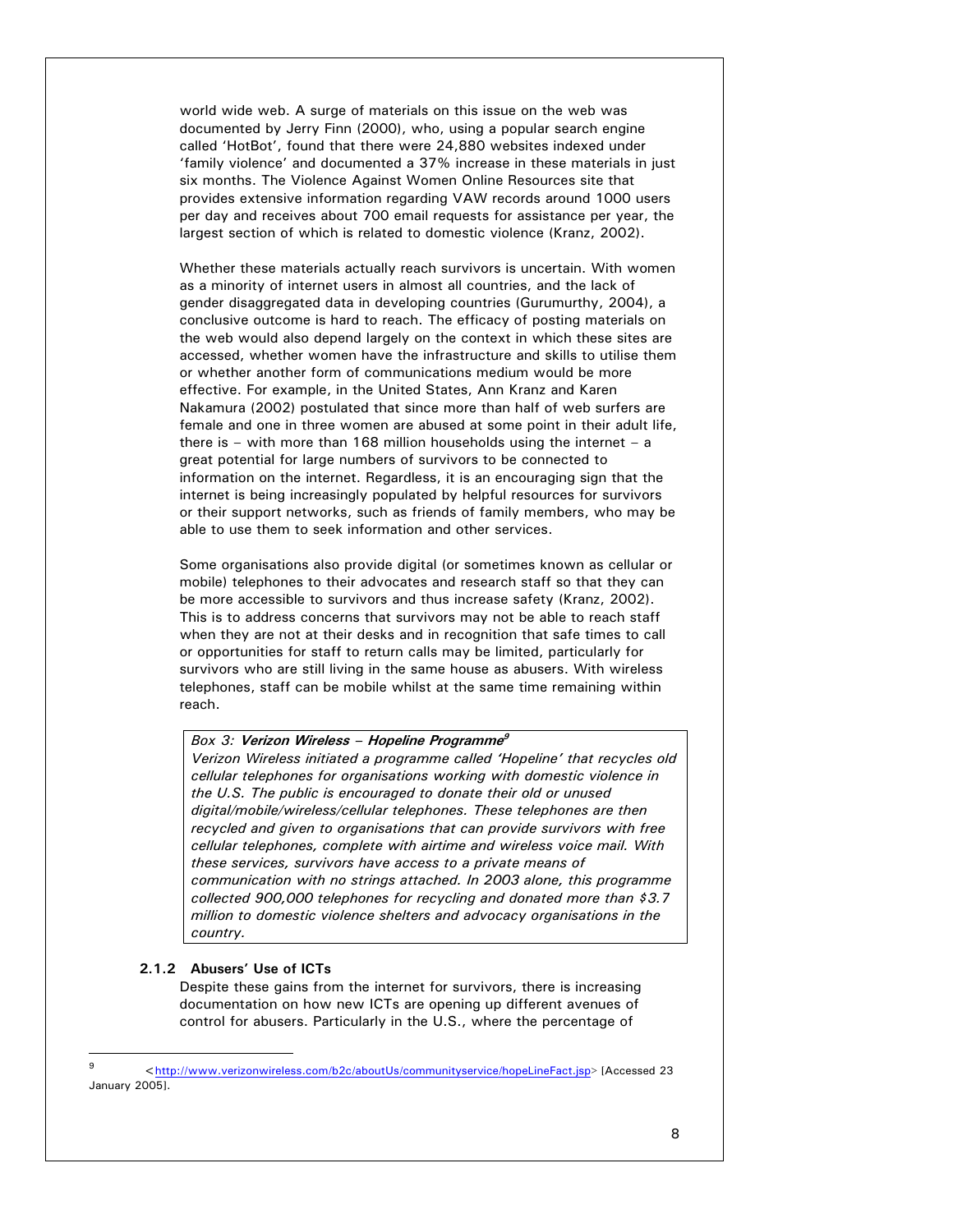world wide web. A surge of materials on this issue on the web was documented by Jerry Finn (2000), who, using a popular search engine called 'HotBot', found that there were 24,880 websites indexed under 'family violence' and documented a 37% increase in these materials in just six months. The Violence Against Women Online Resources site that provides extensive information regarding VAW records around 1000 users per day and receives about 700 email requests for assistance per year, the largest section of which is related to domestic violence (Kranz, 2002).

Whether these materials actually reach survivors is uncertain. With women as a minority of internet users in almost all countries, and the lack of gender disaggregated data in developing countries (Gurumurthy, 2004), a conclusive outcome is hard to reach. The efficacy of posting materials on the web would also depend largely on the context in which these sites are accessed, whether women have the infrastructure and skills to utilise them or whether another form of communications medium would be more effective. For example, in the United States, Ann Kranz and Karen Nakamura (2002) postulated that since more than half of web surfers are female and one in three women are abused at some point in their adult life, there is – with more than 168 million households using the internet – a great potential for large numbers of survivors to be connected to information on the internet. Regardless, it is an encouraging sign that the internet is being increasingly populated by helpful resources for survivors or their support networks, such as friends of family members, who may be able to use them to seek information and other services.

Some organisations also provide digital (or sometimes known as cellular or mobile) telephones to their advocates and research staff so that they can be more accessible to survivors and thus increase safety (Kranz, 2002). This is to address concerns that survivors may not be able to reach staff when they are not at their desks and in recognition that safe times to call or opportunities for staff to return calls may be limited, particularly for survivors who are still living in the same house as abusers. With wireless telephones, staff can be mobile whilst at the same time remaining within reach.

> *Box 3:* ***Verizon Wireless – Hopeline Programme***[9]
> *Verizon Wireless initiated a programme called 'Hopeline' that recycles old cellular telephones for organisations working with domestic violence in the U.S. The public is encouraged to donate their old or unused digital/mobile/wireless/cellular telephones. These telephones are then recycled and given to organisations that can provide survivors with free cellular telephones, complete with airtime and wireless voice mail. With these services, survivors have access to a private means of communication with no strings attached. In 2003 alone, this programme collected 900,000 telephones for recycling and donated more than $3.7 million to domestic violence shelters and advocacy organisations in the country.*

#### 2.1.2 Abusers' Use of ICTs

Despite these gains from the internet for survivors, there is increasing documentation on how new ICTs are opening up different avenues of control for abusers. Particularly in the U.S., where the percentage of

---

[9] <http://www.verizonwireless.com/b2c/aboutUs/communityservice/hopeLineFact.jsp> [Accessed 23 January 2005].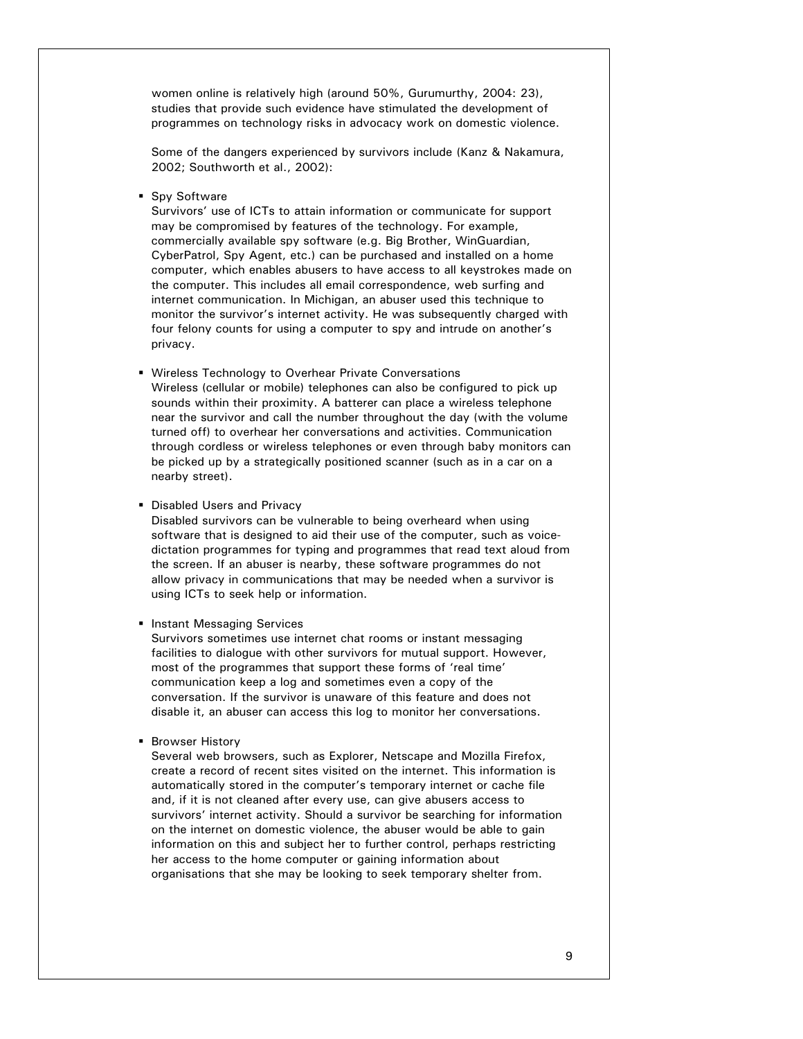women online is relatively high (around 50%, Gurumurthy, 2004: 23), studies that provide such evidence have stimulated the development of programmes on technology risks in advocacy work on domestic violence.

Some of the dangers experienced by survivors include (Kanz & Nakamura, 2002; Southworth et al., 2002):

- Spy Software
  Survivors' use of ICTs to attain information or communicate for support may be compromised by features of the technology. For example, commercially available spy software (e.g. Big Brother, WinGuardian, CyberPatrol, Spy Agent, etc.) can be purchased and installed on a home computer, which enables abusers to have access to all keystrokes made on the computer. This includes all email correspondence, web surfing and internet communication. In Michigan, an abuser used this technique to monitor the survivor's internet activity. He was subsequently charged with four felony counts for using a computer to spy and intrude on another's privacy.

- Wireless Technology to Overhear Private Conversations
  Wireless (cellular or mobile) telephones can also be configured to pick up sounds within their proximity. A batterer can place a wireless telephone near the survivor and call the number throughout the day (with the volume turned off) to overhear her conversations and activities. Communication through cordless or wireless telephones or even through baby monitors can be picked up by a strategically positioned scanner (such as in a car on a nearby street).

- Disabled Users and Privacy
  Disabled survivors can be vulnerable to being overheard when using software that is designed to aid their use of the computer, such as voice-dictation programmes for typing and programmes that read text aloud from the screen. If an abuser is nearby, these software programmes do not allow privacy in communications that may be needed when a survivor is using ICTs to seek help or information.

- Instant Messaging Services
  Survivors sometimes use internet chat rooms or instant messaging facilities to dialogue with other survivors for mutual support. However, most of the programmes that support these forms of 'real time' communication keep a log and sometimes even a copy of the conversation. If the survivor is unaware of this feature and does not disable it, an abuser can access this log to monitor her conversations.

- Browser History
  Several web browsers, such as Explorer, Netscape and Mozilla Firefox, create a record of recent sites visited on the internet. This information is automatically stored in the computer's temporary internet or cache file and, if it is not cleaned after every use, can give abusers access to survivors' internet activity. Should a survivor be searching for information on the internet on domestic violence, the abuser would be able to gain information on this and subject her to further control, perhaps restricting her access to the home computer or gaining information about organisations that she may be looking to seek temporary shelter from.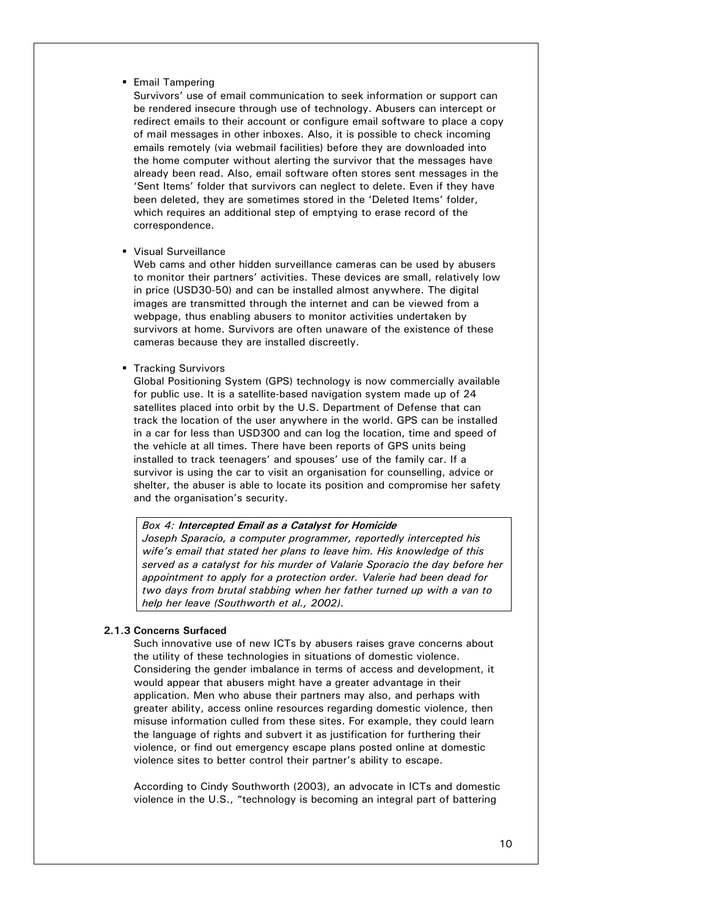- Email Tampering

  Survivors' use of email communication to seek information or support can be rendered insecure through use of technology. Abusers can intercept or redirect emails to their account or configure email software to place a copy of mail messages in other inboxes. Also, it is possible to check incoming emails remotely (via webmail facilities) before they are downloaded into the home computer without alerting the survivor that the messages have already been read. Also, email software often stores sent messages in the 'Sent Items' folder that survivors can neglect to delete. Even if they have been deleted, they are sometimes stored in the 'Deleted Items' folder, which requires an additional step of emptying to erase record of the correspondence.

- Visual Surveillance

  Web cams and other hidden surveillance cameras can be used by abusers to monitor their partners' activities. These devices are small, relatively low in price (USD30-50) and can be installed almost anywhere. The digital images are transmitted through the internet and can be viewed from a webpage, thus enabling abusers to monitor activities undertaken by survivors at home. Survivors are often unaware of the existence of these cameras because they are installed discreetly.

- Tracking Survivors

  Global Positioning System (GPS) technology is now commercially available for public use. It is a satellite-based navigation system made up of 24 satellites placed into orbit by the U.S. Department of Defense that can track the location of the user anywhere in the world. GPS can be installed in a car for less than USD300 and can log the location, time and speed of the vehicle at all times. There have been reports of GPS units being installed to track teenagers' and spouses' use of the family car. If a survivor is using the car to visit an organisation for counselling, advice or shelter, the abuser is able to locate its position and compromise her safety and the organisation's security.

> *Box 4: **Intercepted Email as a Catalyst for Homicide***
> *Joseph Sparacio, a computer programmer, reportedly intercepted his wife's email that stated her plans to leave him. His knowledge of this served as a catalyst for his murder of Valarie Sporacio the day before her appointment to apply for a protection order. Valerie had been dead for two days from brutal stabbing when her father turned up with a van to help her leave (Southworth et al., 2002).*

### 2.1.3 Concerns Surfaced

Such innovative use of new ICTs by abusers raises grave concerns about the utility of these technologies in situations of domestic violence. Considering the gender imbalance in terms of access and development, it would appear that abusers might have a greater advantage in their application. Men who abuse their partners may also, and perhaps with greater ability, access online resources regarding domestic violence, then misuse information culled from these sites. For example, they could learn the language of rights and subvert it as justification for furthering their violence, or find out emergency escape plans posted online at domestic violence sites to better control their partner's ability to escape.

According to Cindy Southworth (2003), an advocate in ICTs and domestic violence in the U.S., "technology is becoming an integral part of battering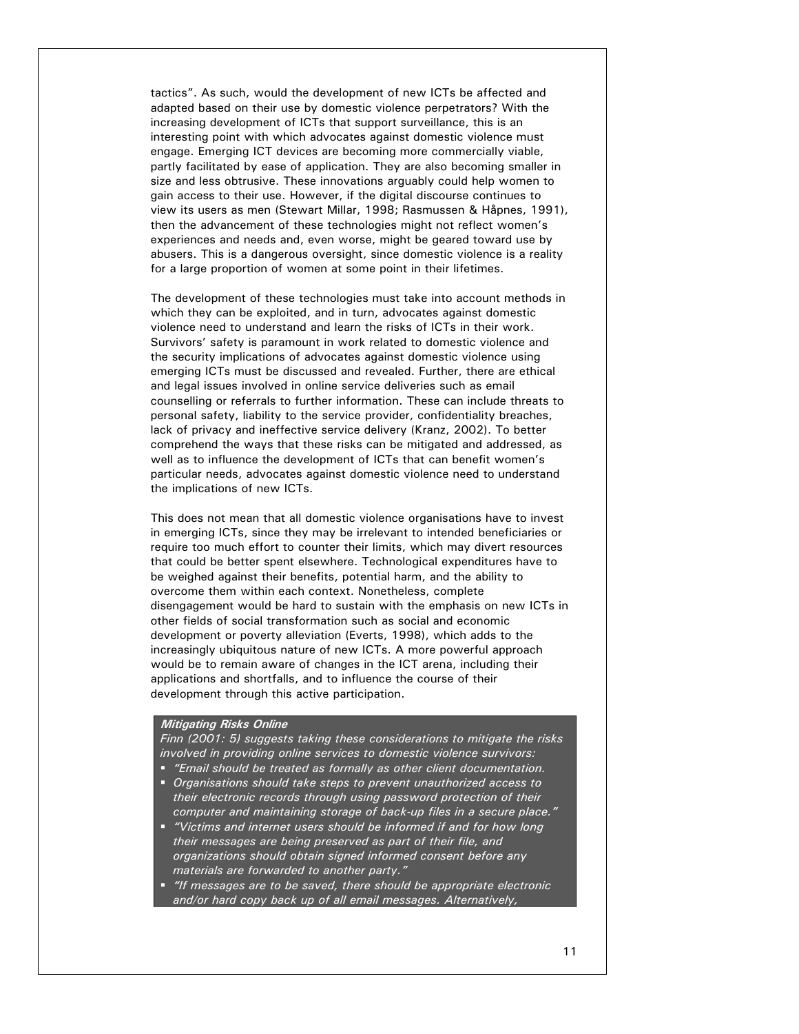tactics". As such, would the development of new ICTs be affected and adapted based on their use by domestic violence perpetrators? With the increasing development of ICTs that support surveillance, this is an interesting point with which advocates against domestic violence must engage. Emerging ICT devices are becoming more commercially viable, partly facilitated by ease of application. They are also becoming smaller in size and less obtrusive. These innovations arguably could help women to gain access to their use. However, if the digital discourse continues to view its users as men (Stewart Millar, 1998; Rasmussen & Håpnes, 1991), then the advancement of these technologies might not reflect women's experiences and needs and, even worse, might be geared toward use by abusers. This is a dangerous oversight, since domestic violence is a reality for a large proportion of women at some point in their lifetimes.

The development of these technologies must take into account methods in which they can be exploited, and in turn, advocates against domestic violence need to understand and learn the risks of ICTs in their work. Survivors' safety is paramount in work related to domestic violence and the security implications of advocates against domestic violence using emerging ICTs must be discussed and revealed. Further, there are ethical and legal issues involved in online service deliveries such as email counselling or referrals to further information. These can include threats to personal safety, liability to the service provider, confidentiality breaches, lack of privacy and ineffective service delivery (Kranz, 2002). To better comprehend the ways that these risks can be mitigated and addressed, as well as to influence the development of ICTs that can benefit women's particular needs, advocates against domestic violence need to understand the implications of new ICTs.

This does not mean that all domestic violence organisations have to invest in emerging ICTs, since they may be irrelevant to intended beneficiaries or require too much effort to counter their limits, which may divert resources that could be better spent elsewhere. Technological expenditures have to be weighed against their benefits, potential harm, and the ability to overcome them within each context. Nonetheless, complete disengagement would be hard to sustain with the emphasis on new ICTs in other fields of social transformation such as social and economic development or poverty alleviation (Everts, 1998), which adds to the increasingly ubiquitous nature of new ICTs. A more powerful approach would be to remain aware of changes in the ICT arena, including their applications and shortfalls, and to influence the course of their development through this active participation.

***Mitigating Risks Online***

*Finn (2001: 5) suggests taking these considerations to mitigate the risks involved in providing online services to domestic violence survivors:*

- *"Email should be treated as formally as other client documentation.*
- *Organisations should take steps to prevent unauthorized access to their electronic records through using password protection of their computer and maintaining storage of back-up files in a secure place."*
- *"Victims and internet users should be informed if and for how long their messages are being preserved as part of their file, and organizations should obtain signed informed consent before any materials are forwarded to another party."*
- *"If messages are to be saved, there should be appropriate electronic and/or hard copy back up of all email messages. Alternatively,*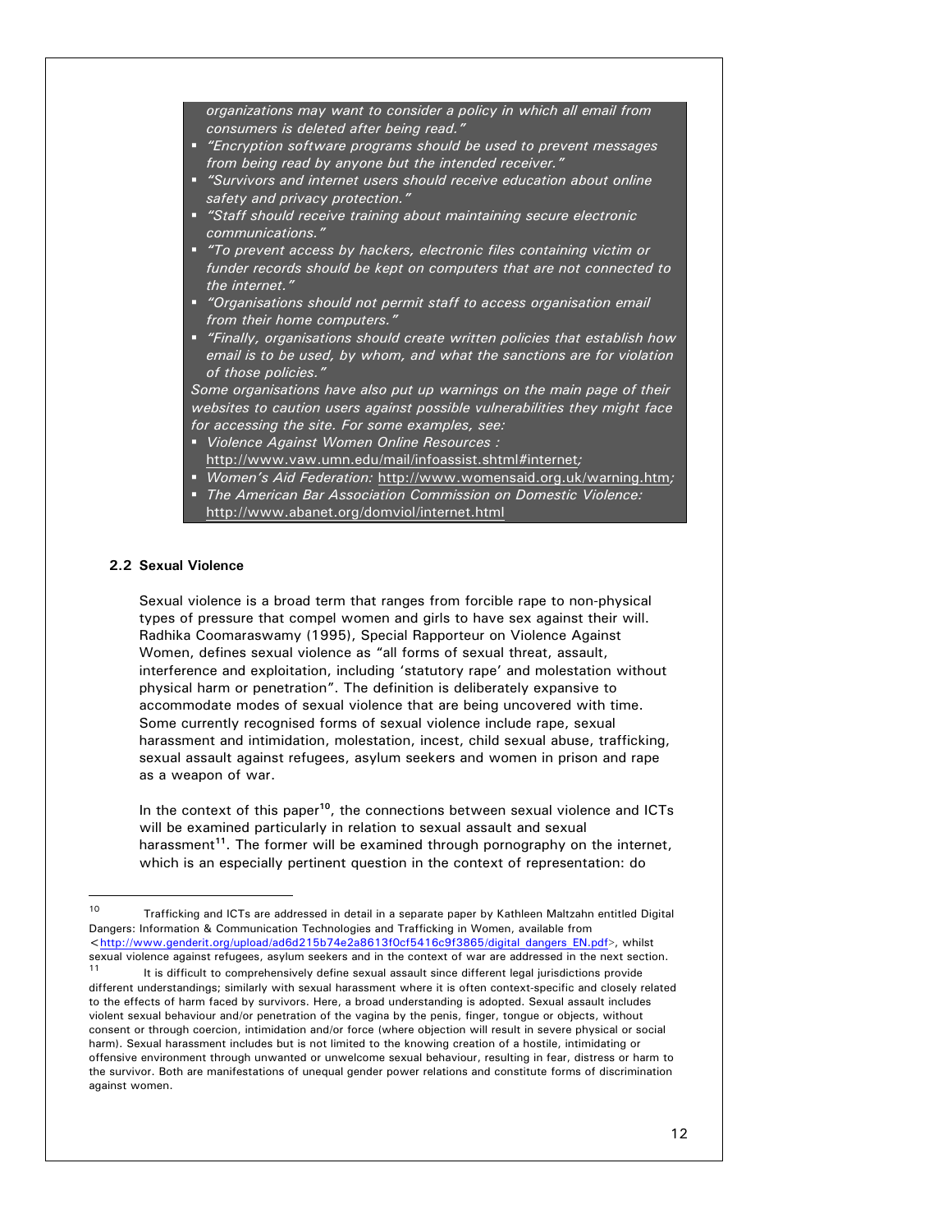*organizations may want to consider a policy in which all email from consumers is deleted after being read."*

- *"Encryption software programs should be used to prevent messages from being read by anyone but the intended receiver."*
- *"Survivors and internet users should receive education about online safety and privacy protection."*
- *"Staff should receive training about maintaining secure electronic communications."*
- *"To prevent access by hackers, electronic files containing victim or funder records should be kept on computers that are not connected to the internet."*
- *"Organisations should not permit staff to access organisation email from their home computers."*
- *"Finally, organisations should create written policies that establish how email is to be used, by whom, and what the sanctions are for violation of those policies."*

*Some organisations have also put up warnings on the main page of their websites to caution users against possible vulnerabilities they might face for accessing the site. For some examples, see:*

- *Violence Against Women Online Resources :* http://www.vaw.umn.edu/mail/infoassist.shtml#internet;
- *Women's Aid Federation:* http://www.womensaid.org.uk/warning.htm;
- *The American Bar Association Commission on Domestic Violence:* http://www.abanet.org/domviol/internet.html

## 2.2 Sexual Violence

Sexual violence is a broad term that ranges from forcible rape to non-physical types of pressure that compel women and girls to have sex against their will. Radhika Coomaraswamy (1995), Special Rapporteur on Violence Against Women, defines sexual violence as "all forms of sexual threat, assault, interference and exploitation, including 'statutory rape' and molestation without physical harm or penetration". The definition is deliberately expansive to accommodate modes of sexual violence that are being uncovered with time. Some currently recognised forms of sexual violence include rape, sexual harassment and intimidation, molestation, incest, child sexual abuse, trafficking, sexual assault against refugees, asylum seekers and women in prison and rape as a weapon of war.

In the context of this paper[10], the connections between sexual violence and ICTs will be examined particularly in relation to sexual assault and sexual harassment[11]. The former will be examined through pornography on the internet, which is an especially pertinent question in the context of representation: do

---

[10] Trafficking and ICTs are addressed in detail in a separate paper by Kathleen Maltzahn entitled Digital Dangers: Information & Communication Technologies and Trafficking in Women, available from <http://www.genderit.org/upload/ad6d215b74e2a8613f0cf5416c9f3865/digital_dangers_EN.pdf>, whilst sexual violence against refugees, asylum seekers and in the context of war are addressed in the next section.

[11] It is difficult to comprehensively define sexual assault since different legal jurisdictions provide different understandings; similarly with sexual harassment where it is often context-specific and closely related to the effects of harm faced by survivors. Here, a broad understanding is adopted. Sexual assault includes violent sexual behaviour and/or penetration of the vagina by the penis, finger, tongue or objects, without consent or through coercion, intimidation and/or force (where objection will result in severe physical or social harm). Sexual harassment includes but is not limited to the knowing creation of a hostile, intimidating or offensive environment through unwanted or unwelcome sexual behaviour, resulting in fear, distress or harm to the survivor. Both are manifestations of unequal gender power relations and constitute forms of discrimination against women.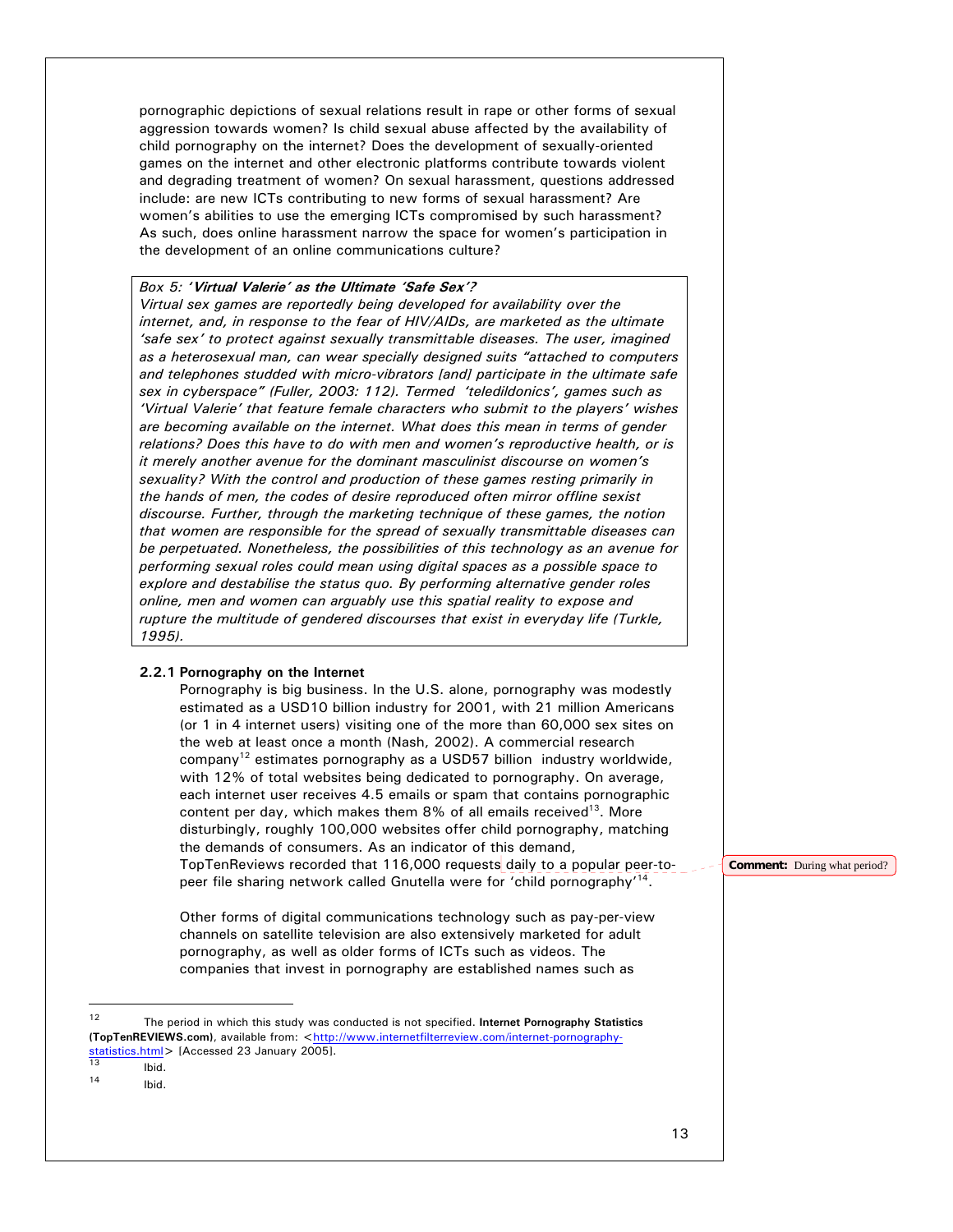pornographic depictions of sexual relations result in rape or other forms of sexual aggression towards women? Is child sexual abuse affected by the availability of child pornography on the internet? Does the development of sexually-oriented games on the internet and other electronic platforms contribute towards violent and degrading treatment of women? On sexual harassment, questions addressed include: are new ICTs contributing to new forms of sexual harassment? Are women's abilities to use the emerging ICTs compromised by such harassment? As such, does online harassment narrow the space for women's participation in the development of an online communications culture?

> *Box 5: '**Virtual Valerie' as the Ultimate 'Safe Sex**'?*
> *Virtual sex games are reportedly being developed for availability over the internet, and, in response to the fear of HIV/AIDs, are marketed as the ultimate 'safe sex' to protect against sexually transmittable diseases. The user, imagined as a heterosexual man, can wear specially designed suits "attached to computers and telephones studded with micro-vibrators [and] participate in the ultimate safe sex in cyberspace" (Fuller, 2003: 112). Termed 'teledildonics', games such as 'Virtual Valerie' that feature female characters who submit to the players' wishes are becoming available on the internet. What does this mean in terms of gender relations? Does this have to do with men and women's reproductive health, or is it merely another avenue for the dominant masculinist discourse on women's sexuality? With the control and production of these games resting primarily in the hands of men, the codes of desire reproduced often mirror offline sexist discourse. Further, through the marketing technique of these games, the notion that women are responsible for the spread of sexually transmittable diseases can be perpetuated. Nonetheless, the possibilities of this technology as an avenue for performing sexual roles could mean using digital spaces as a possible space to explore and destabilise the status quo. By performing alternative gender roles online, men and women can arguably use this spatial reality to expose and rupture the multitude of gendered discourses that exist in everyday life (Turkle, 1995).*

### 2.2.1 Pornography on the Internet

Pornography is big business. In the U.S. alone, pornography was modestly estimated as a USD10 billion industry for 2001, with 21 million Americans (or 1 in 4 internet users) visiting one of the more than 60,000 sex sites on the web at least once a month (Nash, 2002). A commercial research company[12] estimates pornography as a USD57 billion industry worldwide, with 12% of total websites being dedicated to pornography. On average, each internet user receives 4.5 emails or spam that contains pornographic content per day, which makes them 8% of all emails received[13]. More disturbingly, roughly 100,000 websites offer child pornography, matching the demands of consumers. As an indicator of this demand, TopTenReviews recorded that 116,000 requests daily to a popular peer-to-peer file sharing network called Gnutella were for 'child pornography'[14].

**Comment:** During what period?

Other forms of digital communications technology such as pay-per-view channels on satellite television are also extensively marketed for adult pornography, as well as older forms of ICTs such as videos. The companies that invest in pornography are established names such as

---

[12] The period in which this study was conducted is not specified. **Internet Pornography Statistics (TopTenREVIEWS.com)**, available from: <http://www.internetfilterreview.com/internet-pornography-statistics.html> [Accessed 23 January 2005].

[13] Ibid.

[14] Ibid.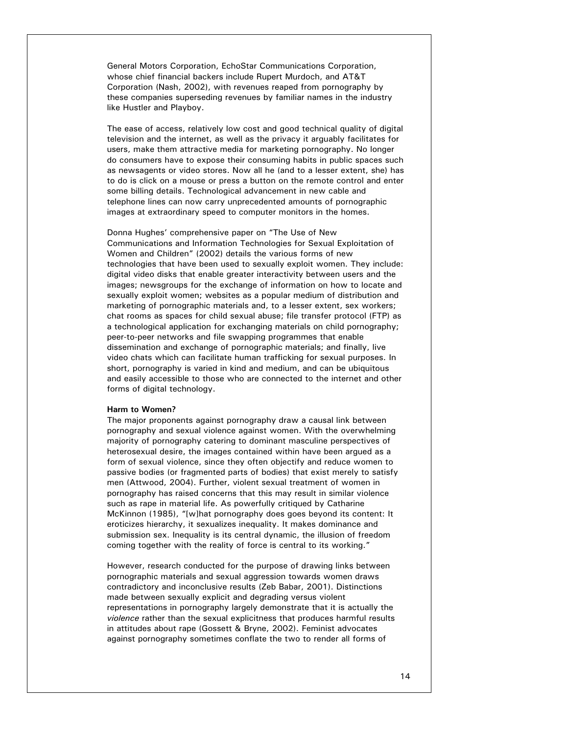General Motors Corporation, EchoStar Communications Corporation, whose chief financial backers include Rupert Murdoch, and AT&T Corporation (Nash, 2002), with revenues reaped from pornography by these companies superseding revenues by familiar names in the industry like Hustler and Playboy.

The ease of access, relatively low cost and good technical quality of digital television and the internet, as well as the privacy it arguably facilitates for users, make them attractive media for marketing pornography. No longer do consumers have to expose their consuming habits in public spaces such as newsagents or video stores. Now all he (and to a lesser extent, she) has to do is click on a mouse or press a button on the remote control and enter some billing details. Technological advancement in new cable and telephone lines can now carry unprecedented amounts of pornographic images at extraordinary speed to computer monitors in the homes.

Donna Hughes' comprehensive paper on "The Use of New Communications and Information Technologies for Sexual Exploitation of Women and Children" (2002) details the various forms of new technologies that have been used to sexually exploit women. They include: digital video disks that enable greater interactivity between users and the images; newsgroups for the exchange of information on how to locate and sexually exploit women; websites as a popular medium of distribution and marketing of pornographic materials and, to a lesser extent, sex workers; chat rooms as spaces for child sexual abuse; file transfer protocol (FTP) as a technological application for exchanging materials on child pornography; peer-to-peer networks and file swapping programmes that enable dissemination and exchange of pornographic materials; and finally, live video chats which can facilitate human trafficking for sexual purposes. In short, pornography is varied in kind and medium, and can be ubiquitous and easily accessible to those who are connected to the internet and other forms of digital technology.

**Harm to Women?**

The major proponents against pornography draw a causal link between pornography and sexual violence against women. With the overwhelming majority of pornography catering to dominant masculine perspectives of heterosexual desire, the images contained within have been argued as a form of sexual violence, since they often objectify and reduce women to passive bodies (or fragmented parts of bodies) that exist merely to satisfy men (Attwood, 2004). Further, violent sexual treatment of women in pornography has raised concerns that this may result in similar violence such as rape in material life. As powerfully critiqued by Catharine McKinnon (1985), "[w]hat pornography does goes beyond its content: It eroticizes hierarchy, it sexualizes inequality. It makes dominance and submission sex. Inequality is its central dynamic, the illusion of freedom coming together with the reality of force is central to its working."

However, research conducted for the purpose of drawing links between pornographic materials and sexual aggression towards women draws contradictory and inconclusive results (Zeb Babar, 2001). Distinctions made between sexually explicit and degrading versus violent representations in pornography largely demonstrate that it is actually the *violence* rather than the sexual explicitness that produces harmful results in attitudes about rape (Gossett & Bryne, 2002). Feminist advocates against pornography sometimes conflate the two to render all forms of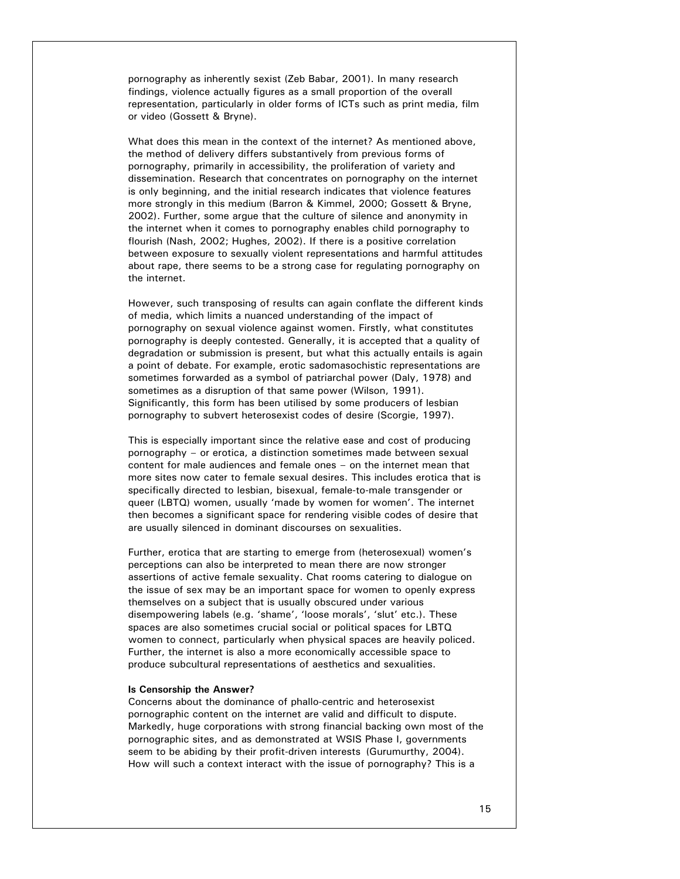pornography as inherently sexist (Zeb Babar, 2001). In many research findings, violence actually figures as a small proportion of the overall representation, particularly in older forms of ICTs such as print media, film or video (Gossett & Bryne).

What does this mean in the context of the internet? As mentioned above, the method of delivery differs substantively from previous forms of pornography, primarily in accessibility, the proliferation of variety and dissemination. Research that concentrates on pornography on the internet is only beginning, and the initial research indicates that violence features more strongly in this medium (Barron & Kimmel, 2000; Gossett & Bryne, 2002). Further, some argue that the culture of silence and anonymity in the internet when it comes to pornography enables child pornography to flourish (Nash, 2002; Hughes, 2002). If there is a positive correlation between exposure to sexually violent representations and harmful attitudes about rape, there seems to be a strong case for regulating pornography on the internet.

However, such transposing of results can again conflate the different kinds of media, which limits a nuanced understanding of the impact of pornography on sexual violence against women. Firstly, what constitutes pornography is deeply contested. Generally, it is accepted that a quality of degradation or submission is present, but what this actually entails is again a point of debate. For example, erotic sadomasochistic representations are sometimes forwarded as a symbol of patriarchal power (Daly, 1978) and sometimes as a disruption of that same power (Wilson, 1991). Significantly, this form has been utilised by some producers of lesbian pornography to subvert heterosexist codes of desire (Scorgie, 1997).

This is especially important since the relative ease and cost of producing pornography – or erotica, a distinction sometimes made between sexual content for male audiences and female ones – on the internet mean that more sites now cater to female sexual desires. This includes erotica that is specifically directed to lesbian, bisexual, female-to-male transgender or queer (LBTQ) women, usually 'made by women for women'. The internet then becomes a significant space for rendering visible codes of desire that are usually silenced in dominant discourses on sexualities.

Further, erotica that are starting to emerge from (heterosexual) women's perceptions can also be interpreted to mean there are now stronger assertions of active female sexuality. Chat rooms catering to dialogue on the issue of sex may be an important space for women to openly express themselves on a subject that is usually obscured under various disempowering labels (e.g. 'shame', 'loose morals', 'slut' etc.). These spaces are also sometimes crucial social or political spaces for LBTQ women to connect, particularly when physical spaces are heavily policed. Further, the internet is also a more economically accessible space to produce subcultural representations of aesthetics and sexualities.

**Is Censorship the Answer?**

Concerns about the dominance of phallo-centric and heterosexist pornographic content on the internet are valid and difficult to dispute. Markedly, huge corporations with strong financial backing own most of the pornographic sites, and as demonstrated at WSIS Phase I, governments seem to be abiding by their profit-driven interests (Gurumurthy, 2004). How will such a context interact with the issue of pornography? This is a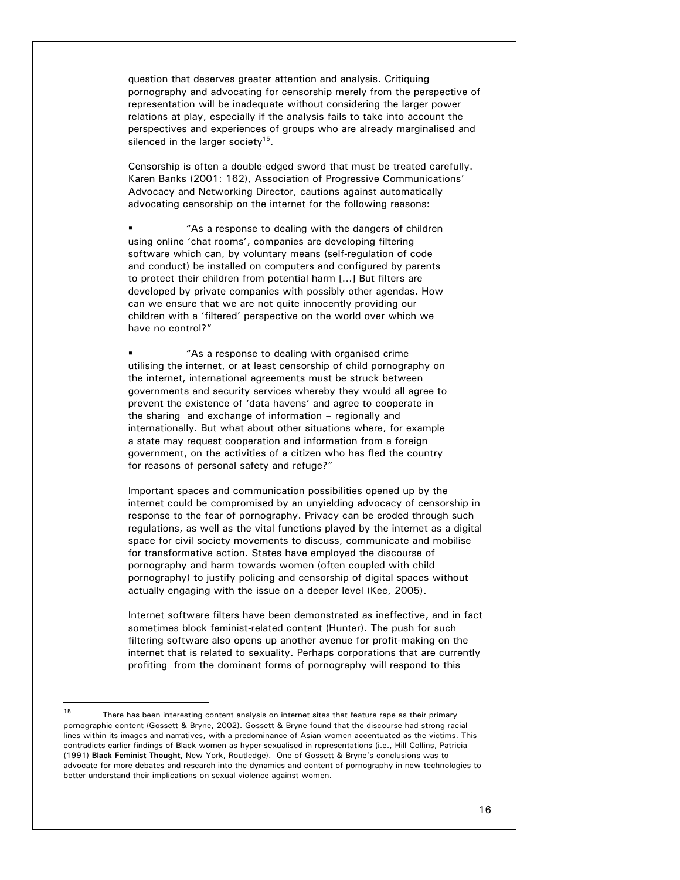question that deserves greater attention and analysis. Critiquing pornography and advocating for censorship merely from the perspective of representation will be inadequate without considering the larger power relations at play, especially if the analysis fails to take into account the perspectives and experiences of groups who are already marginalised and silenced in the larger society[15].

Censorship is often a double-edged sword that must be treated carefully. Karen Banks (2001: 162), Association of Progressive Communications' Advocacy and Networking Director, cautions against automatically advocating censorship on the internet for the following reasons:

- "As a response to dealing with the dangers of children using online 'chat rooms', companies are developing filtering software which can, by voluntary means (self-regulation of code and conduct) be installed on computers and configured by parents to protect their children from potential harm [...] But filters are developed by private companies with possibly other agendas. How can we ensure that we are not quite innocently providing our children with a 'filtered' perspective on the world over which we have no control?"

- "As a response to dealing with organised crime utilising the internet, or at least censorship of child pornography on the internet, international agreements must be struck between governments and security services whereby they would all agree to prevent the existence of 'data havens' and agree to cooperate in the sharing and exchange of information – regionally and internationally. But what about other situations where, for example a state may request cooperation and information from a foreign government, on the activities of a citizen who has fled the country for reasons of personal safety and refuge?"

Important spaces and communication possibilities opened up by the internet could be compromised by an unyielding advocacy of censorship in response to the fear of pornography. Privacy can be eroded through such regulations, as well as the vital functions played by the internet as a digital space for civil society movements to discuss, communicate and mobilise for transformative action. States have employed the discourse of pornography and harm towards women (often coupled with child pornography) to justify policing and censorship of digital spaces without actually engaging with the issue on a deeper level (Kee, 2005).

Internet software filters have been demonstrated as ineffective, and in fact sometimes block feminist-related content (Hunter). The push for such filtering software also opens up another avenue for profit-making on the internet that is related to sexuality. Perhaps corporations that are currently profiting from the dominant forms of pornography will respond to this

---

[15] There has been interesting content analysis on internet sites that feature rape as their primary pornographic content (Gossett & Bryne, 2002). Gossett & Bryne found that the discourse had strong racial lines within its images and narratives, with a predominance of Asian women accentuated as the victims. This contradicts earlier findings of Black women as hyper-sexualised in representations (i.e., Hill Collins, Patricia (1991) **Black Feminist Thought**, New York, Routledge). One of Gossett & Bryne's conclusions was to advocate for more debates and research into the dynamics and content of pornography in new technologies to better understand their implications on sexual violence against women.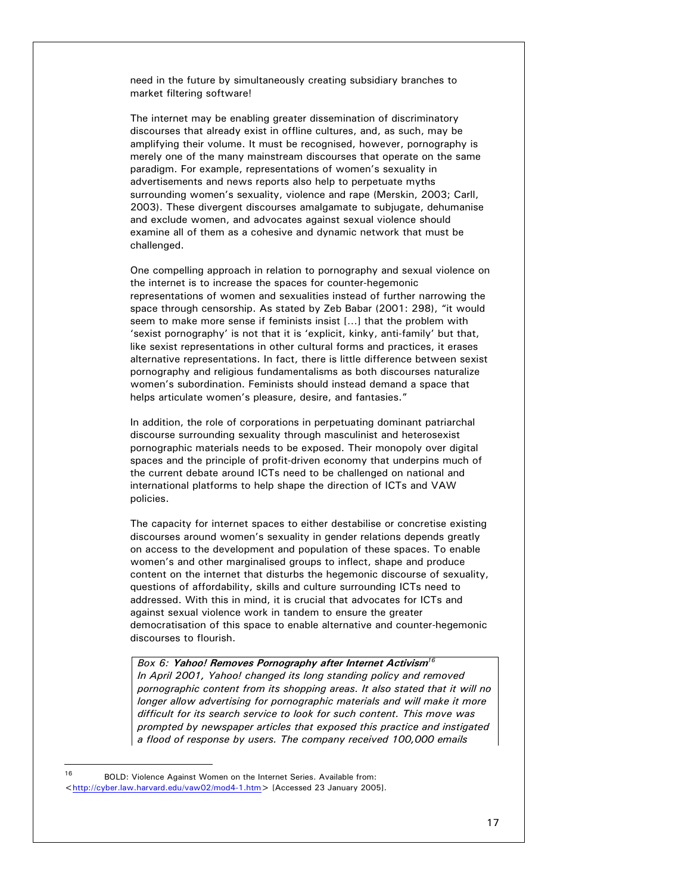need in the future by simultaneously creating subsidiary branches to market filtering software!

The internet may be enabling greater dissemination of discriminatory discourses that already exist in offline cultures, and, as such, may be amplifying their volume. It must be recognised, however, pornography is merely one of the many mainstream discourses that operate on the same paradigm. For example, representations of women's sexuality in advertisements and news reports also help to perpetuate myths surrounding women's sexuality, violence and rape (Merskin, 2003; Carll, 2003). These divergent discourses amalgamate to subjugate, dehumanise and exclude women, and advocates against sexual violence should examine all of them as a cohesive and dynamic network that must be challenged.

One compelling approach in relation to pornography and sexual violence on the internet is to increase the spaces for counter-hegemonic representations of women and sexualities instead of further narrowing the space through censorship. As stated by Zeb Babar (2001: 298), "it would seem to make more sense if feminists insist […] that the problem with 'sexist pornography' is not that it is 'explicit, kinky, anti-family' but that, like sexist representations in other cultural forms and practices, it erases alternative representations. In fact, there is little difference between sexist pornography and religious fundamentalisms as both discourses naturalize women's subordination. Feminists should instead demand a space that helps articulate women's pleasure, desire, and fantasies."

In addition, the role of corporations in perpetuating dominant patriarchal discourse surrounding sexuality through masculinist and heterosexist pornographic materials needs to be exposed. Their monopoly over digital spaces and the principle of profit-driven economy that underpins much of the current debate around ICTs need to be challenged on national and international platforms to help shape the direction of ICTs and VAW policies.

The capacity for internet spaces to either destabilise or concretise existing discourses around women's sexuality in gender relations depends greatly on access to the development and population of these spaces. To enable women's and other marginalised groups to inflect, shape and produce content on the internet that disturbs the hegemonic discourse of sexuality, questions of affordability, skills and culture surrounding ICTs need to addressed. With this in mind, it is crucial that advocates for ICTs and against sexual violence work in tandem to ensure the greater democratisation of this space to enable alternative and counter-hegemonic discourses to flourish.

*Box 6:* ***Yahoo! Removes Pornography after Internet Activism***[16]
*In April 2001, Yahoo! changed its long standing policy and removed pornographic content from its shopping areas. It also stated that it will no longer allow advertising for pornographic materials and will make it more difficult for its search service to look for such content. This move was prompted by newspaper articles that exposed this practice and instigated a flood of response by users. The company received 100,000 emails*

---

[16] BOLD: Violence Against Women on the Internet Series. Available from: <http://cyber.law.harvard.edu/vaw02/mod4-1.htm> [Accessed 23 January 2005].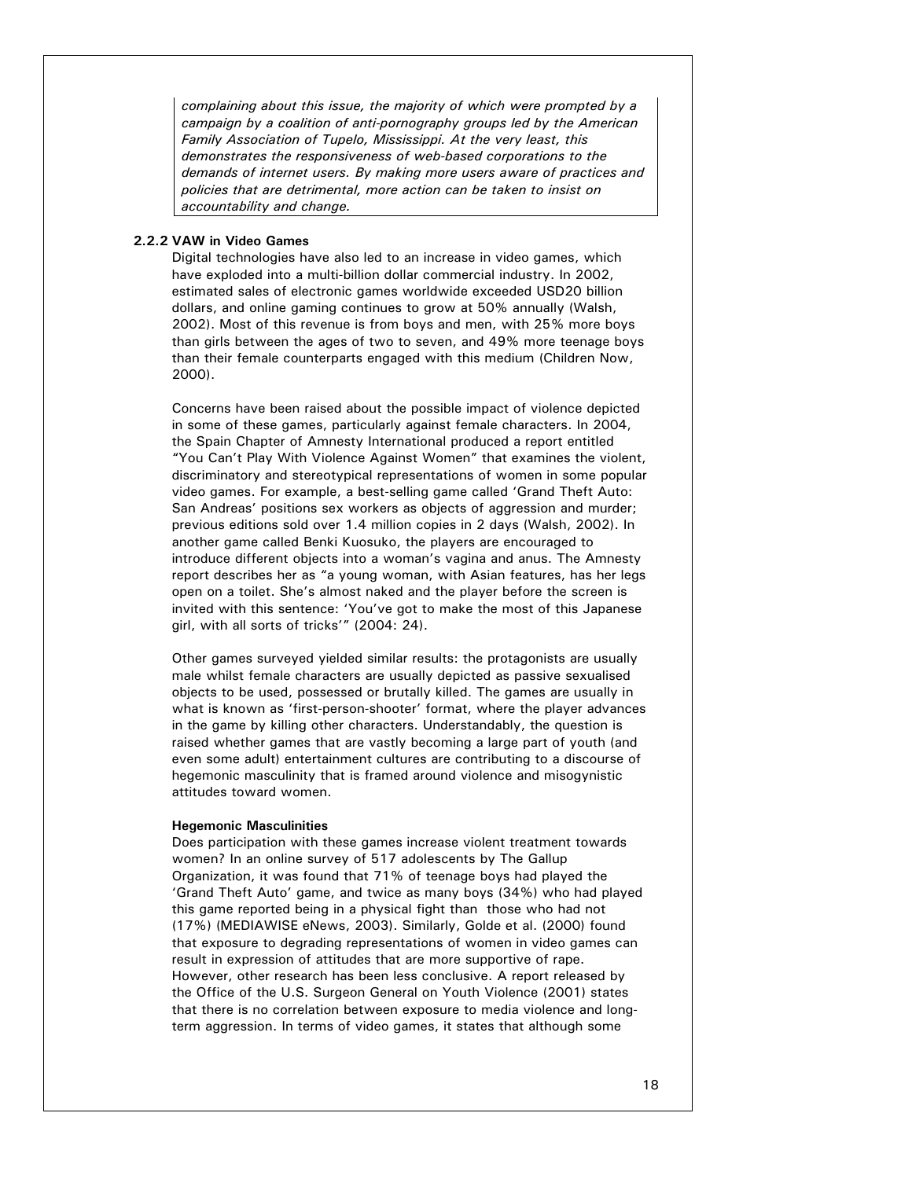*complaining about this issue, the majority of which were prompted by a campaign by a coalition of anti-pornography groups led by the American Family Association of Tupelo, Mississippi. At the very least, this demonstrates the responsiveness of web-based corporations to the demands of internet users. By making more users aware of practices and policies that are detrimental, more action can be taken to insist on accountability and change.*

### 2.2.2 VAW in Video Games

Digital technologies have also led to an increase in video games, which have exploded into a multi-billion dollar commercial industry. In 2002, estimated sales of electronic games worldwide exceeded USD20 billion dollars, and online gaming continues to grow at 50% annually (Walsh, 2002). Most of this revenue is from boys and men, with 25% more boys than girls between the ages of two to seven, and 49% more teenage boys than their female counterparts engaged with this medium (Children Now, 2000).

Concerns have been raised about the possible impact of violence depicted in some of these games, particularly against female characters. In 2004, the Spain Chapter of Amnesty International produced a report entitled "You Can't Play With Violence Against Women" that examines the violent, discriminatory and stereotypical representations of women in some popular video games. For example, a best-selling game called 'Grand Theft Auto: San Andreas' positions sex workers as objects of aggression and murder; previous editions sold over 1.4 million copies in 2 days (Walsh, 2002). In another game called Benki Kuosuko, the players are encouraged to introduce different objects into a woman's vagina and anus. The Amnesty report describes her as "a young woman, with Asian features, has her legs open on a toilet. She's almost naked and the player before the screen is invited with this sentence: 'You've got to make the most of this Japanese girl, with all sorts of tricks'" (2004: 24).

Other games surveyed yielded similar results: the protagonists are usually male whilst female characters are usually depicted as passive sexualised objects to be used, possessed or brutally killed. The games are usually in what is known as 'first-person-shooter' format, where the player advances in the game by killing other characters. Understandably, the question is raised whether games that are vastly becoming a large part of youth (and even some adult) entertainment cultures are contributing to a discourse of hegemonic masculinity that is framed around violence and misogynistic attitudes toward women.

**Hegemonic Masculinities**

Does participation with these games increase violent treatment towards women? In an online survey of 517 adolescents by The Gallup Organization, it was found that 71% of teenage boys had played the 'Grand Theft Auto' game, and twice as many boys (34%) who had played this game reported being in a physical fight than those who had not (17%) (MEDIAWISE eNews, 2003). Similarly, Golde et al. (2000) found that exposure to degrading representations of women in video games can result in expression of attitudes that are more supportive of rape. However, other research has been less conclusive. A report released by the Office of the U.S. Surgeon General on Youth Violence (2001) states that there is no correlation between exposure to media violence and long-term aggression. In terms of video games, it states that although some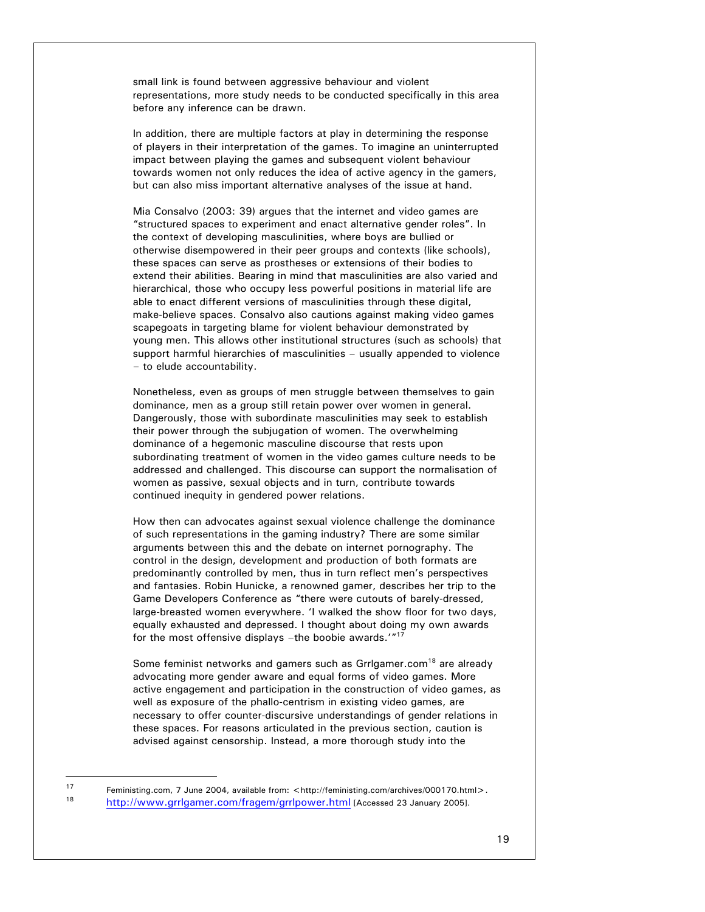small link is found between aggressive behaviour and violent representations, more study needs to be conducted specifically in this area before any inference can be drawn.

In addition, there are multiple factors at play in determining the response of players in their interpretation of the games. To imagine an uninterrupted impact between playing the games and subsequent violent behaviour towards women not only reduces the idea of active agency in the gamers, but can also miss important alternative analyses of the issue at hand.

Mia Consalvo (2003: 39) argues that the internet and video games are "structured spaces to experiment and enact alternative gender roles". In the context of developing masculinities, where boys are bullied or otherwise disempowered in their peer groups and contexts (like schools), these spaces can serve as prostheses or extensions of their bodies to extend their abilities. Bearing in mind that masculinities are also varied and hierarchical, those who occupy less powerful positions in material life are able to enact different versions of masculinities through these digital, make-believe spaces. Consalvo also cautions against making video games scapegoats in targeting blame for violent behaviour demonstrated by young men. This allows other institutional structures (such as schools) that support harmful hierarchies of masculinities – usually appended to violence – to elude accountability.

Nonetheless, even as groups of men struggle between themselves to gain dominance, men as a group still retain power over women in general. Dangerously, those with subordinate masculinities may seek to establish their power through the subjugation of women. The overwhelming dominance of a hegemonic masculine discourse that rests upon subordinating treatment of women in the video games culture needs to be addressed and challenged. This discourse can support the normalisation of women as passive, sexual objects and in turn, contribute towards continued inequity in gendered power relations.

How then can advocates against sexual violence challenge the dominance of such representations in the gaming industry? There are some similar arguments between this and the debate on internet pornography. The control in the design, development and production of both formats are predominantly controlled by men, thus in turn reflect men's perspectives and fantasies. Robin Hunicke, a renowned gamer, describes her trip to the Game Developers Conference as "there were cutouts of barely-dressed, large-breasted women everywhere. 'I walked the show floor for two days, equally exhausted and depressed. I thought about doing my own awards for the most offensive displays –the boobie awards.'"[17]

Some feminist networks and gamers such as Grrlgamer.com[18] are already advocating more gender aware and equal forms of video games. More active engagement and participation in the construction of video games, as well as exposure of the phallo-centrism in existing video games, are necessary to offer counter-discursive understandings of gender relations in these spaces. For reasons articulated in the previous section, caution is advised against censorship. Instead, a more thorough study into the

---

[17] Feministing.com, 7 June 2004, available from: <http://feministing.com/archives/000170.html>.

[18] http://www.grrlgamer.com/fragem/grrlpower.html [Accessed 23 January 2005].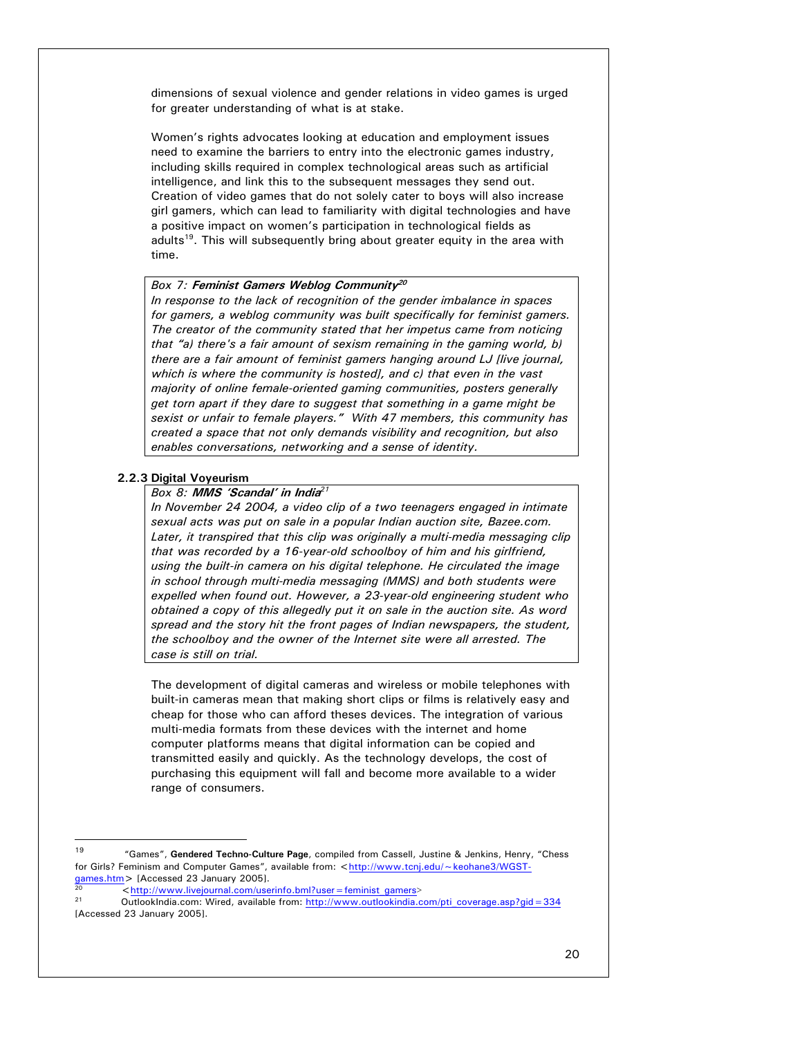dimensions of sexual violence and gender relations in video games is urged for greater understanding of what is at stake.

Women's rights advocates looking at education and employment issues need to examine the barriers to entry into the electronic games industry, including skills required in complex technological areas such as artificial intelligence, and link this to the subsequent messages they send out. Creation of video games that do not solely cater to boys will also increase girl gamers, which can lead to familiarity with digital technologies and have a positive impact on women's participation in technological fields as adults[19]. This will subsequently bring about greater equity in the area with time.

> *Box 7: **Feminist Gamers Weblog Community**[20]*
> *In response to the lack of recognition of the gender imbalance in spaces for gamers, a weblog community was built specifically for feminist gamers. The creator of the community stated that her impetus came from noticing that "a) there's a fair amount of sexism remaining in the gaming world, b) there are a fair amount of feminist gamers hanging around LJ [live journal, which is where the community is hosted], and c) that even in the vast majority of online female-oriented gaming communities, posters generally get torn apart if they dare to suggest that something in a game might be sexist or unfair to female players." With 47 members, this community has created a space that not only demands visibility and recognition, but also enables conversations, networking and a sense of identity.*

### 2.2.3 Digital Voyeurism

> *Box 8: **MMS 'Scandal' in India**[21]*
> *In November 24 2004, a video clip of a two teenagers engaged in intimate sexual acts was put on sale in a popular Indian auction site, Bazee.com. Later, it transpired that this clip was originally a multi-media messaging clip that was recorded by a 16-year-old schoolboy of him and his girlfriend, using the built-in camera on his digital telephone. He circulated the image in school through multi-media messaging (MMS) and both students were expelled when found out. However, a 23-year-old engineering student who obtained a copy of this allegedly put it on sale in the auction site. As word spread and the story hit the front pages of Indian newspapers, the student, the schoolboy and the owner of the Internet site were all arrested. The case is still on trial.*

The development of digital cameras and wireless or mobile telephones with built-in cameras mean that making short clips or films is relatively easy and cheap for those who can afford theses devices. The integration of various multi-media formats from these devices with the internet and home computer platforms means that digital information can be copied and transmitted easily and quickly. As the technology develops, the cost of purchasing this equipment will fall and become more available to a wider range of consumers.

---

[19] "Games", **Gendered Techno-Culture Page**, compiled from Cassell, Justine & Jenkins, Henry, "Chess for Girls? Feminism and Computer Games", available from: <http://www.tcnj.edu/~keohane3/WGST-games.htm> [Accessed 23 January 2005].

[20] <http://www.livejournal.com/userinfo.bml?user=feminist_gamers>

[21] OutlookIndia.com: Wired, available from: http://www.outlookindia.com/pti_coverage.asp?gid=334 [Accessed 23 January 2005].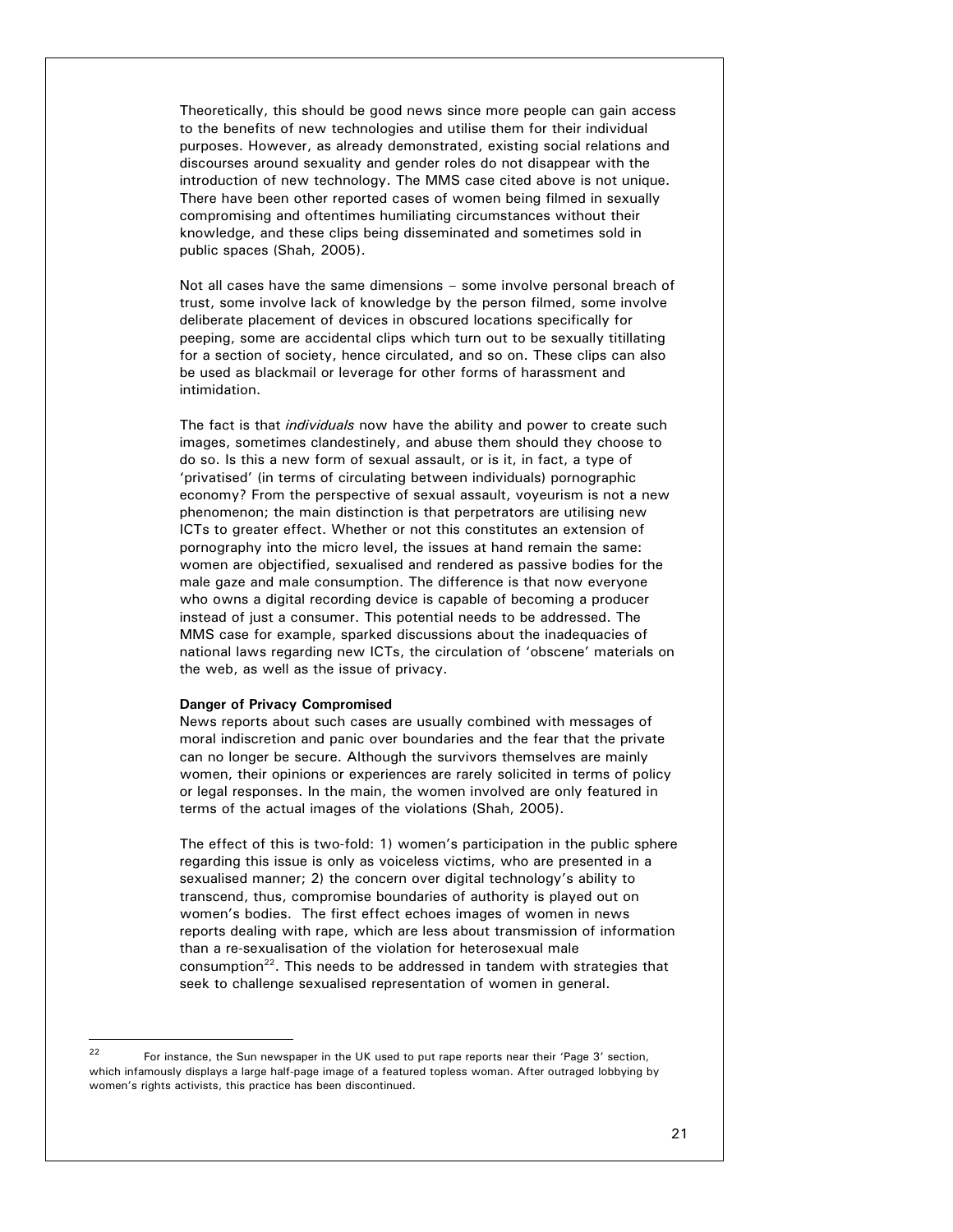Theoretically, this should be good news since more people can gain access to the benefits of new technologies and utilise them for their individual purposes. However, as already demonstrated, existing social relations and discourses around sexuality and gender roles do not disappear with the introduction of new technology. The MMS case cited above is not unique. There have been other reported cases of women being filmed in sexually compromising and oftentimes humiliating circumstances without their knowledge, and these clips being disseminated and sometimes sold in public spaces (Shah, 2005).

Not all cases have the same dimensions – some involve personal breach of trust, some involve lack of knowledge by the person filmed, some involve deliberate placement of devices in obscured locations specifically for peeping, some are accidental clips which turn out to be sexually titillating for a section of society, hence circulated, and so on. These clips can also be used as blackmail or leverage for other forms of harassment and intimidation.

The fact is that *individuals* now have the ability and power to create such images, sometimes clandestinely, and abuse them should they choose to do so. Is this a new form of sexual assault, or is it, in fact, a type of 'privatised' (in terms of circulating between individuals) pornographic economy? From the perspective of sexual assault, voyeurism is not a new phenomenon; the main distinction is that perpetrators are utilising new ICTs to greater effect. Whether or not this constitutes an extension of pornography into the micro level, the issues at hand remain the same: women are objectified, sexualised and rendered as passive bodies for the male gaze and male consumption. The difference is that now everyone who owns a digital recording device is capable of becoming a producer instead of just a consumer. This potential needs to be addressed. The MMS case for example, sparked discussions about the inadequacies of national laws regarding new ICTs, the circulation of 'obscene' materials on the web, as well as the issue of privacy.

**Danger of Privacy Compromised**

News reports about such cases are usually combined with messages of moral indiscretion and panic over boundaries and the fear that the private can no longer be secure. Although the survivors themselves are mainly women, their opinions or experiences are rarely solicited in terms of policy or legal responses. In the main, the women involved are only featured in terms of the actual images of the violations (Shah, 2005).

The effect of this is two-fold: 1) women's participation in the public sphere regarding this issue is only as voiceless victims, who are presented in a sexualised manner; 2) the concern over digital technology's ability to transcend, thus, compromise boundaries of authority is played out on women's bodies. The first effect echoes images of women in news reports dealing with rape, which are less about transmission of information than a re-sexualisation of the violation for heterosexual male consumption[22]. This needs to be addressed in tandem with strategies that seek to challenge sexualised representation of women in general.

---

[22] For instance, the Sun newspaper in the UK used to put rape reports near their 'Page 3' section, which infamously displays a large half-page image of a featured topless woman. After outraged lobbying by women's rights activists, this practice has been discontinued.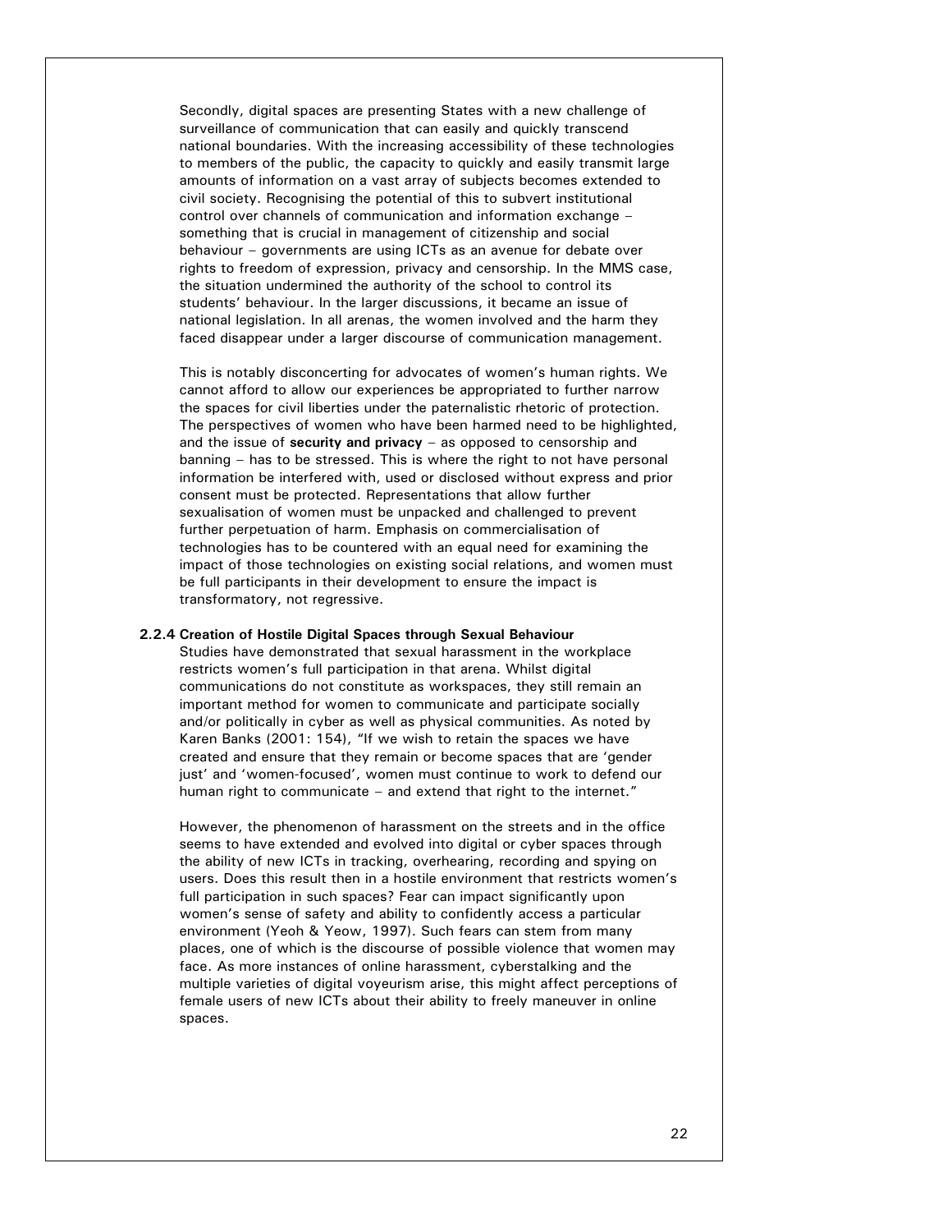Secondly, digital spaces are presenting States with a new challenge of surveillance of communication that can easily and quickly transcend national boundaries. With the increasing accessibility of these technologies to members of the public, the capacity to quickly and easily transmit large amounts of information on a vast array of subjects becomes extended to civil society. Recognising the potential of this to subvert institutional control over channels of communication and information exchange – something that is crucial in management of citizenship and social behaviour – governments are using ICTs as an avenue for debate over rights to freedom of expression, privacy and censorship. In the MMS case, the situation undermined the authority of the school to control its students' behaviour. In the larger discussions, it became an issue of national legislation. In all arenas, the women involved and the harm they faced disappear under a larger discourse of communication management.

This is notably disconcerting for advocates of women's human rights. We cannot afford to allow our experiences be appropriated to further narrow the spaces for civil liberties under the paternalistic rhetoric of protection. The perspectives of women who have been harmed need to be highlighted, and the issue of **security and privacy** – as opposed to censorship and banning – has to be stressed. This is where the right to not have personal information be interfered with, used or disclosed without express and prior consent must be protected. Representations that allow further sexualisation of women must be unpacked and challenged to prevent further perpetuation of harm. Emphasis on commercialisation of technologies has to be countered with an equal need for examining the impact of those technologies on existing social relations, and women must be full participants in their development to ensure the impact is transformatory, not regressive.

#### 2.2.4 Creation of Hostile Digital Spaces through Sexual Behaviour

Studies have demonstrated that sexual harassment in the workplace restricts women's full participation in that arena. Whilst digital communications do not constitute as workspaces, they still remain an important method for women to communicate and participate socially and/or politically in cyber as well as physical communities. As noted by Karen Banks (2001: 154), "If we wish to retain the spaces we have created and ensure that they remain or become spaces that are 'gender just' and 'women-focused', women must continue to work to defend our human right to communicate – and extend that right to the internet."

However, the phenomenon of harassment on the streets and in the office seems to have extended and evolved into digital or cyber spaces through the ability of new ICTs in tracking, overhearing, recording and spying on users. Does this result then in a hostile environment that restricts women's full participation in such spaces? Fear can impact significantly upon women's sense of safety and ability to confidently access a particular environment (Yeoh & Yeow, 1997). Such fears can stem from many places, one of which is the discourse of possible violence that women may face. As more instances of online harassment, cyberstalking and the multiple varieties of digital voyeurism arise, this might affect perceptions of female users of new ICTs about their ability to freely maneuver in online spaces.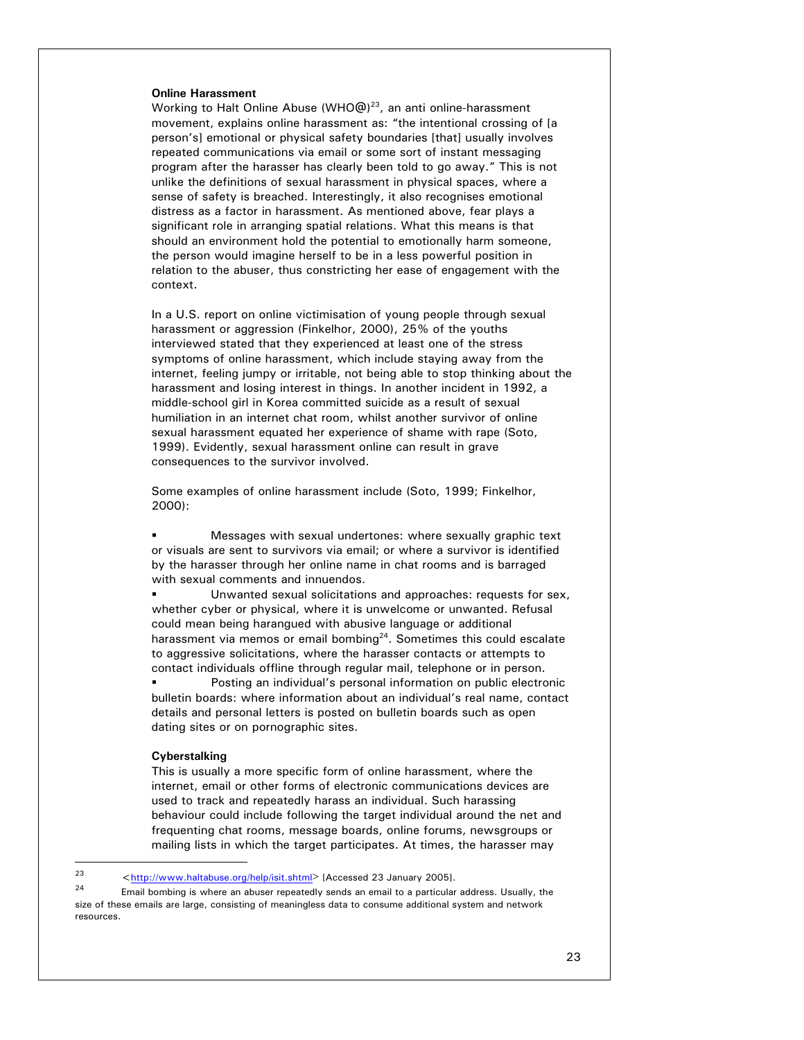**Online Harassment**

Working to Halt Online Abuse (WHO@)[23], an anti online-harassment movement, explains online harassment as: "the intentional crossing of [a person's] emotional or physical safety boundaries [that] usually involves repeated communications via email or some sort of instant messaging program after the harasser has clearly been told to go away." This is not unlike the definitions of sexual harassment in physical spaces, where a sense of safety is breached. Interestingly, it also recognises emotional distress as a factor in harassment. As mentioned above, fear plays a significant role in arranging spatial relations. What this means is that should an environment hold the potential to emotionally harm someone, the person would imagine herself to be in a less powerful position in relation to the abuser, thus constricting her ease of engagement with the context.

In a U.S. report on online victimisation of young people through sexual harassment or aggression (Finkelhor, 2000), 25% of the youths interviewed stated that they experienced at least one of the stress symptoms of online harassment, which include staying away from the internet, feeling jumpy or irritable, not being able to stop thinking about the harassment and losing interest in things. In another incident in 1992, a middle-school girl in Korea committed suicide as a result of sexual humiliation in an internet chat room, whilst another survivor of online sexual harassment equated her experience of shame with rape (Soto, 1999). Evidently, sexual harassment online can result in grave consequences to the survivor involved.

Some examples of online harassment include (Soto, 1999; Finkelhor, 2000):

- Messages with sexual undertones: where sexually graphic text or visuals are sent to survivors via email; or where a survivor is identified by the harasser through her online name in chat rooms and is barraged with sexual comments and innuendos.
- Unwanted sexual solicitations and approaches: requests for sex, whether cyber or physical, where it is unwelcome or unwanted. Refusal could mean being harangued with abusive language or additional harassment via memos or email bombing[24]. Sometimes this could escalate to aggressive solicitations, where the harasser contacts or attempts to contact individuals offline through regular mail, telephone or in person.
- Posting an individual's personal information on public electronic bulletin boards: where information about an individual's real name, contact details and personal letters is posted on bulletin boards such as open dating sites or on pornographic sites.

**Cyberstalking**

This is usually a more specific form of online harassment, where the internet, email or other forms of electronic communications devices are used to track and repeatedly harass an individual. Such harassing behaviour could include following the target individual around the net and frequenting chat rooms, message boards, online forums, newsgroups or mailing lists in which the target participates. At times, the harasser may

---

[23] <http://www.haltabuse.org/help/isit.shtml> [Accessed 23 January 2005].

[24] Email bombing is where an abuser repeatedly sends an email to a particular address. Usually, the size of these emails are large, consisting of meaningless data to consume additional system and network resources.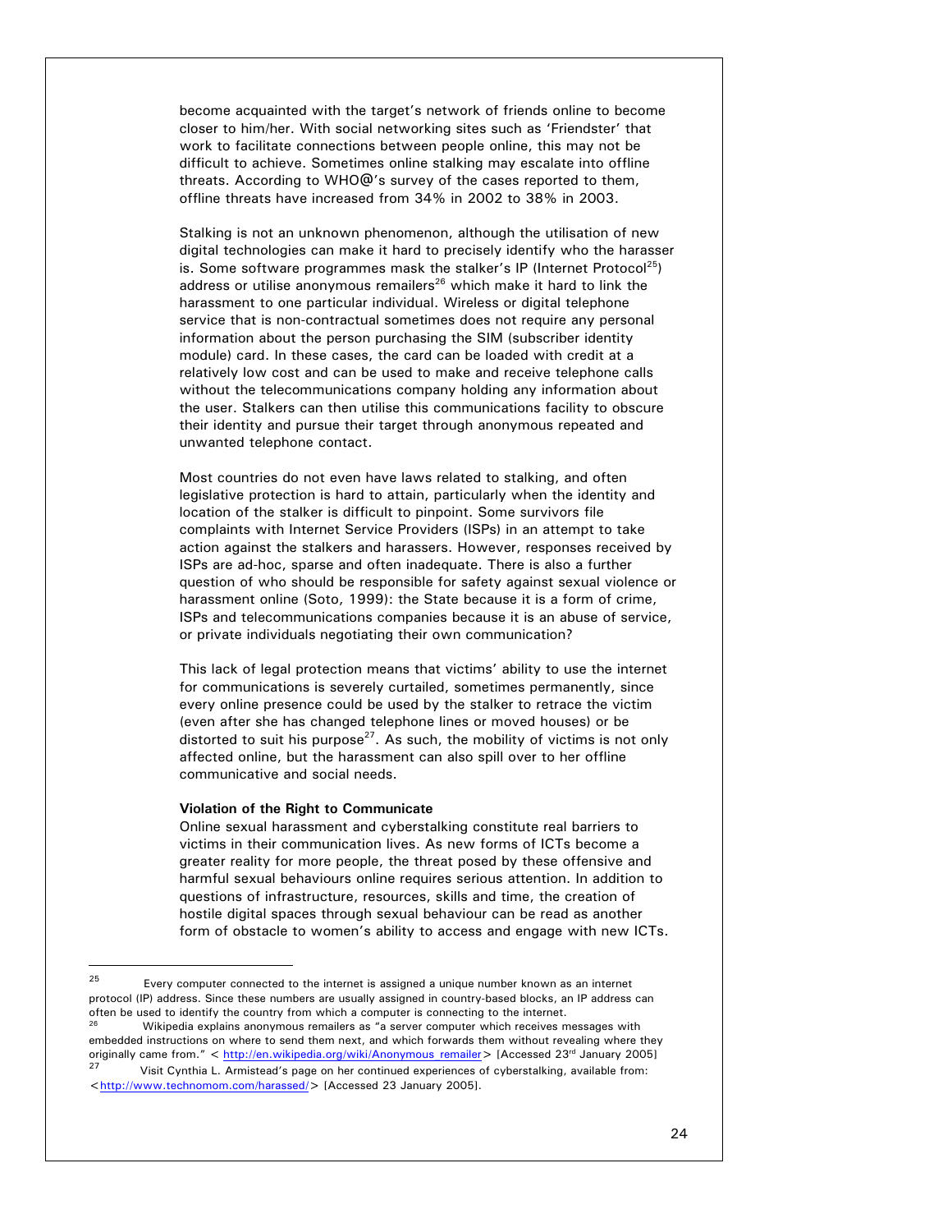become acquainted with the target's network of friends online to become closer to him/her. With social networking sites such as 'Friendster' that work to facilitate connections between people online, this may not be difficult to achieve. Sometimes online stalking may escalate into offline threats. According to WHO@'s survey of the cases reported to them, offline threats have increased from 34% in 2002 to 38% in 2003.

Stalking is not an unknown phenomenon, although the utilisation of new digital technologies can make it hard to precisely identify who the harasser is. Some software programmes mask the stalker's IP (Internet Protocol[25]) address or utilise anonymous remailers[26] which make it hard to link the harassment to one particular individual. Wireless or digital telephone service that is non-contractual sometimes does not require any personal information about the person purchasing the SIM (subscriber identity module) card. In these cases, the card can be loaded with credit at a relatively low cost and can be used to make and receive telephone calls without the telecommunications company holding any information about the user. Stalkers can then utilise this communications facility to obscure their identity and pursue their target through anonymous repeated and unwanted telephone contact.

Most countries do not even have laws related to stalking, and often legislative protection is hard to attain, particularly when the identity and location of the stalker is difficult to pinpoint. Some survivors file complaints with Internet Service Providers (ISPs) in an attempt to take action against the stalkers and harassers. However, responses received by ISPs are ad-hoc, sparse and often inadequate. There is also a further question of who should be responsible for safety against sexual violence or harassment online (Soto, 1999): the State because it is a form of crime, ISPs and telecommunications companies because it is an abuse of service, or private individuals negotiating their own communication?

This lack of legal protection means that victims' ability to use the internet for communications is severely curtailed, sometimes permanently, since every online presence could be used by the stalker to retrace the victim (even after she has changed telephone lines or moved houses) or be distorted to suit his purpose[27]. As such, the mobility of victims is not only affected online, but the harassment can also spill over to her offline communicative and social needs.

**Violation of the Right to Communicate**

Online sexual harassment and cyberstalking constitute real barriers to victims in their communication lives. As new forms of ICTs become a greater reality for more people, the threat posed by these offensive and harmful sexual behaviours online requires serious attention. In addition to questions of infrastructure, resources, skills and time, the creation of hostile digital spaces through sexual behaviour can be read as another form of obstacle to women's ability to access and engage with new ICTs.

---

[25] Every computer connected to the internet is assigned a unique number known as an internet protocol (IP) address. Since these numbers are usually assigned in country-based blocks, an IP address can often be used to identify the country from which a computer is connecting to the internet.

[26] Wikipedia explains anonymous remailers as "a server computer which receives messages with embedded instructions on where to send them next, and which forwards them without revealing where they originally came from." < http://en.wikipedia.org/wiki/Anonymous_remailer > [Accessed 23rd January 2005]

[27] Visit Cynthia L. Armistead's page on her continued experiences of cyberstalking, available from: <http://www.technomom.com/harassed/> [Accessed 23 January 2005].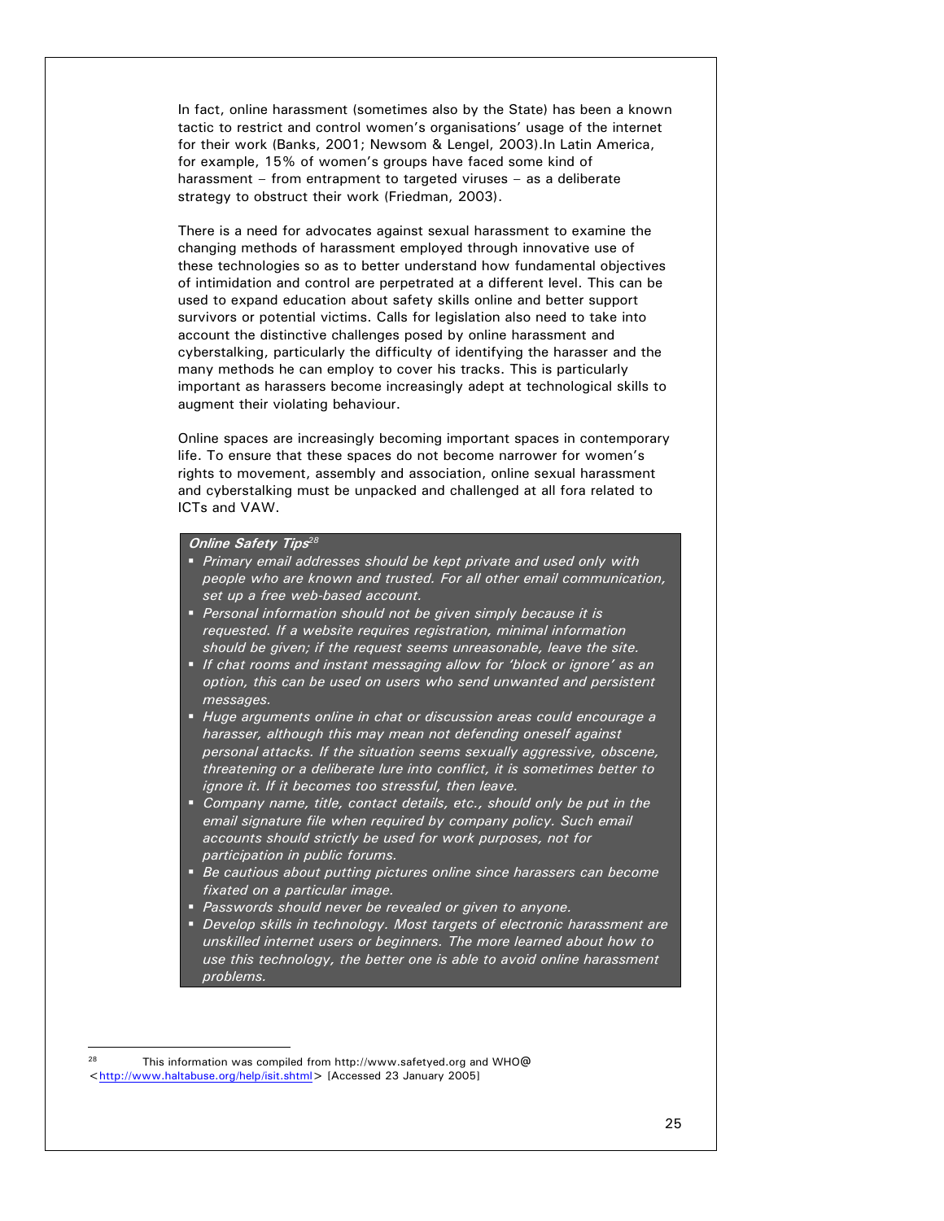In fact, online harassment (sometimes also by the State) has been a known tactic to restrict and control women's organisations' usage of the internet for their work (Banks, 2001; Newsom & Lengel, 2003).In Latin America, for example, 15% of women's groups have faced some kind of harassment – from entrapment to targeted viruses – as a deliberate strategy to obstruct their work (Friedman, 2003).

There is a need for advocates against sexual harassment to examine the changing methods of harassment employed through innovative use of these technologies so as to better understand how fundamental objectives of intimidation and control are perpetrated at a different level. This can be used to expand education about safety skills online and better support survivors or potential victims. Calls for legislation also need to take into account the distinctive challenges posed by online harassment and cyberstalking, particularly the difficulty of identifying the harasser and the many methods he can employ to cover his tracks. This is particularly important as harassers become increasingly adept at technological skills to augment their violating behaviour.

Online spaces are increasingly becoming important spaces in contemporary life. To ensure that these spaces do not become narrower for women's rights to movement, assembly and association, online sexual harassment and cyberstalking must be unpacked and challenged at all fora related to ICTs and VAW.

***Online Safety Tips*[28]**

- *Primary email addresses should be kept private and used only with people who are known and trusted. For all other email communication, set up a free web-based account.*
- *Personal information should not be given simply because it is requested. If a website requires registration, minimal information should be given; if the request seems unreasonable, leave the site.*
- *If chat rooms and instant messaging allow for 'block or ignore' as an option, this can be used on users who send unwanted and persistent messages.*
- *Huge arguments online in chat or discussion areas could encourage a harasser, although this may mean not defending oneself against personal attacks. If the situation seems sexually aggressive, obscene, threatening or a deliberate lure into conflict, it is sometimes better to ignore it. If it becomes too stressful, then leave.*
- *Company name, title, contact details, etc., should only be put in the email signature file when required by company policy. Such email accounts should strictly be used for work purposes, not for participation in public forums.*
- *Be cautious about putting pictures online since harassers can become fixated on a particular image.*
- *Passwords should never be revealed or given to anyone.*
- *Develop skills in technology. Most targets of electronic harassment are unskilled internet users or beginners. The more learned about how to use this technology, the better one is able to avoid online harassment problems.*

---

[28] This information was compiled from http://www.safetyed.org and WHO@ <http://www.haltabuse.org/help/isit.shtml> [Accessed 23 January 2005]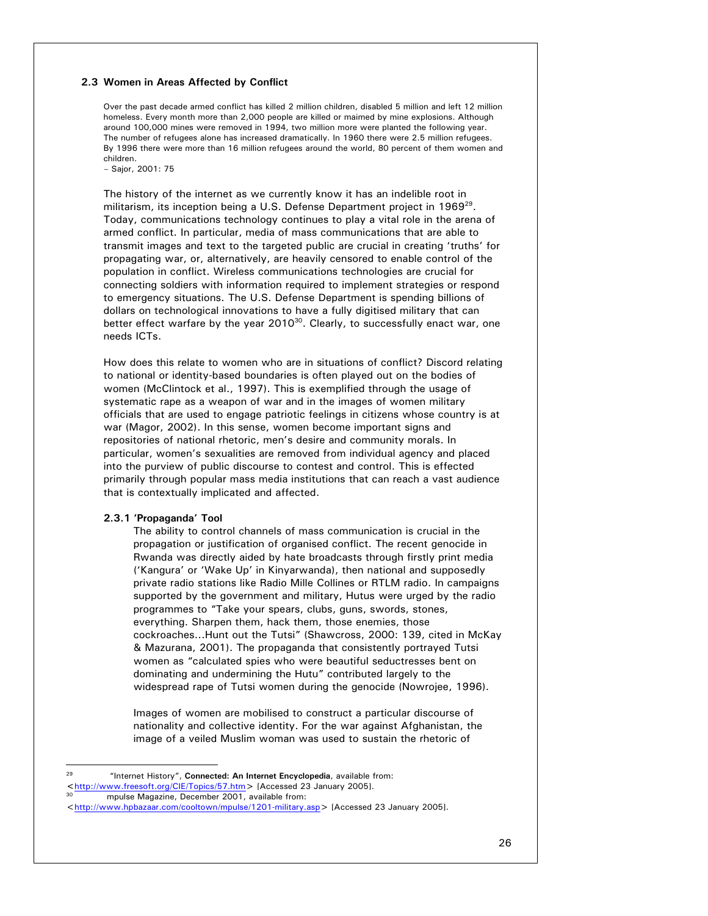## 2.3 Women in Areas Affected by Conflict

> Over the past decade armed conflict has killed 2 million children, disabled 5 million and left 12 million homeless. Every month more than 2,000 people are killed or maimed by mine explosions. Although around 100,000 mines were removed in 1994, two million more were planted the following year. The number of refugees alone has increased dramatically. In 1960 there were 2.5 million refugees. By 1996 there were more than 16 million refugees around the world, 80 percent of them women and children.
>
> – Sajor, 2001: 75

The history of the internet as we currently know it has an indelible root in militarism, its inception being a U.S. Defense Department project in 1969[29]. Today, communications technology continues to play a vital role in the arena of armed conflict. In particular, media of mass communications that are able to transmit images and text to the targeted public are crucial in creating 'truths' for propagating war, or, alternatively, are heavily censored to enable control of the population in conflict. Wireless communications technologies are crucial for connecting soldiers with information required to implement strategies or respond to emergency situations. The U.S. Defense Department is spending billions of dollars on technological innovations to have a fully digitised military that can better effect warfare by the year 2010[30]. Clearly, to successfully enact war, one needs ICTs.

How does this relate to women who are in situations of conflict? Discord relating to national or identity-based boundaries is often played out on the bodies of women (McClintock et al., 1997). This is exemplified through the usage of systematic rape as a weapon of war and in the images of women military officials that are used to engage patriotic feelings in citizens whose country is at war (Magor, 2002). In this sense, women become important signs and repositories of national rhetoric, men's desire and community morals. In particular, women's sexualities are removed from individual agency and placed into the purview of public discourse to contest and control. This is effected primarily through popular mass media institutions that can reach a vast audience that is contextually implicated and affected.

### 2.3.1 'Propaganda' Tool

The ability to control channels of mass communication is crucial in the propagation or justification of organised conflict. The recent genocide in Rwanda was directly aided by hate broadcasts through firstly print media ('Kangura' or 'Wake Up' in Kinyarwanda), then national and supposedly private radio stations like Radio Mille Collines or RTLM radio. In campaigns supported by the government and military, Hutus were urged by the radio programmes to "Take your spears, clubs, guns, swords, stones, everything. Sharpen them, hack them, those enemies, those cockroaches...Hunt out the Tutsi" (Shawcross, 2000: 139, cited in McKay & Mazurana, 2001). The propaganda that consistently portrayed Tutsi women as "calculated spies who were beautiful seductresses bent on dominating and undermining the Hutu" contributed largely to the widespread rape of Tutsi women during the genocide (Nowrojee, 1996).

Images of women are mobilised to construct a particular discourse of nationality and collective identity. For the war against Afghanistan, the image of a veiled Muslim woman was used to sustain the rhetoric of

---

[29] "Internet History", **Connected: An Internet Encyclopedia**, available from: <http://www.freesoft.org/CIE/Topics/57.htm> [Accessed 23 January 2005].

[30] mpulse Magazine, December 2001, available from: <http://www.hpbazaar.com/cooltown/mpulse/1201-military.asp> [Accessed 23 January 2005].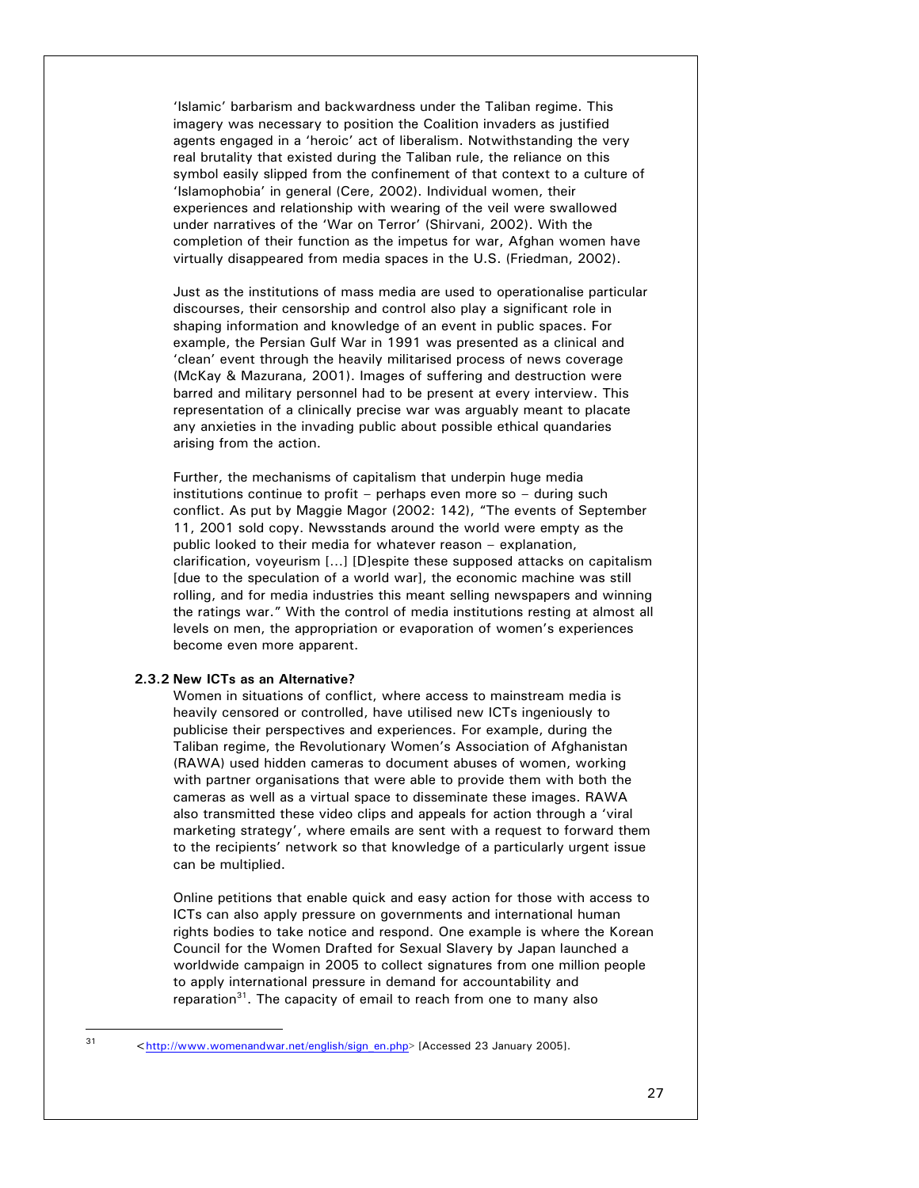'Islamic' barbarism and backwardness under the Taliban regime. This imagery was necessary to position the Coalition invaders as justified agents engaged in a 'heroic' act of liberalism. Notwithstanding the very real brutality that existed during the Taliban rule, the reliance on this symbol easily slipped from the confinement of that context to a culture of 'Islamophobia' in general (Cere, 2002). Individual women, their experiences and relationship with wearing of the veil were swallowed under narratives of the 'War on Terror' (Shirvani, 2002). With the completion of their function as the impetus for war, Afghan women have virtually disappeared from media spaces in the U.S. (Friedman, 2002).

Just as the institutions of mass media are used to operationalise particular discourses, their censorship and control also play a significant role in shaping information and knowledge of an event in public spaces. For example, the Persian Gulf War in 1991 was presented as a clinical and 'clean' event through the heavily militarised process of news coverage (McKay & Mazurana, 2001). Images of suffering and destruction were barred and military personnel had to be present at every interview. This representation of a clinically precise war was arguably meant to placate any anxieties in the invading public about possible ethical quandaries arising from the action.

Further, the mechanisms of capitalism that underpin huge media institutions continue to profit – perhaps even more so – during such conflict. As put by Maggie Magor (2002: 142), "The events of September 11, 2001 sold copy. Newsstands around the world were empty as the public looked to their media for whatever reason – explanation, clarification, voyeurism [...] [D]espite these supposed attacks on capitalism [due to the speculation of a world war], the economic machine was still rolling, and for media industries this meant selling newspapers and winning the ratings war." With the control of media institutions resting at almost all levels on men, the appropriation or evaporation of women's experiences become even more apparent.

### 2.3.2 New ICTs as an Alternative?

Women in situations of conflict, where access to mainstream media is heavily censored or controlled, have utilised new ICTs ingeniously to publicise their perspectives and experiences. For example, during the Taliban regime, the Revolutionary Women's Association of Afghanistan (RAWA) used hidden cameras to document abuses of women, working with partner organisations that were able to provide them with both the cameras as well as a virtual space to disseminate these images. RAWA also transmitted these video clips and appeals for action through a 'viral marketing strategy', where emails are sent with a request to forward them to the recipients' network so that knowledge of a particularly urgent issue can be multiplied.

Online petitions that enable quick and easy action for those with access to ICTs can also apply pressure on governments and international human rights bodies to take notice and respond. One example is where the Korean Council for the Women Drafted for Sexual Slavery by Japan launched a worldwide campaign in 2005 to collect signatures from one million people to apply international pressure in demand for accountability and reparation[31]. The capacity of email to reach from one to many also

[31] <http://www.womenandwar.net/english/sign_en.php> [Accessed 23 January 2005].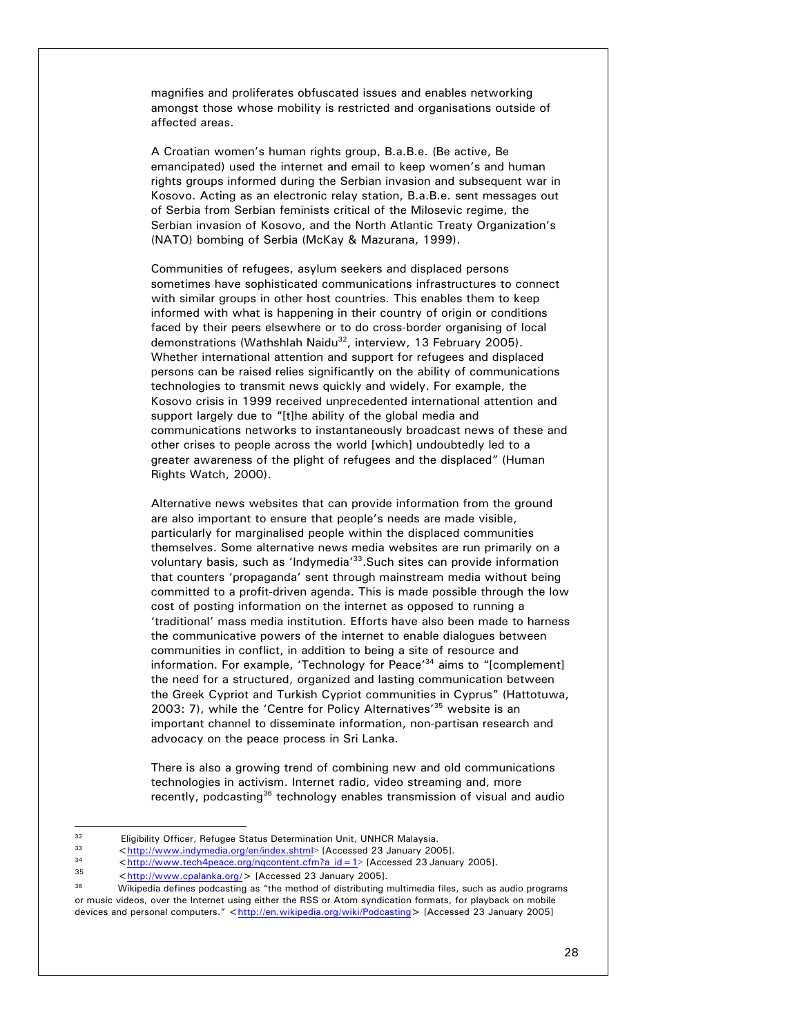magnifies and proliferates obfuscated issues and enables networking amongst those whose mobility is restricted and organisations outside of affected areas.

A Croatian women's human rights group, B.a.B.e. (Be active, Be emancipated) used the internet and email to keep women's and human rights groups informed during the Serbian invasion and subsequent war in Kosovo. Acting as an electronic relay station, B.a.B.e. sent messages out of Serbia from Serbian feminists critical of the Milosevic regime, the Serbian invasion of Kosovo, and the North Atlantic Treaty Organization's (NATO) bombing of Serbia (McKay & Mazurana, 1999).

Communities of refugees, asylum seekers and displaced persons sometimes have sophisticated communications infrastructures to connect with similar groups in other host countries. This enables them to keep informed with what is happening in their country of origin or conditions faced by their peers elsewhere or to do cross-border organising of local demonstrations (Wathshlah Naidu[32], interview, 13 February 2005). Whether international attention and support for refugees and displaced persons can be raised relies significantly on the ability of communications technologies to transmit news quickly and widely. For example, the Kosovo crisis in 1999 received unprecedented international attention and support largely due to "[t]he ability of the global media and communications networks to instantaneously broadcast news of these and other crises to people across the world [which] undoubtedly led to a greater awareness of the plight of refugees and the displaced" (Human Rights Watch, 2000).

Alternative news websites that can provide information from the ground are also important to ensure that people's needs are made visible, particularly for marginalised people within the displaced communities themselves. Some alternative news media websites are run primarily on a voluntary basis, such as 'Indymedia'[33].Such sites can provide information that counters 'propaganda' sent through mainstream media without being committed to a profit-driven agenda. This is made possible through the low cost of posting information on the internet as opposed to running a 'traditional' mass media institution. Efforts have also been made to harness the communicative powers of the internet to enable dialogues between communities in conflict, in addition to being a site of resource and information. For example, 'Technology for Peace'[34] aims to "[complement] the need for a structured, organized and lasting communication between the Greek Cypriot and Turkish Cypriot communities in Cyprus" (Hattotuwa, 2003: 7), while the 'Centre for Policy Alternatives'[35] website is an important channel to disseminate information, non-partisan research and advocacy on the peace process in Sri Lanka.

There is also a growing trend of combining new and old communications technologies in activism. Internet radio, video streaming and, more recently, podcasting[36] technology enables transmission of visual and audio

---

[32] Eligibility Officer, Refugee Status Determination Unit, UNHCR Malaysia.

[33] <http://www.indymedia.org/en/index.shtml> [Accessed 23 January 2005].

[34] <http://www.tech4peace.org/nqcontent.cfm?a_id=1> [Accessed 23 January 2005].

[35] <http://www.cpalanka.org/> [Accessed 23 January 2005].

[36] Wikipedia defines podcasting as "the method of distributing multimedia files, such as audio programs or music videos, over the Internet using either the RSS or Atom syndication formats, for playback on mobile devices and personal computers." <http://en.wikipedia.org/wiki/Podcasting> [Accessed 23 January 2005]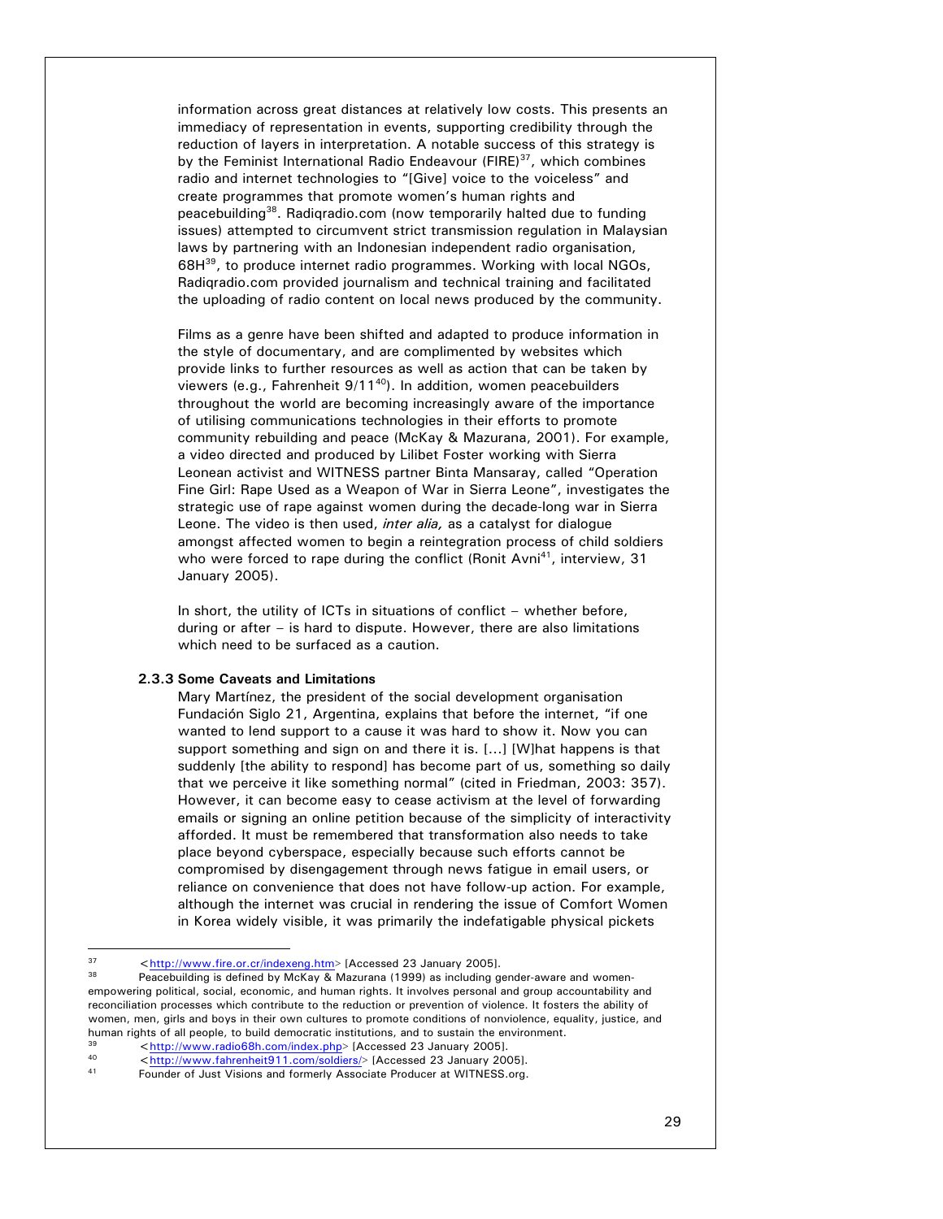information across great distances at relatively low costs. This presents an immediacy of representation in events, supporting credibility through the reduction of layers in interpretation. A notable success of this strategy is by the Feminist International Radio Endeavour (FIRE)[37], which combines radio and internet technologies to "[Give] voice to the voiceless" and create programmes that promote women's human rights and peacebuilding[38]. Radiqradio.com (now temporarily halted due to funding issues) attempted to circumvent strict transmission regulation in Malaysian laws by partnering with an Indonesian independent radio organisation, 68H[39], to produce internet radio programmes. Working with local NGOs, Radiqradio.com provided journalism and technical training and facilitated the uploading of radio content on local news produced by the community.

Films as a genre have been shifted and adapted to produce information in the style of documentary, and are complimented by websites which provide links to further resources as well as action that can be taken by viewers (e.g., Fahrenheit 9/11[40]). In addition, women peacebuilders throughout the world are becoming increasingly aware of the importance of utilising communications technologies in their efforts to promote community rebuilding and peace (McKay & Mazurana, 2001). For example, a video directed and produced by Lilibet Foster working with Sierra Leonean activist and WITNESS partner Binta Mansaray, called "Operation Fine Girl: Rape Used as a Weapon of War in Sierra Leone", investigates the strategic use of rape against women during the decade-long war in Sierra Leone. The video is then used, *inter alia,* as a catalyst for dialogue amongst affected women to begin a reintegration process of child soldiers who were forced to rape during the conflict (Ronit Avni[41], interview, 31 January 2005).

In short, the utility of ICTs in situations of conflict – whether before, during or after – is hard to dispute. However, there are also limitations which need to be surfaced as a caution.

### 2.3.3 Some Caveats and Limitations

Mary Martínez, the president of the social development organisation Fundación Siglo 21, Argentina, explains that before the internet, "if one wanted to lend support to a cause it was hard to show it. Now you can support something and sign on and there it is. [...] [W]hat happens is that suddenly [the ability to respond] has become part of us, something so daily that we perceive it like something normal" (cited in Friedman, 2003: 357). However, it can become easy to cease activism at the level of forwarding emails or signing an online petition because of the simplicity of interactivity afforded. It must be remembered that transformation also needs to take place beyond cyberspace, especially because such efforts cannot be compromised by disengagement through news fatigue in email users, or reliance on convenience that does not have follow-up action. For example, although the internet was crucial in rendering the issue of Comfort Women in Korea widely visible, it was primarily the indefatigable physical pickets

---

[37] <http://www.fire.or.cr/indexeng.htm> [Accessed 23 January 2005].

[38] Peacebuilding is defined by McKay & Mazurana (1999) as including gender-aware and women-empowering political, social, economic, and human rights. It involves personal and group accountability and reconciliation processes which contribute to the reduction or prevention of violence. It fosters the ability of women, men, girls and boys in their own cultures to promote conditions of nonviolence, equality, justice, and human rights of all people, to build democratic institutions, and to sustain the environment.

[39] <http://www.radio68h.com/index.php> [Accessed 23 January 2005].

[40] <http://www.fahrenheit911.com/soldiers/> [Accessed 23 January 2005].

[41] Founder of Just Visions and formerly Associate Producer at WITNESS.org.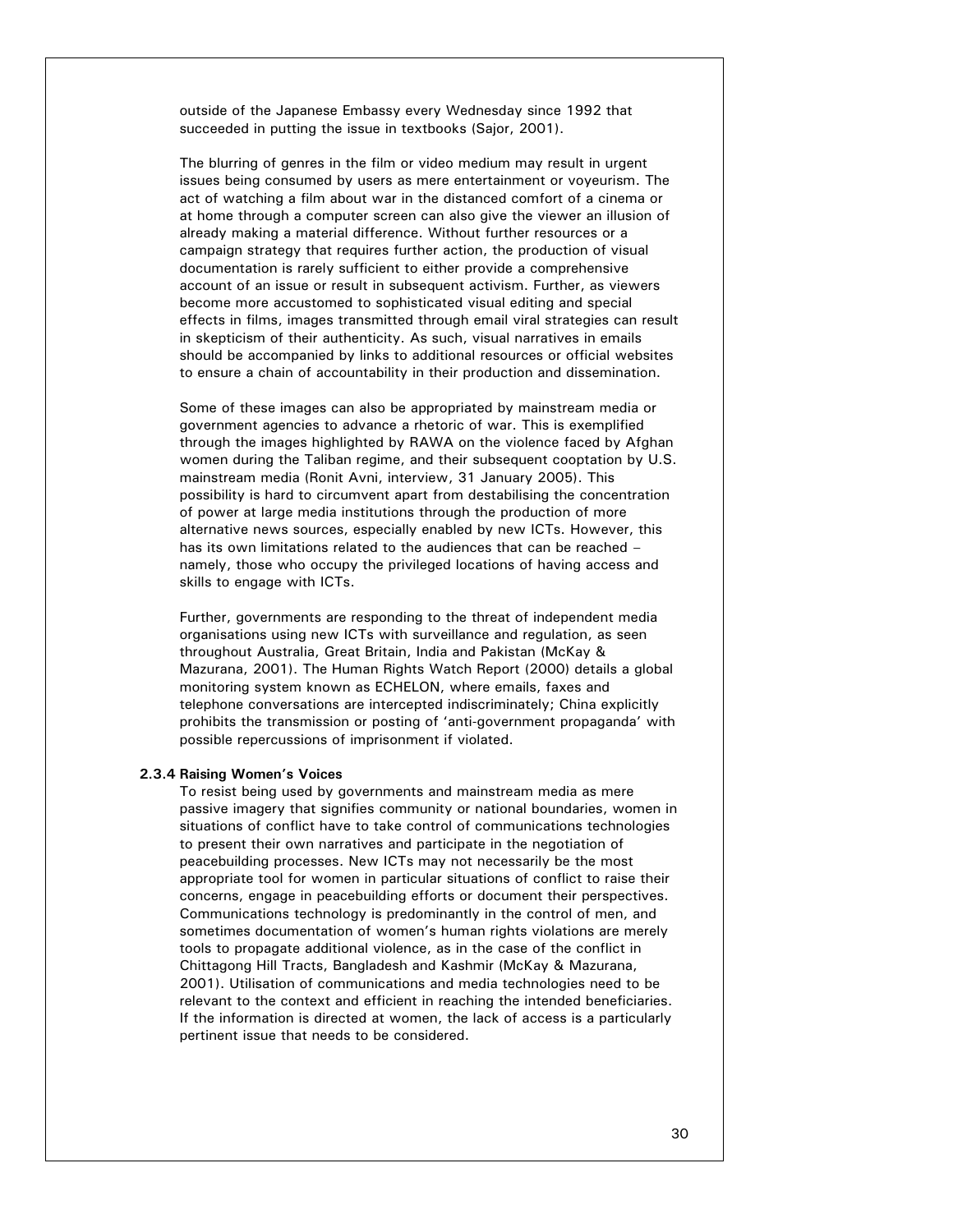outside of the Japanese Embassy every Wednesday since 1992 that succeeded in putting the issue in textbooks (Sajor, 2001).

The blurring of genres in the film or video medium may result in urgent issues being consumed by users as mere entertainment or voyeurism. The act of watching a film about war in the distanced comfort of a cinema or at home through a computer screen can also give the viewer an illusion of already making a material difference. Without further resources or a campaign strategy that requires further action, the production of visual documentation is rarely sufficient to either provide a comprehensive account of an issue or result in subsequent activism. Further, as viewers become more accustomed to sophisticated visual editing and special effects in films, images transmitted through email viral strategies can result in skepticism of their authenticity. As such, visual narratives in emails should be accompanied by links to additional resources or official websites to ensure a chain of accountability in their production and dissemination.

Some of these images can also be appropriated by mainstream media or government agencies to advance a rhetoric of war. This is exemplified through the images highlighted by RAWA on the violence faced by Afghan women during the Taliban regime, and their subsequent cooptation by U.S. mainstream media (Ronit Avni, interview, 31 January 2005). This possibility is hard to circumvent apart from destabilising the concentration of power at large media institutions through the production of more alternative news sources, especially enabled by new ICTs. However, this has its own limitations related to the audiences that can be reached – namely, those who occupy the privileged locations of having access and skills to engage with ICTs.

Further, governments are responding to the threat of independent media organisations using new ICTs with surveillance and regulation, as seen throughout Australia, Great Britain, India and Pakistan (McKay & Mazurana, 2001). The Human Rights Watch Report (2000) details a global monitoring system known as ECHELON, where emails, faxes and telephone conversations are intercepted indiscriminately; China explicitly prohibits the transmission or posting of 'anti-government propaganda' with possible repercussions of imprisonment if violated.

#### 2.3.4 Raising Women's Voices

To resist being used by governments and mainstream media as mere passive imagery that signifies community or national boundaries, women in situations of conflict have to take control of communications technologies to present their own narratives and participate in the negotiation of peacebuilding processes. New ICTs may not necessarily be the most appropriate tool for women in particular situations of conflict to raise their concerns, engage in peacebuilding efforts or document their perspectives. Communications technology is predominantly in the control of men, and sometimes documentation of women's human rights violations are merely tools to propagate additional violence, as in the case of the conflict in Chittagong Hill Tracts, Bangladesh and Kashmir (McKay & Mazurana, 2001). Utilisation of communications and media technologies need to be relevant to the context and efficient in reaching the intended beneficiaries. If the information is directed at women, the lack of access is a particularly pertinent issue that needs to be considered.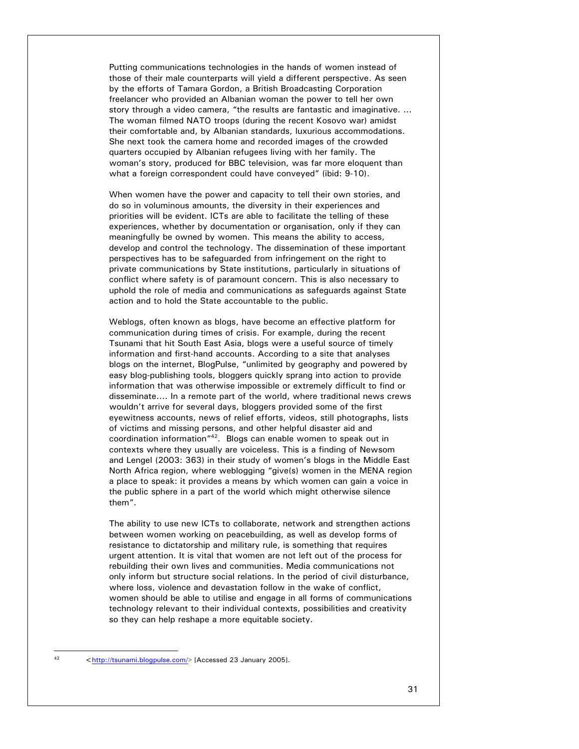Putting communications technologies in the hands of women instead of those of their male counterparts will yield a different perspective. As seen by the efforts of Tamara Gordon, a British Broadcasting Corporation freelancer who provided an Albanian woman the power to tell her own story through a video camera, "the results are fantastic and imaginative. ... The woman filmed NATO troops (during the recent Kosovo war) amidst their comfortable and, by Albanian standards, luxurious accommodations. She next took the camera home and recorded images of the crowded quarters occupied by Albanian refugees living with her family. The woman's story, produced for BBC television, was far more eloquent than what a foreign correspondent could have conveyed" (ibid: 9-10).

When women have the power and capacity to tell their own stories, and do so in voluminous amounts, the diversity in their experiences and priorities will be evident. ICTs are able to facilitate the telling of these experiences, whether by documentation or organisation, only if they can meaningfully be owned by women. This means the ability to access, develop and control the technology. The dissemination of these important perspectives has to be safeguarded from infringement on the right to private communications by State institutions, particularly in situations of conflict where safety is of paramount concern. This is also necessary to uphold the role of media and communications as safeguards against State action and to hold the State accountable to the public.

Weblogs, often known as blogs, have become an effective platform for communication during times of crisis. For example, during the recent Tsunami that hit South East Asia, blogs were a useful source of timely information and first-hand accounts. According to a site that analyses blogs on the internet, BlogPulse, "unlimited by geography and powered by easy blog-publishing tools, bloggers quickly sprang into action to provide information that was otherwise impossible or extremely difficult to find or disseminate.... In a remote part of the world, where traditional news crews wouldn't arrive for several days, bloggers provided some of the first eyewitness accounts, news of relief efforts, videos, still photographs, lists of victims and missing persons, and other helpful disaster aid and coordination information"[42]. Blogs can enable women to speak out in contexts where they usually are voiceless. This is a finding of Newsom and Lengel (2003: 363) in their study of women's blogs in the Middle East North Africa region, where weblogging "give(s) women in the MENA region a place to speak: it provides a means by which women can gain a voice in the public sphere in a part of the world which might otherwise silence them".

The ability to use new ICTs to collaborate, network and strengthen actions between women working on peacebuilding, as well as develop forms of resistance to dictatorship and military rule, is something that requires urgent attention. It is vital that women are not left out of the process for rebuilding their own lives and communities. Media communications not only inform but structure social relations. In the period of civil disturbance, where loss, violence and devastation follow in the wake of conflict, women should be able to utilise and engage in all forms of communications technology relevant to their individual contexts, possibilities and creativity so they can help reshape a more equitable society.

---

[42] <http://tsunami.blogpulse.com/> [Accessed 23 January 2005].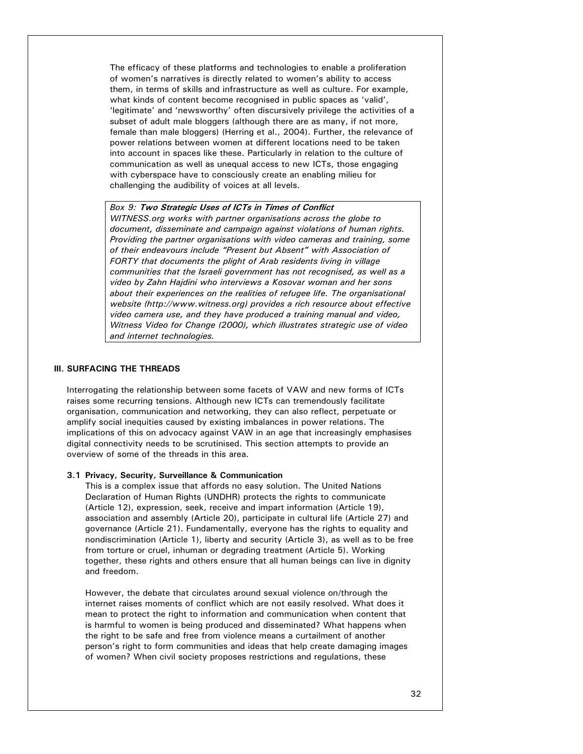The efficacy of these platforms and technologies to enable a proliferation of women's narratives is directly related to women's ability to access them, in terms of skills and infrastructure as well as culture. For example, what kinds of content become recognised in public spaces as 'valid', 'legitimate' and 'newsworthy' often discursively privilege the activities of a subset of adult male bloggers (although there are as many, if not more, female than male bloggers) (Herring et al., 2004). Further, the relevance of power relations between women at different locations need to be taken into account in spaces like these. Particularly in relation to the culture of communication as well as unequal access to new ICTs, those engaging with cyberspace have to consciously create an enabling milieu for challenging the audibility of voices at all levels.

> *Box 9:* ***Two Strategic Uses of ICTs in Times of Conflict***
> *WITNESS.org works with partner organisations across the globe to document, disseminate and campaign against violations of human rights. Providing the partner organisations with video cameras and training, some of their endeavours include "Present but Absent" with Association of FORTY that documents the plight of Arab residents living in village communities that the Israeli government has not recognised, as well as a video by Zahn Hajdini who interviews a Kosovar woman and her sons about their experiences on the realities of refugee life. The organisational website (http://www.witness.org) provides a rich resource about effective video camera use, and they have produced a training manual and video, Witness Video for Change (2000), which illustrates strategic use of video and internet technologies.*

## III. SURFACING THE THREADS

Interrogating the relationship between some facets of VAW and new forms of ICTs raises some recurring tensions. Although new ICTs can tremendously facilitate organisation, communication and networking, they can also reflect, perpetuate or amplify social inequities caused by existing imbalances in power relations. The implications of this on advocacy against VAW in an age that increasingly emphasises digital connectivity needs to be scrutinised. This section attempts to provide an overview of some of the threads in this area.

### 3.1 Privacy, Security, Surveillance & Communication

This is a complex issue that affords no easy solution. The United Nations Declaration of Human Rights (UNDHR) protects the rights to communicate (Article 12), expression, seek, receive and impart information (Article 19), association and assembly (Article 20), participate in cultural life (Article 27) and governance (Article 21). Fundamentally, everyone has the rights to equality and nondiscrimination (Article 1), liberty and security (Article 3), as well as to be free from torture or cruel, inhuman or degrading treatment (Article 5). Working together, these rights and others ensure that all human beings can live in dignity and freedom.

However, the debate that circulates around sexual violence on/through the internet raises moments of conflict which are not easily resolved. What does it mean to protect the right to information and communication when content that is harmful to women is being produced and disseminated? What happens when the right to be safe and free from violence means a curtailment of another person's right to form communities and ideas that help create damaging images of women? When civil society proposes restrictions and regulations, these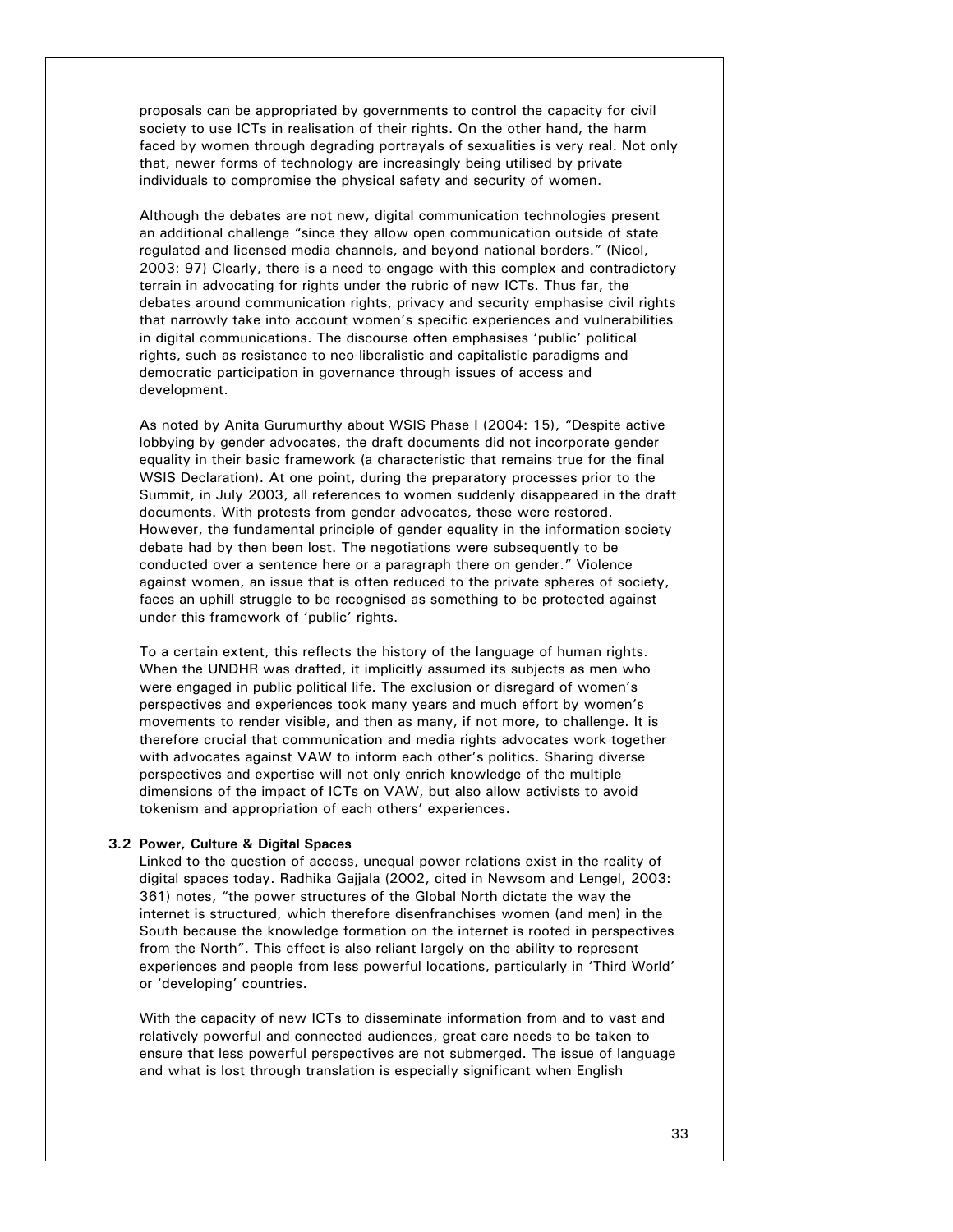proposals can be appropriated by governments to control the capacity for civil society to use ICTs in realisation of their rights. On the other hand, the harm faced by women through degrading portrayals of sexualities is very real. Not only that, newer forms of technology are increasingly being utilised by private individuals to compromise the physical safety and security of women.

Although the debates are not new, digital communication technologies present an additional challenge "since they allow open communication outside of state regulated and licensed media channels, and beyond national borders." (Nicol, 2003: 97) Clearly, there is a need to engage with this complex and contradictory terrain in advocating for rights under the rubric of new ICTs. Thus far, the debates around communication rights, privacy and security emphasise civil rights that narrowly take into account women's specific experiences and vulnerabilities in digital communications. The discourse often emphasises 'public' political rights, such as resistance to neo-liberalistic and capitalistic paradigms and democratic participation in governance through issues of access and development.

As noted by Anita Gurumurthy about WSIS Phase I (2004: 15), "Despite active lobbying by gender advocates, the draft documents did not incorporate gender equality in their basic framework (a characteristic that remains true for the final WSIS Declaration). At one point, during the preparatory processes prior to the Summit, in July 2003, all references to women suddenly disappeared in the draft documents. With protests from gender advocates, these were restored. However, the fundamental principle of gender equality in the information society debate had by then been lost. The negotiations were subsequently to be conducted over a sentence here or a paragraph there on gender." Violence against women, an issue that is often reduced to the private spheres of society, faces an uphill struggle to be recognised as something to be protected against under this framework of 'public' rights.

To a certain extent, this reflects the history of the language of human rights. When the UNDHR was drafted, it implicitly assumed its subjects as men who were engaged in public political life. The exclusion or disregard of women's perspectives and experiences took many years and much effort by women's movements to render visible, and then as many, if not more, to challenge. It is therefore crucial that communication and media rights advocates work together with advocates against VAW to inform each other's politics. Sharing diverse perspectives and expertise will not only enrich knowledge of the multiple dimensions of the impact of ICTs on VAW, but also allow activists to avoid tokenism and appropriation of each others' experiences.

### 3.2 Power, Culture & Digital Spaces

Linked to the question of access, unequal power relations exist in the reality of digital spaces today. Radhika Gajjala (2002, cited in Newsom and Lengel, 2003: 361) notes, "the power structures of the Global North dictate the way the internet is structured, which therefore disenfranchises women (and men) in the South because the knowledge formation on the internet is rooted in perspectives from the North". This effect is also reliant largely on the ability to represent experiences and people from less powerful locations, particularly in 'Third World' or 'developing' countries.

With the capacity of new ICTs to disseminate information from and to vast and relatively powerful and connected audiences, great care needs to be taken to ensure that less powerful perspectives are not submerged. The issue of language and what is lost through translation is especially significant when English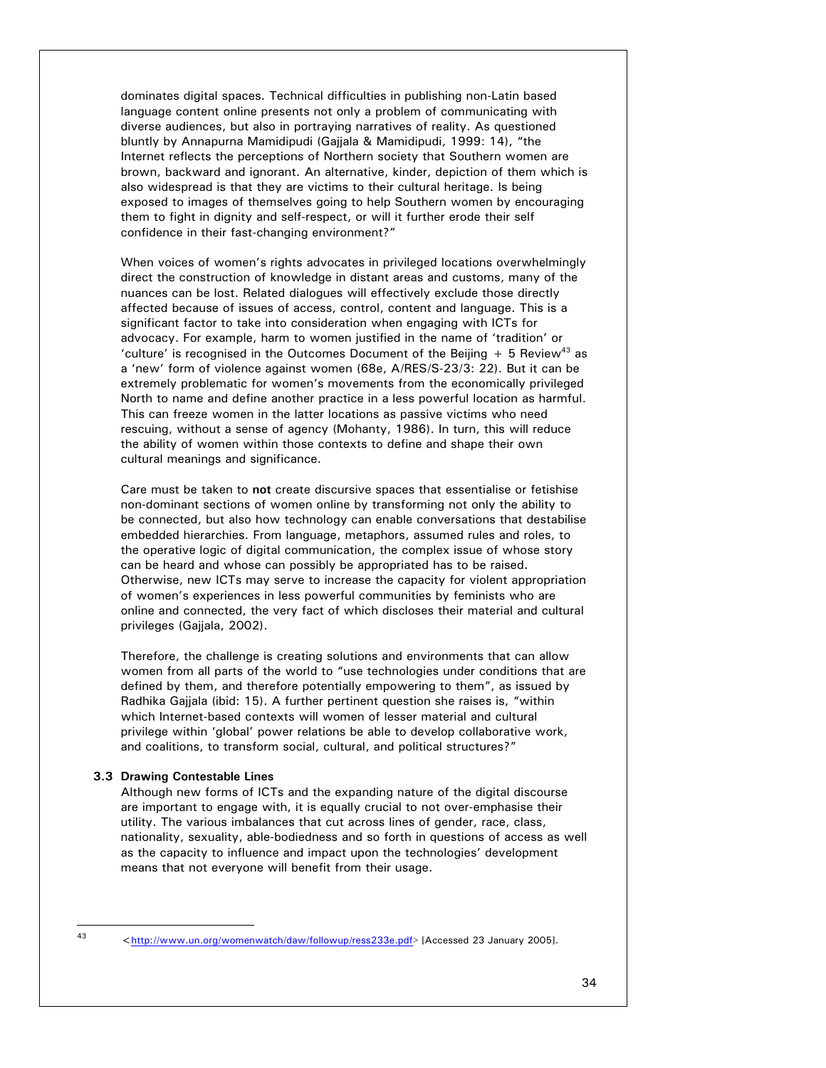dominates digital spaces. Technical difficulties in publishing non-Latin based language content online presents not only a problem of communicating with diverse audiences, but also in portraying narratives of reality. As questioned bluntly by Annapurna Mamidipudi (Gajjala & Mamidipudi, 1999: 14), "the Internet reflects the perceptions of Northern society that Southern women are brown, backward and ignorant. An alternative, kinder, depiction of them which is also widespread is that they are victims to their cultural heritage. Is being exposed to images of themselves going to help Southern women by encouraging them to fight in dignity and self-respect, or will it further erode their self confidence in their fast-changing environment?"

When voices of women's rights advocates in privileged locations overwhelmingly direct the construction of knowledge in distant areas and customs, many of the nuances can be lost. Related dialogues will effectively exclude those directly affected because of issues of access, control, content and language. This is a significant factor to take into consideration when engaging with ICTs for advocacy. For example, harm to women justified in the name of 'tradition' or 'culture' is recognised in the Outcomes Document of the Beijing + 5 Review[43] as a 'new' form of violence against women (68e, A/RES/S-23/3: 22). But it can be extremely problematic for women's movements from the economically privileged North to name and define another practice in a less powerful location as harmful. This can freeze women in the latter locations as passive victims who need rescuing, without a sense of agency (Mohanty, 1986). In turn, this will reduce the ability of women within those contexts to define and shape their own cultural meanings and significance.

Care must be taken to **not** create discursive spaces that essentialise or fetishise non-dominant sections of women online by transforming not only the ability to be connected, but also how technology can enable conversations that destabilise embedded hierarchies. From language, metaphors, assumed rules and roles, to the operative logic of digital communication, the complex issue of whose story can be heard and whose can possibly be appropriated has to be raised. Otherwise, new ICTs may serve to increase the capacity for violent appropriation of women's experiences in less powerful communities by feminists who are online and connected, the very fact of which discloses their material and cultural privileges (Gajjala, 2002).

Therefore, the challenge is creating solutions and environments that can allow women from all parts of the world to "use technologies under conditions that are defined by them, and therefore potentially empowering to them", as issued by Radhika Gajjala (ibid: 15). A further pertinent question she raises is, "within which Internet-based contexts will women of lesser material and cultural privilege within 'global' power relations be able to develop collaborative work, and coalitions, to transform social, cultural, and political structures?"

### 3.3 Drawing Contestable Lines

Although new forms of ICTs and the expanding nature of the digital discourse are important to engage with, it is equally crucial to not over-emphasise their utility. The various imbalances that cut across lines of gender, race, class, nationality, sexuality, able-bodiedness and so forth in questions of access as well as the capacity to influence and impact upon the technologies' development means that not everyone will benefit from their usage.

---

[43] <http://www.un.org/womenwatch/daw/followup/ress233e.pdf> [Accessed 23 January 2005].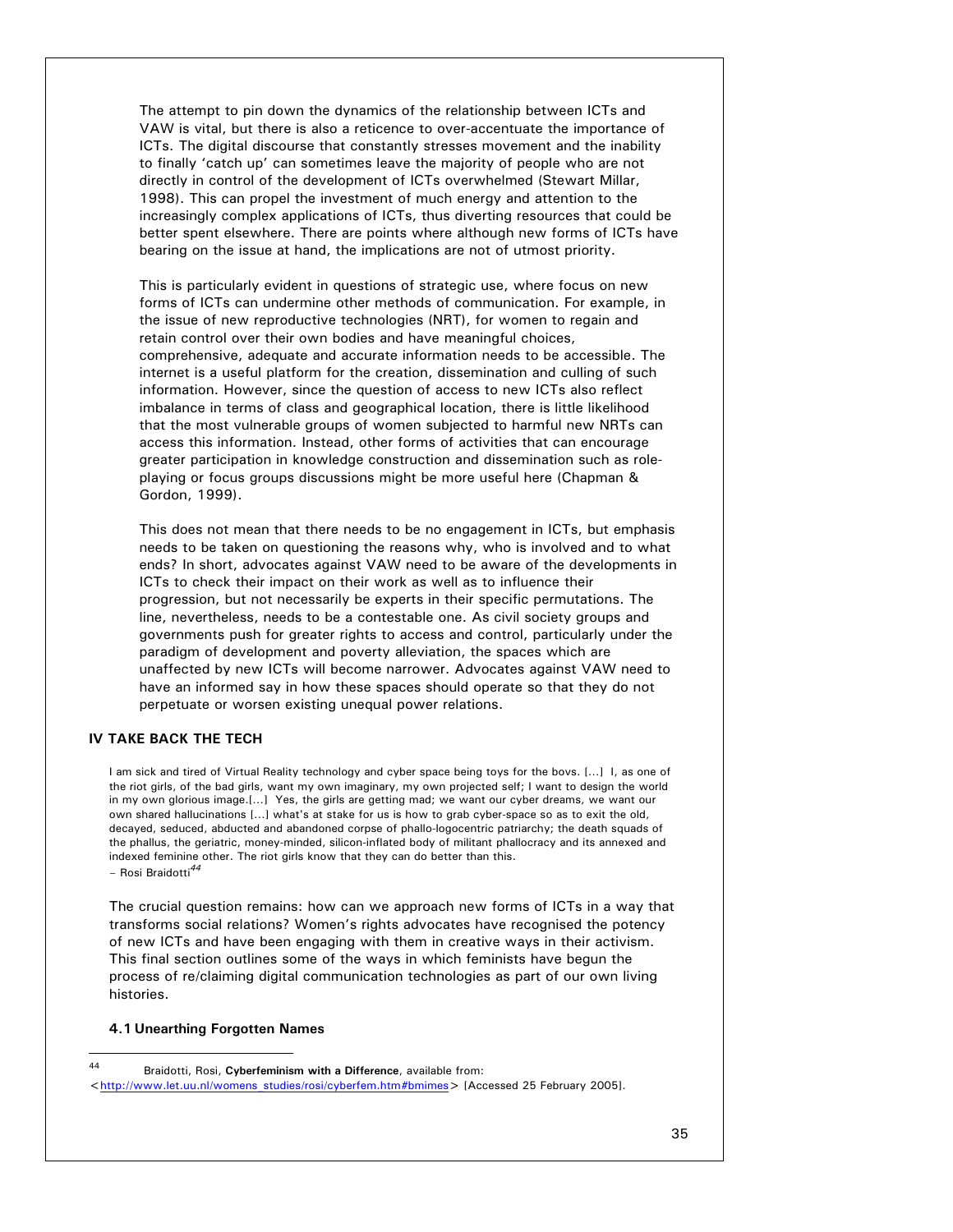The attempt to pin down the dynamics of the relationship between ICTs and VAW is vital, but there is also a reticence to over-accentuate the importance of ICTs. The digital discourse that constantly stresses movement and the inability to finally 'catch up' can sometimes leave the majority of people who are not directly in control of the development of ICTs overwhelmed (Stewart Millar, 1998). This can propel the investment of much energy and attention to the increasingly complex applications of ICTs, thus diverting resources that could be better spent elsewhere. There are points where although new forms of ICTs have bearing on the issue at hand, the implications are not of utmost priority.

This is particularly evident in questions of strategic use, where focus on new forms of ICTs can undermine other methods of communication. For example, in the issue of new reproductive technologies (NRT), for women to regain and retain control over their own bodies and have meaningful choices, comprehensive, adequate and accurate information needs to be accessible. The internet is a useful platform for the creation, dissemination and culling of such information. However, since the question of access to new ICTs also reflect imbalance in terms of class and geographical location, there is little likelihood that the most vulnerable groups of women subjected to harmful new NRTs can access this information. Instead, other forms of activities that can encourage greater participation in knowledge construction and dissemination such as role-playing or focus groups discussions might be more useful here (Chapman & Gordon, 1999).

This does not mean that there needs to be no engagement in ICTs, but emphasis needs to be taken on questioning the reasons why, who is involved and to what ends? In short, advocates against VAW need to be aware of the developments in ICTs to check their impact on their work as well as to influence their progression, but not necessarily be experts in their specific permutations. The line, nevertheless, needs to be a contestable one. As civil society groups and governments push for greater rights to access and control, particularly under the paradigm of development and poverty alleviation, the spaces which are unaffected by new ICTs will become narrower. Advocates against VAW need to have an informed say in how these spaces should operate so that they do not perpetuate or worsen existing unequal power relations.

## IV TAKE BACK THE TECH

> I am sick and tired of Virtual Reality technology and cyber space being toys for the boys. [...] I, as one of the riot girls, of the bad girls, want my own imaginary, my own projected self; I want to design the world in my own glorious image.[...] Yes, the girls are getting mad; we want our cyber dreams, we want our own shared hallucinations [...] what's at stake for us is how to grab cyber-space so as to exit the old, decayed, seduced, abducted and abandoned corpse of phallo-logocentric patriarchy; the death squads of the phallus, the geriatric, money-minded, silicon-inflated body of militant phallocracy and its annexed and indexed feminine other. The riot girls know that they can do better than this.
> – Rosi Braidotti[44]

The crucial question remains: how can we approach new forms of ICTs in a way that transforms social relations? Women's rights advocates have recognised the potency of new ICTs and have been engaging with them in creative ways in their activism. This final section outlines some of the ways in which feminists have begun the process of re/claiming digital communication technologies as part of our own living histories.

### 4.1 Unearthing Forgotten Names

[44] Braidotti, Rosi, **Cyberfeminism with a Difference**, available from: <http://www.let.uu.nl/womens_studies/rosi/cyberfem.htm#bmimes> [Accessed 25 February 2005].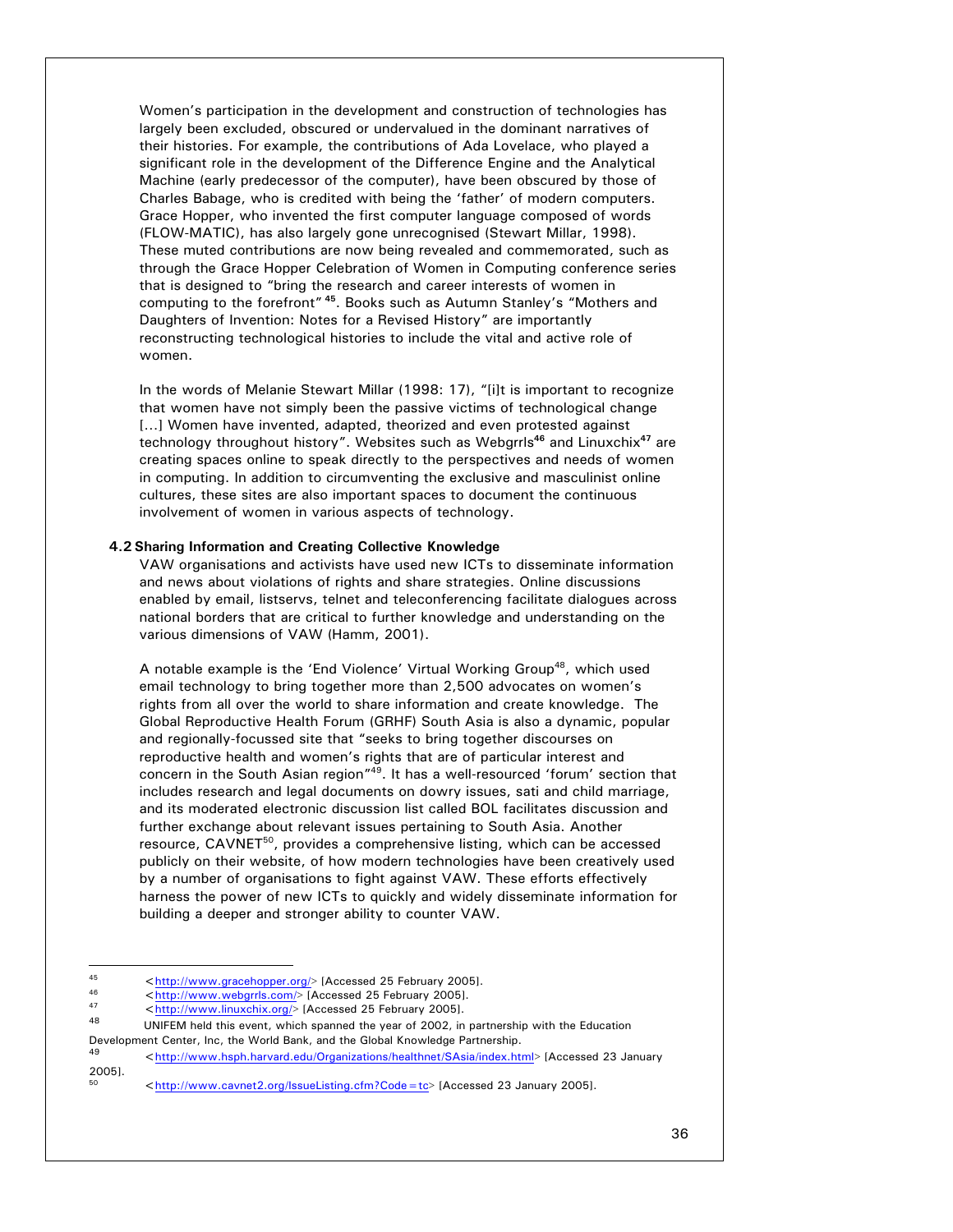Women's participation in the development and construction of technologies has largely been excluded, obscured or undervalued in the dominant narratives of their histories. For example, the contributions of Ada Lovelace, who played a significant role in the development of the Difference Engine and the Analytical Machine (early predecessor of the computer), have been obscured by those of Charles Babage, who is credited with being the 'father' of modern computers. Grace Hopper, who invented the first computer language composed of words (FLOW-MATIC), has also largely gone unrecognised (Stewart Millar, 1998). These muted contributions are now being revealed and commemorated, such as through the Grace Hopper Celebration of Women in Computing conference series that is designed to "bring the research and career interests of women in computing to the forefront"[45]. Books such as Autumn Stanley's "Mothers and Daughters of Invention: Notes for a Revised History" are importantly reconstructing technological histories to include the vital and active role of women.

In the words of Melanie Stewart Millar (1998: 17), "[i]t is important to recognize that women have not simply been the passive victims of technological change [...] Women have invented, adapted, theorized and even protested against technology throughout history". Websites such as Webgrrls[46] and Linuxchix[47] are creating spaces online to speak directly to the perspectives and needs of women in computing. In addition to circumventing the exclusive and masculinist online cultures, these sites are also important spaces to document the continuous involvement of women in various aspects of technology.

### 4.2 Sharing Information and Creating Collective Knowledge

VAW organisations and activists have used new ICTs to disseminate information and news about violations of rights and share strategies. Online discussions enabled by email, listservs, telnet and teleconferencing facilitate dialogues across national borders that are critical to further knowledge and understanding on the various dimensions of VAW (Hamm, 2001).

A notable example is the 'End Violence' Virtual Working Group[48], which used email technology to bring together more than 2,500 advocates on women's rights from all over the world to share information and create knowledge. The Global Reproductive Health Forum (GRHF) South Asia is also a dynamic, popular and regionally-focussed site that "seeks to bring together discourses on reproductive health and women's rights that are of particular interest and concern in the South Asian region"[49]. It has a well-resourced 'forum' section that includes research and legal documents on dowry issues, sati and child marriage, and its moderated electronic discussion list called BOL facilitates discussion and further exchange about relevant issues pertaining to South Asia. Another resource, CAVNET[50], provides a comprehensive listing, which can be accessed publicly on their website, of how modern technologies have been creatively used by a number of organisations to fight against VAW. These efforts effectively harness the power of new ICTs to quickly and widely disseminate information for building a deeper and stronger ability to counter VAW.

---

[45] <http://www.gracehopper.org/> [Accessed 25 February 2005].

[46] <http://www.webgrrls.com/> [Accessed 25 February 2005].

[47] <http://www.linuxchix.org/> [Accessed 25 February 2005].

[48] UNIFEM held this event, which spanned the year of 2002, in partnership with the Education Development Center, Inc, the World Bank, and the Global Knowledge Partnership.

[49] <http://www.hsph.harvard.edu/Organizations/healthnet/SAsia/index.html> [Accessed 23 January 2005].

[50] <http://www.cavnet2.org/IssueListing.cfm?Code=tc> [Accessed 23 January 2005].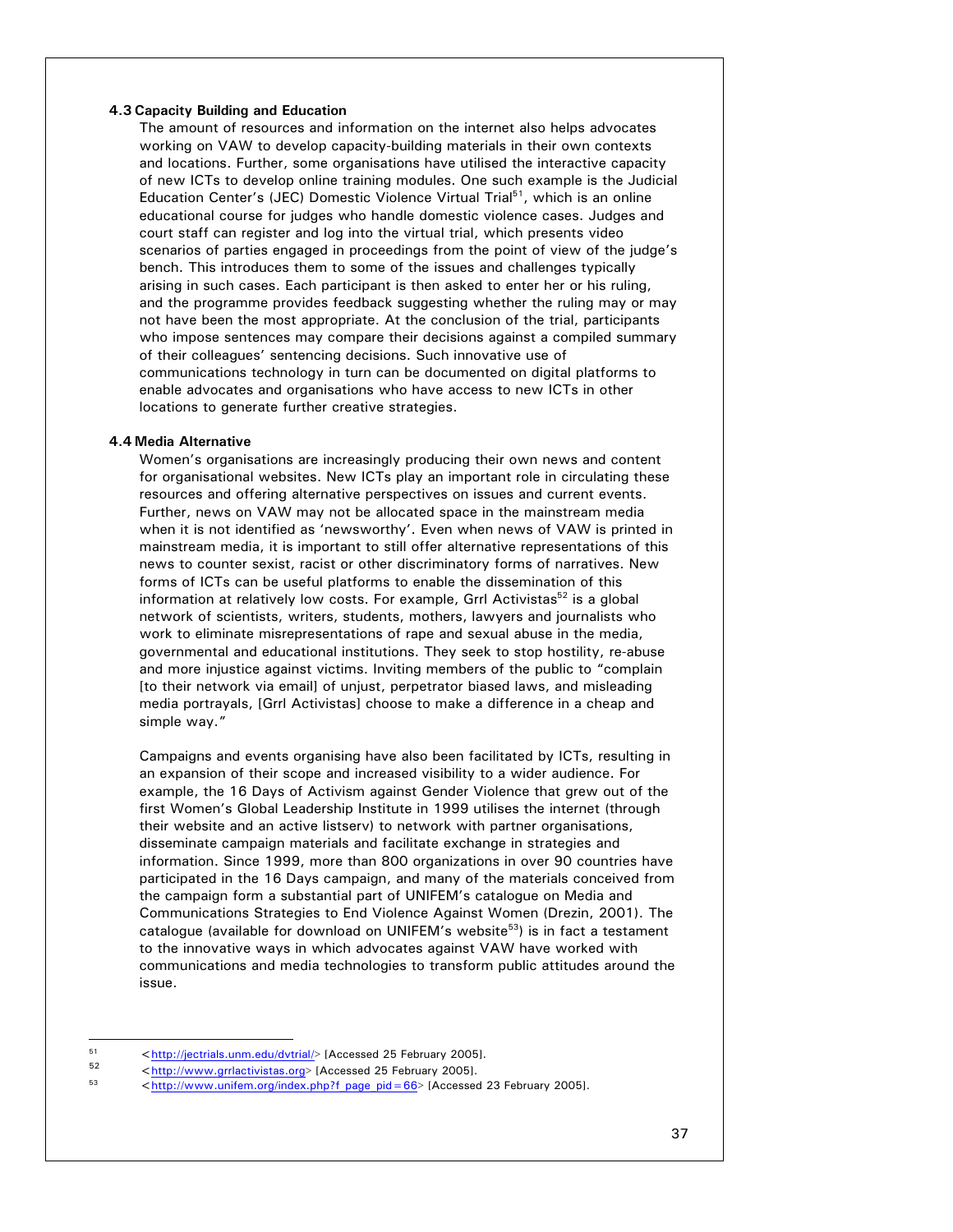### 4.3 Capacity Building and Education

The amount of resources and information on the internet also helps advocates working on VAW to develop capacity-building materials in their own contexts and locations. Further, some organisations have utilised the interactive capacity of new ICTs to develop online training modules. One such example is the Judicial Education Center's (JEC) Domestic Violence Virtual Trial[51], which is an online educational course for judges who handle domestic violence cases. Judges and court staff can register and log into the virtual trial, which presents video scenarios of parties engaged in proceedings from the point of view of the judge's bench. This introduces them to some of the issues and challenges typically arising in such cases. Each participant is then asked to enter her or his ruling, and the programme provides feedback suggesting whether the ruling may or may not have been the most appropriate. At the conclusion of the trial, participants who impose sentences may compare their decisions against a compiled summary of their colleagues' sentencing decisions. Such innovative use of communications technology in turn can be documented on digital platforms to enable advocates and organisations who have access to new ICTs in other locations to generate further creative strategies.

### 4.4 Media Alternative

Women's organisations are increasingly producing their own news and content for organisational websites. New ICTs play an important role in circulating these resources and offering alternative perspectives on issues and current events. Further, news on VAW may not be allocated space in the mainstream media when it is not identified as 'newsworthy'. Even when news of VAW is printed in mainstream media, it is important to still offer alternative representations of this news to counter sexist, racist or other discriminatory forms of narratives. New forms of ICTs can be useful platforms to enable the dissemination of this information at relatively low costs. For example, Grrl Activistas[52] is a global network of scientists, writers, students, mothers, lawyers and journalists who work to eliminate misrepresentations of rape and sexual abuse in the media, governmental and educational institutions. They seek to stop hostility, re-abuse and more injustice against victims. Inviting members of the public to "complain [to their network via email] of unjust, perpetrator biased laws, and misleading media portrayals, [Grrl Activistas] choose to make a difference in a cheap and simple way."

Campaigns and events organising have also been facilitated by ICTs, resulting in an expansion of their scope and increased visibility to a wider audience. For example, the 16 Days of Activism against Gender Violence that grew out of the first Women's Global Leadership Institute in 1999 utilises the internet (through their website and an active listserv) to network with partner organisations, disseminate campaign materials and facilitate exchange in strategies and information. Since 1999, more than 800 organizations in over 90 countries have participated in the 16 Days campaign, and many of the materials conceived from the campaign form a substantial part of UNIFEM's catalogue on Media and Communications Strategies to End Violence Against Women (Drezin, 2001). The catalogue (available for download on UNIFEM's website[53]) is in fact a testament to the innovative ways in which advocates against VAW have worked with communications and media technologies to transform public attitudes around the issue.

---

[51] <http://jectrials.unm.edu/dvtrial/> [Accessed 25 February 2005].

[52] <http://www.grrlactivistas.org> [Accessed 25 February 2005].

[53] <http://www.unifem.org/index.php?f_page_pid=66> [Accessed 23 February 2005].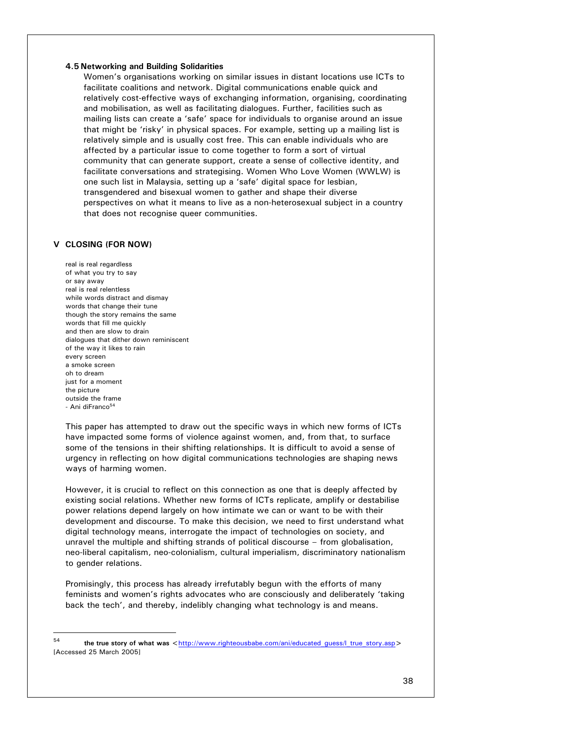### 4.5 Networking and Building Solidarities

Women's organisations working on similar issues in distant locations use ICTs to facilitate coalitions and network. Digital communications enable quick and relatively cost-effective ways of exchanging information, organising, coordinating and mobilisation, as well as facilitating dialogues. Further, facilities such as mailing lists can create a 'safe' space for individuals to organise around an issue that might be 'risky' in physical spaces. For example, setting up a mailing list is relatively simple and is usually cost free. This can enable individuals who are affected by a particular issue to come together to form a sort of virtual community that can generate support, create a sense of collective identity, and facilitate conversations and strategising. Women Who Love Women (WWLW) is one such list in Malaysia, setting up a 'safe' digital space for lesbian, transgendered and bisexual women to gather and shape their diverse perspectives on what it means to live as a non-heterosexual subject in a country that does not recognise queer communities.

## V CLOSING (FOR NOW)

real is real regardless  
of what you try to say  
or say away  
real is real relentless  
while words distract and dismay  
words that change their tune  
though the story remains the same  
words that fill me quickly  
and then are slow to drain  
dialogues that dither down reminiscent  
of the way it likes to rain  
every screen  
a smoke screen  
oh to dream  
just for a moment  
the picture  
outside the frame  
- Ani diFranco[54]

This paper has attempted to draw out the specific ways in which new forms of ICTs have impacted some forms of violence against women, and, from that, to surface some of the tensions in their shifting relationships. It is difficult to avoid a sense of urgency in reflecting on how digital communications technologies are shaping news ways of harming women.

However, it is crucial to reflect on this connection as one that is deeply affected by existing social relations. Whether new forms of ICTs replicate, amplify or destabilise power relations depend largely on how intimate we can or want to be with their development and discourse. To make this decision, we need to first understand what digital technology means, interrogate the impact of technologies on society, and unravel the multiple and shifting strands of political discourse – from globalisation, neo-liberal capitalism, neo-colonialism, cultural imperialism, discriminatory nationalism to gender relations.

Promisingly, this process has already irrefutably begun with the efforts of many feminists and women's rights advocates who are consciously and deliberately 'taking back the tech', and thereby, indelibly changing what technology is and means.

---

[54] **the true story of what was** <http://www.righteousbabe.com/ani/educated_guess/l_true_story.asp> [Accessed 25 March 2005]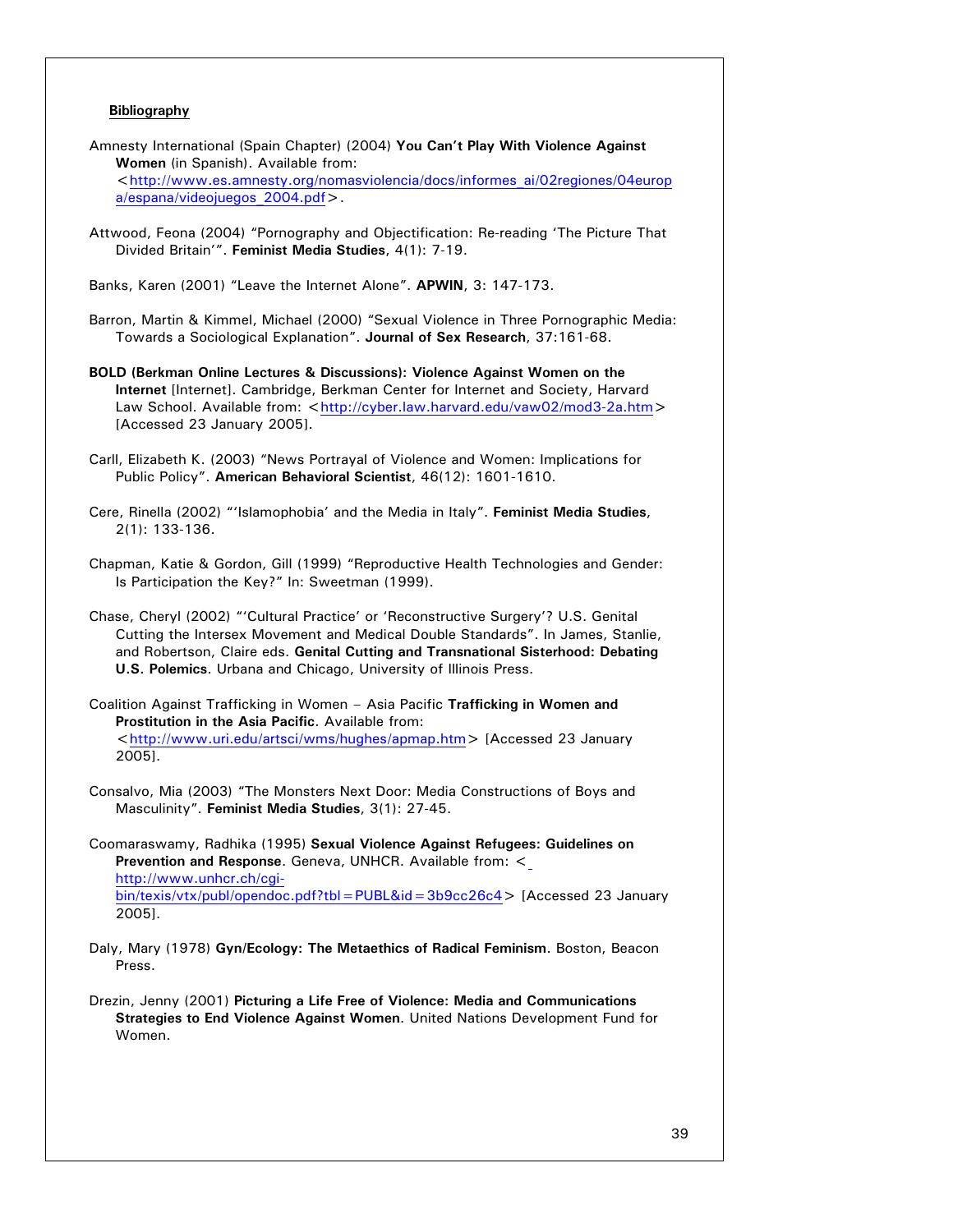## Bibliography

Amnesty International (Spain Chapter) (2004) **You Can't Play With Violence Against Women** (in Spanish). Available from: <http://www.es.amnesty.org/nomasviolencia/docs/informes_ai/02regiones/04europa/espana/videojuegos_2004.pdf>.

Attwood, Feona (2004) "Pornography and Objectification: Re-reading 'The Picture That Divided Britain'". **Feminist Media Studies**, 4(1): 7-19.

Banks, Karen (2001) "Leave the Internet Alone". **APWIN**, 3: 147-173.

Barron, Martin & Kimmel, Michael (2000) "Sexual Violence in Three Pornographic Media: Towards a Sociological Explanation". **Journal of Sex Research**, 37:161-68.

**BOLD (Berkman Online Lectures & Discussions): Violence Against Women on the Internet** [Internet]. Cambridge, Berkman Center for Internet and Society, Harvard Law School. Available from: <http://cyber.law.harvard.edu/vaw02/mod3-2a.htm> [Accessed 23 January 2005].

Carll, Elizabeth K. (2003) "News Portrayal of Violence and Women: Implications for Public Policy". **American Behavioral Scientist**, 46(12): 1601-1610.

Cere, Rinella (2002) "'Islamophobia' and the Media in Italy". **Feminist Media Studies**, 2(1): 133-136.

Chapman, Katie & Gordon, Gill (1999) "Reproductive Health Technologies and Gender: Is Participation the Key?" In: Sweetman (1999).

Chase, Cheryl (2002) "'Cultural Practice' or 'Reconstructive Surgery'? U.S. Genital Cutting the Intersex Movement and Medical Double Standards". In James, Stanlie, and Robertson, Claire eds. **Genital Cutting and Transnational Sisterhood: Debating U.S. Polemics**. Urbana and Chicago, University of Illinois Press.

Coalition Against Trafficking in Women – Asia Pacific **Trafficking in Women and Prostitution in the Asia Pacific**. Available from: <http://www.uri.edu/artsci/wms/hughes/apmap.htm> [Accessed 23 January 2005].

Consalvo, Mia (2003) "The Monsters Next Door: Media Constructions of Boys and Masculinity". **Feminist Media Studies**, 3(1): 27-45.

Coomaraswamy, Radhika (1995) **Sexual Violence Against Refugees: Guidelines on Prevention and Response**. Geneva, UNHCR. Available from: < http://www.unhcr.ch/cgi-bin/texis/vtx/publ/opendoc.pdf?tbl=PUBL&id=3b9cc26c4> [Accessed 23 January 2005].

Daly, Mary (1978) **Gyn/Ecology: The Metaethics of Radical Feminism**. Boston, Beacon Press.

Drezin, Jenny (2001) **Picturing a Life Free of Violence: Media and Communications Strategies to End Violence Against Women**. United Nations Development Fund for Women.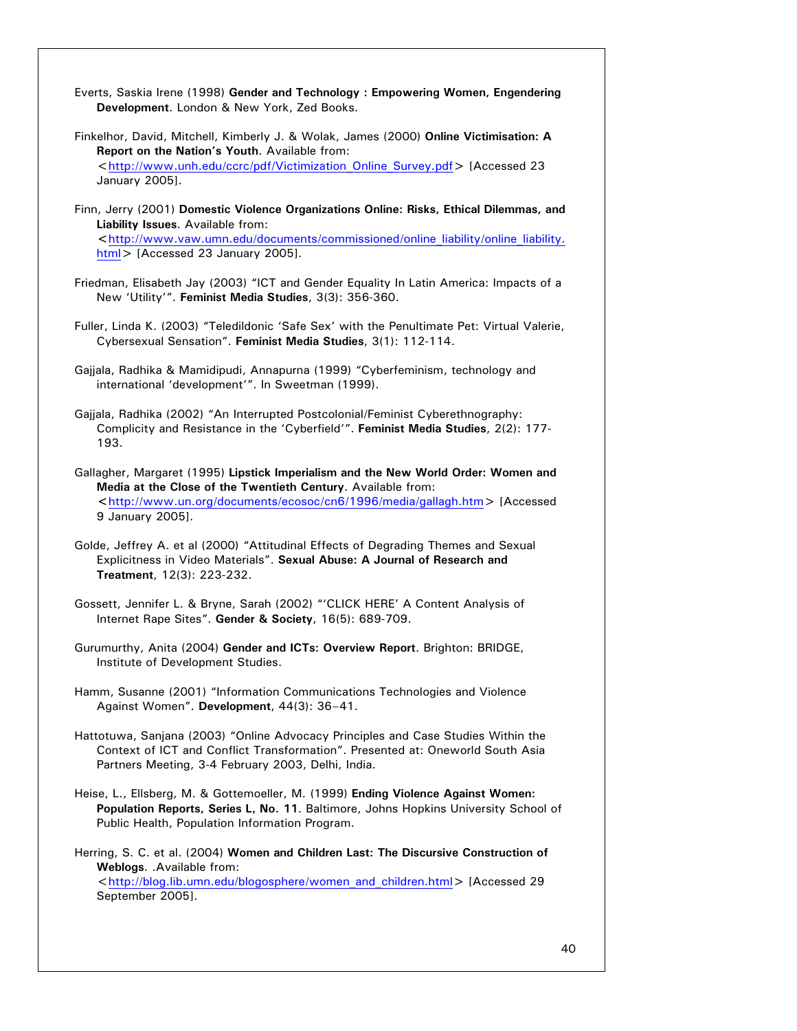Everts, Saskia Irene (1998) **Gender and Technology : Empowering Women, Engendering Development**. London & New York, Zed Books.

Finkelhor, David, Mitchell, Kimberly J. & Wolak, James (2000) **Online Victimisation: A Report on the Nation's Youth**. Available from: <http://www.unh.edu/ccrc/pdf/Victimization_Online_Survey.pdf> [Accessed 23 January 2005].

Finn, Jerry (2001) **Domestic Violence Organizations Online: Risks, Ethical Dilemmas, and Liability Issues**. Available from: <http://www.vaw.umn.edu/documents/commissioned/online_liability/online_liability.html> [Accessed 23 January 2005].

Friedman, Elisabeth Jay (2003) "ICT and Gender Equality In Latin America: Impacts of a New 'Utility'". **Feminist Media Studies**, 3(3): 356-360.

Fuller, Linda K. (2003) "Teledildonic 'Safe Sex' with the Penultimate Pet: Virtual Valerie, Cybersexual Sensation". **Feminist Media Studies**, 3(1): 112-114.

Gajjala, Radhika & Mamidipudi, Annapurna (1999) "Cyberfeminism, technology and international 'development'". In Sweetman (1999).

Gajjala, Radhika (2002) "An Interrupted Postcolonial/Feminist Cyberethnography: Complicity and Resistance in the 'Cyberfield'". **Feminist Media Studies**, 2(2): 177-193.

Gallagher, Margaret (1995) **Lipstick Imperialism and the New World Order: Women and Media at the Close of the Twentieth Century**. Available from: <http://www.un.org/documents/ecosoc/cn6/1996/media/gallagh.htm> [Accessed 9 January 2005].

Golde, Jeffrey A. et al (2000) "Attitudinal Effects of Degrading Themes and Sexual Explicitness in Video Materials". **Sexual Abuse: A Journal of Research and Treatment**, 12(3): 223-232.

Gossett, Jennifer L. & Bryne, Sarah (2002) "'CLICK HERE' A Content Analysis of Internet Rape Sites". **Gender & Society**, 16(5): 689-709.

Gurumurthy, Anita (2004) **Gender and ICTs: Overview Report**. Brighton: BRIDGE, Institute of Development Studies.

Hamm, Susanne (2001) "Information Communications Technologies and Violence Against Women". **Development**, 44(3): 36–41.

Hattotuwa, Sanjana (2003) "Online Advocacy Principles and Case Studies Within the Context of ICT and Conflict Transformation". Presented at: Oneworld South Asia Partners Meeting, 3-4 February 2003, Delhi, India.

Heise, L., Ellsberg, M. & Gottemoeller, M. (1999) **Ending Violence Against Women: Population Reports, Series L, No. 11**. Baltimore, Johns Hopkins University School of Public Health, Population Information Program.

Herring, S. C. et al. (2004) **Women and Children Last: The Discursive Construction of Weblogs**. .Available from: <http://blog.lib.umn.edu/blogosphere/women_and_children.html> [Accessed 29 September 2005].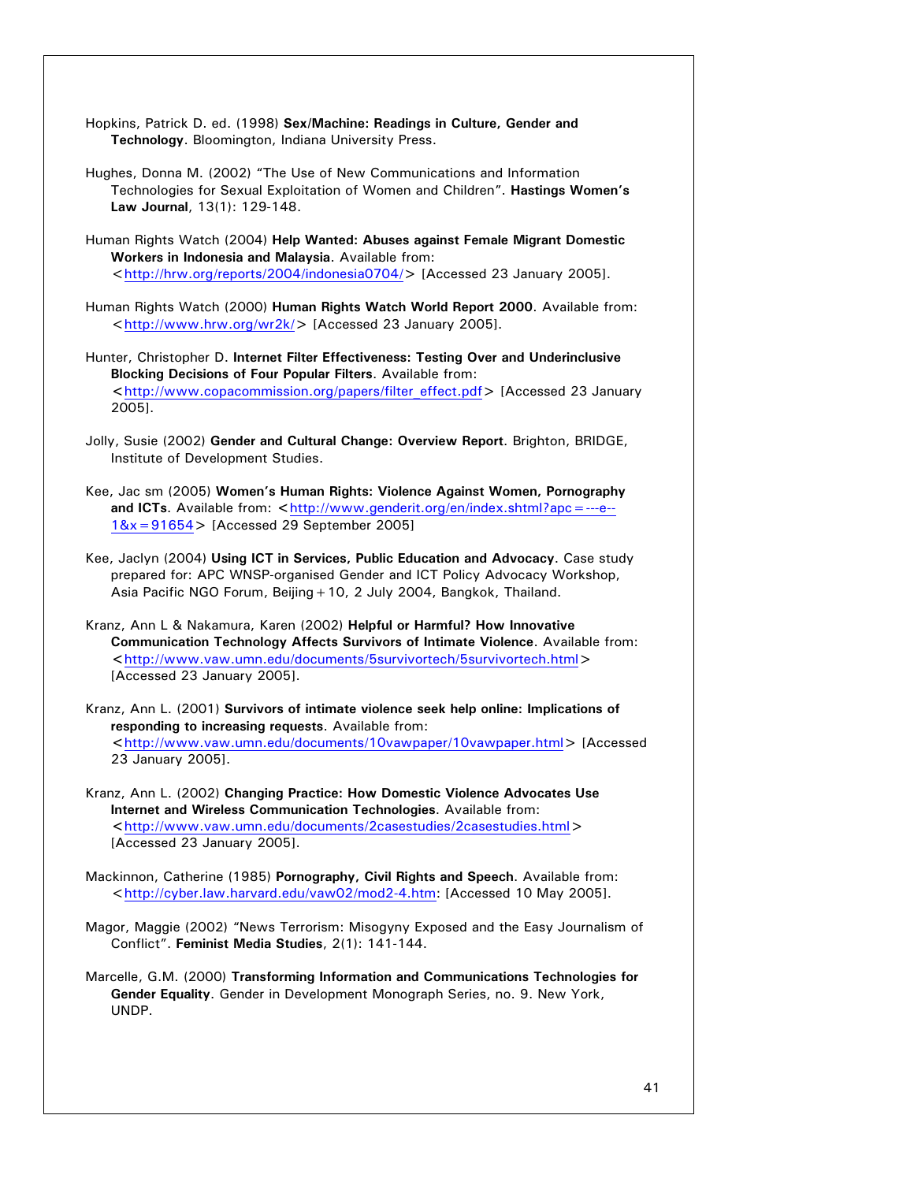Hopkins, Patrick D. ed. (1998) **Sex/Machine: Readings in Culture, Gender and Technology**. Bloomington, Indiana University Press.

Hughes, Donna M. (2002) "The Use of New Communications and Information Technologies for Sexual Exploitation of Women and Children". **Hastings Women's Law Journal**, 13(1): 129-148.

Human Rights Watch (2004) **Help Wanted: Abuses against Female Migrant Domestic Workers in Indonesia and Malaysia**. Available from: <http://hrw.org/reports/2004/indonesia0704/> [Accessed 23 January 2005].

Human Rights Watch (2000) **Human Rights Watch World Report 2000**. Available from: <http://www.hrw.org/wr2k/> [Accessed 23 January 2005].

Hunter, Christopher D. **Internet Filter Effectiveness: Testing Over and Underinclusive Blocking Decisions of Four Popular Filters**. Available from: <http://www.copacommission.org/papers/filter_effect.pdf> [Accessed 23 January 2005].

Jolly, Susie (2002) **Gender and Cultural Change: Overview Report**. Brighton, BRIDGE, Institute of Development Studies.

Kee, Jac sm (2005) **Women's Human Rights: Violence Against Women, Pornography and ICTs**. Available from: <http://www.genderit.org/en/index.shtml?apc=---e--1&x=91654> [Accessed 29 September 2005]

Kee, Jaclyn (2004) **Using ICT in Services, Public Education and Advocacy**. Case study prepared for: APC WNSP-organised Gender and ICT Policy Advocacy Workshop, Asia Pacific NGO Forum, Beijing+10, 2 July 2004, Bangkok, Thailand.

Kranz, Ann L & Nakamura, Karen (2002) **Helpful or Harmful? How Innovative Communication Technology Affects Survivors of Intimate Violence**. Available from: <http://www.vaw.umn.edu/documents/5survivortech/5survivortech.html> [Accessed 23 January 2005].

Kranz, Ann L. (2001) **Survivors of intimate violence seek help online: Implications of responding to increasing requests**. Available from: <http://www.vaw.umn.edu/documents/10vawpaper/10vawpaper.html> [Accessed 23 January 2005].

Kranz, Ann L. (2002) **Changing Practice: How Domestic Violence Advocates Use Internet and Wireless Communication Technologies**. Available from: <http://www.vaw.umn.edu/documents/2casestudies/2casestudies.html> [Accessed 23 January 2005].

Mackinnon, Catherine (1985) **Pornography, Civil Rights and Speech**. Available from: <http://cyber.law.harvard.edu/vaw02/mod2-4.htm: [Accessed 10 May 2005].

Magor, Maggie (2002) "News Terrorism: Misogyny Exposed and the Easy Journalism of Conflict". **Feminist Media Studies**, 2(1): 141-144.

Marcelle, G.M. (2000) **Transforming Information and Communications Technologies for Gender Equality**. Gender in Development Monograph Series, no. 9. New York, UNDP.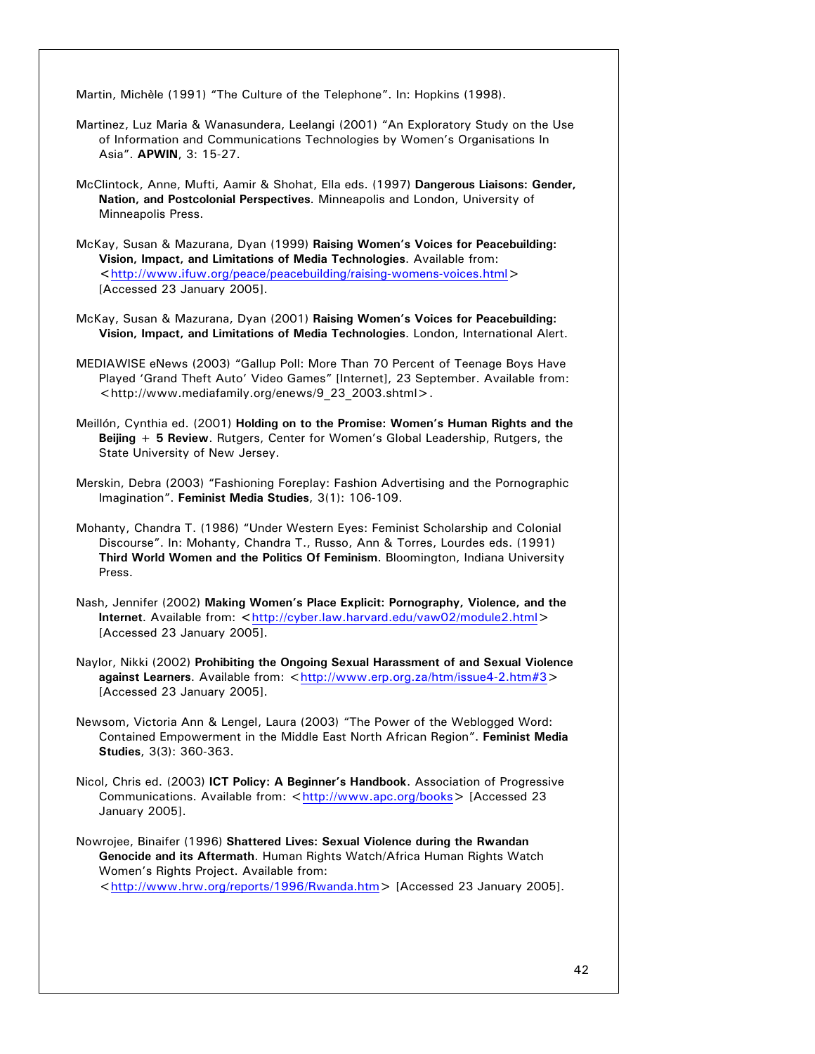Martin, Michèle (1991) “The Culture of the Telephone”. In: Hopkins (1998).

Martinez, Luz Maria & Wanasundera, Leelangi (2001) “An Exploratory Study on the Use of Information and Communications Technologies by Women’s Organisations In Asia”. **APWIN**, 3: 15-27.

McClintock, Anne, Mufti, Aamir & Shohat, Ella eds. (1997) **Dangerous Liaisons: Gender, Nation, and Postcolonial Perspectives**. Minneapolis and London, University of Minneapolis Press.

McKay, Susan & Mazurana, Dyan (1999) **Raising Women’s Voices for Peacebuilding: Vision, Impact, and Limitations of Media Technologies**. Available from: <http://www.ifuw.org/peace/peacebuilding/raising-womens-voices.html> [Accessed 23 January 2005].

McKay, Susan & Mazurana, Dyan (2001) **Raising Women’s Voices for Peacebuilding: Vision, Impact, and Limitations of Media Technologies**. London, International Alert.

MEDIAWISE eNews (2003) “Gallup Poll: More Than 70 Percent of Teenage Boys Have Played ‘Grand Theft Auto’ Video Games” [Internet], 23 September. Available from: <http://www.mediafamily.org/enews/9_23_2003.shtml>.

Meillón, Cynthia ed. (2001) **Holding on to the Promise: Women’s Human Rights and the Beijing + 5 Review**. Rutgers, Center for Women’s Global Leadership, Rutgers, the State University of New Jersey.

Merskin, Debra (2003) “Fashioning Foreplay: Fashion Advertising and the Pornographic Imagination”. **Feminist Media Studies**, 3(1): 106-109.

Mohanty, Chandra T. (1986) “Under Western Eyes: Feminist Scholarship and Colonial Discourse”. In: Mohanty, Chandra T., Russo, Ann & Torres, Lourdes eds. (1991) **Third World Women and the Politics Of Feminism**. Bloomington, Indiana University Press.

Nash, Jennifer (2002) **Making Women’s Place Explicit: Pornography, Violence, and the Internet**. Available from: <http://cyber.law.harvard.edu/vaw02/module2.html> [Accessed 23 January 2005].

Naylor, Nikki (2002) **Prohibiting the Ongoing Sexual Harassment of and Sexual Violence against Learners**. Available from: <http://www.erp.org.za/htm/issue4-2.htm#3> [Accessed 23 January 2005].

Newsom, Victoria Ann & Lengel, Laura (2003) “The Power of the Weblogged Word: Contained Empowerment in the Middle East North African Region”. **Feminist Media Studies**, 3(3): 360-363.

Nicol, Chris ed. (2003) **ICT Policy: A Beginner’s Handbook**. Association of Progressive Communications. Available from: <http://www.apc.org/books> [Accessed 23 January 2005].

Nowrojee, Binaifer (1996) **Shattered Lives: Sexual Violence during the Rwandan Genocide and its Aftermath**. Human Rights Watch/Africa Human Rights Watch Women’s Rights Project. Available from: <http://www.hrw.org/reports/1996/Rwanda.htm> [Accessed 23 January 2005].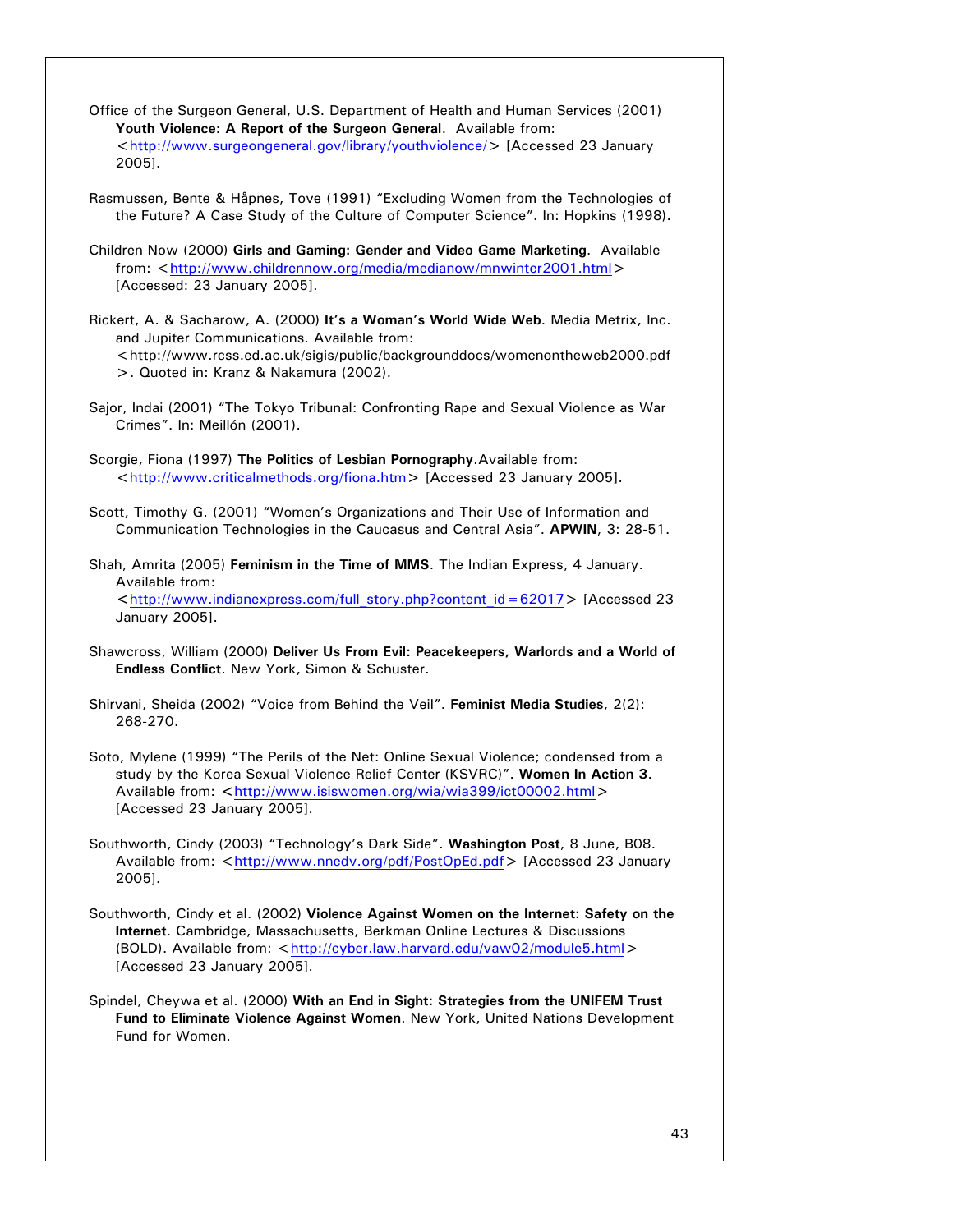Office of the Surgeon General, U.S. Department of Health and Human Services (2001) **Youth Violence: A Report of the Surgeon General**. Available from: <http://www.surgeongeneral.gov/library/youthviolence/> [Accessed 23 January 2005].

Rasmussen, Bente & Håpnes, Tove (1991) "Excluding Women from the Technologies of the Future? A Case Study of the Culture of Computer Science". In: Hopkins (1998).

Children Now (2000) **Girls and Gaming: Gender and Video Game Marketing**. Available from: <http://www.childrennow.org/media/medianow/mnwinter2001.html> [Accessed: 23 January 2005].

Rickert, A. & Sacharow, A. (2000) **It's a Woman's World Wide Web**. Media Metrix, Inc. and Jupiter Communications. Available from: <http://www.rcss.ed.ac.uk/sigis/public/backgrounddocs/womenontheweb2000.pdf>. Quoted in: Kranz & Nakamura (2002).

Sajor, Indai (2001) "The Tokyo Tribunal: Confronting Rape and Sexual Violence as War Crimes". In: Meillón (2001).

Scorgie, Fiona (1997) **The Politics of Lesbian Pornography**.Available from: <http://www.criticalmethods.org/fiona.htm> [Accessed 23 January 2005].

Scott, Timothy G. (2001) "Women's Organizations and Their Use of Information and Communication Technologies in the Caucasus and Central Asia". **APWIN**, 3: 28-51.

Shah, Amrita (2005) **Feminism in the Time of MMS**. The Indian Express, 4 January. Available from: <http://www.indianexpress.com/full_story.php?content_id=62017> [Accessed 23 January 2005].

Shawcross, William (2000) **Deliver Us From Evil: Peacekeepers, Warlords and a World of Endless Conflict**. New York, Simon & Schuster.

Shirvani, Sheida (2002) "Voice from Behind the Veil". **Feminist Media Studies**, 2(2): 268-270.

Soto, Mylene (1999) "The Perils of the Net: Online Sexual Violence; condensed from a study by the Korea Sexual Violence Relief Center (KSVRC)". **Women In Action 3**. Available from: <http://www.isiswomen.org/wia/wia399/ict00002.html> [Accessed 23 January 2005].

Southworth, Cindy (2003) "Technology's Dark Side". **Washington Post**, 8 June, B08. Available from: <http://www.nnedv.org/pdf/PostOpEd.pdf> [Accessed 23 January 2005].

Southworth, Cindy et al. (2002) **Violence Against Women on the Internet: Safety on the Internet**. Cambridge, Massachusetts, Berkman Online Lectures & Discussions (BOLD). Available from: <http://cyber.law.harvard.edu/vaw02/module5.html> [Accessed 23 January 2005].

Spindel, Cheywa et al. (2000) **With an End in Sight: Strategies from the UNIFEM Trust Fund to Eliminate Violence Against Women**. New York, United Nations Development Fund for Women.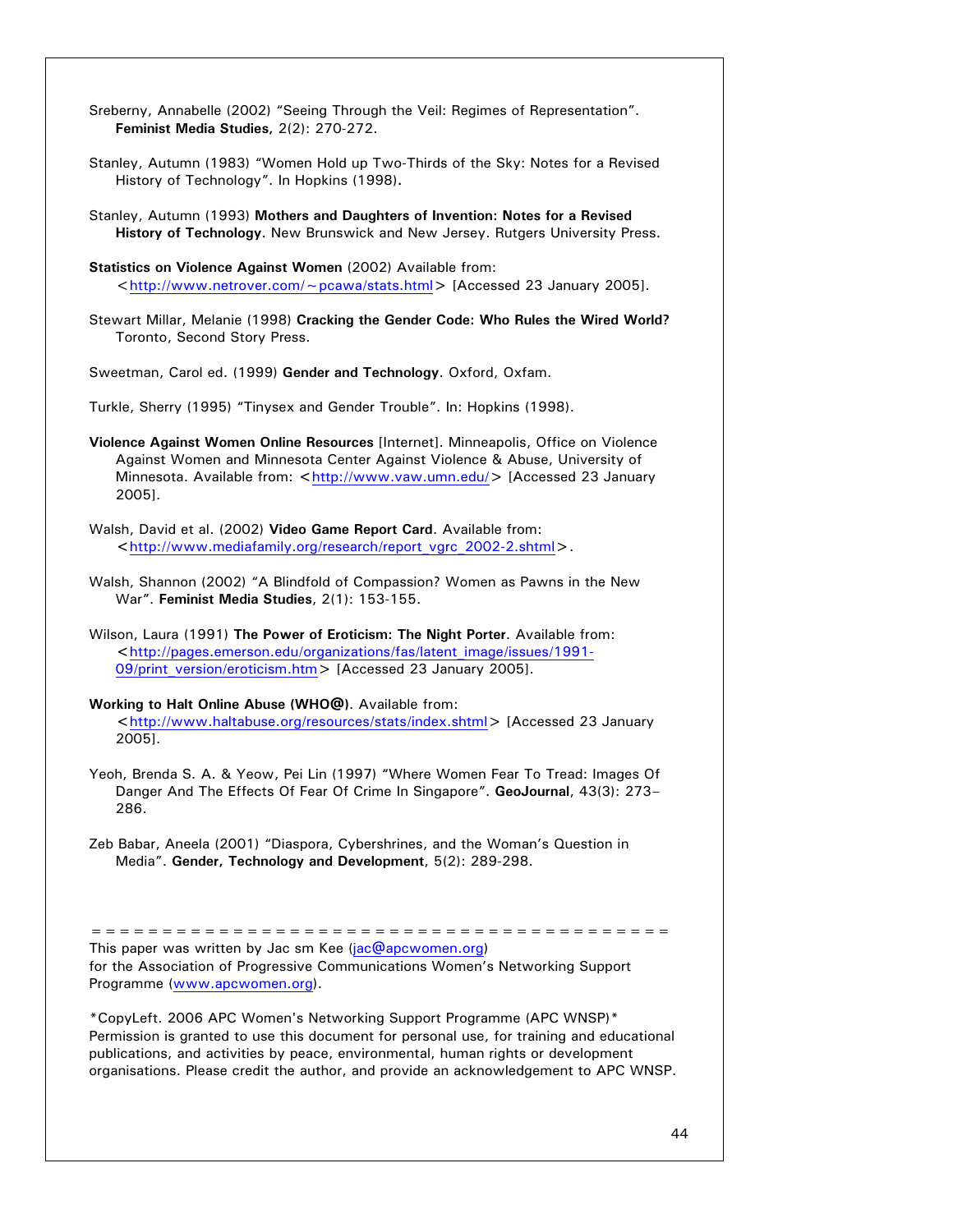Sreberny, Annabelle (2002) "Seeing Through the Veil: Regimes of Representation". **Feminist Media Studies**, 2(2): 270-272.

Stanley, Autumn (1983) "Women Hold up Two-Thirds of the Sky: Notes for a Revised History of Technology". In Hopkins (1998).

Stanley, Autumn (1993) **Mothers and Daughters of Invention: Notes for a Revised History of Technology**. New Brunswick and New Jersey. Rutgers University Press.

**Statistics on Violence Against Women** (2002) Available from: <http://www.netrover.com/~pcawa/stats.html> [Accessed 23 January 2005].

Stewart Millar, Melanie (1998) **Cracking the Gender Code: Who Rules the Wired World?** Toronto, Second Story Press.

Sweetman, Carol ed. (1999) **Gender and Technology**. Oxford, Oxfam.

Turkle, Sherry (1995) "Tinysex and Gender Trouble". In: Hopkins (1998).

**Violence Against Women Online Resources** [Internet]. Minneapolis, Office on Violence Against Women and Minnesota Center Against Violence & Abuse, University of Minnesota. Available from: <http://www.vaw.umn.edu/> [Accessed 23 January 2005].

Walsh, David et al. (2002) **Video Game Report Card**. Available from: <http://www.mediafamily.org/research/report_vgrc_2002-2.shtml>.

Walsh, Shannon (2002) "A Blindfold of Compassion? Women as Pawns in the New War". **Feminist Media Studies**, 2(1): 153-155.

Wilson, Laura (1991) **The Power of Eroticism: The Night Porter**. Available from: <http://pages.emerson.edu/organizations/fas/latent_image/issues/1991-09/print_version/eroticism.htm> [Accessed 23 January 2005].

**Working to Halt Online Abuse (WHO@)**. Available from: <http://www.haltabuse.org/resources/stats/index.shtml> [Accessed 23 January 2005].

Yeoh, Brenda S. A. & Yeow, Pei Lin (1997) "Where Women Fear To Tread: Images Of Danger And The Effects Of Fear Of Crime In Singapore". **GeoJournal**, 43(3): 273–286.

Zeb Babar, Aneela (2001) "Diaspora, Cybershrines, and the Woman's Question in Media". **Gender, Technology and Development**, 5(2): 289-298.

= = = = = = = = = = = = = = = = = = = = = = = = = = = = = = = = = = = = = = = =

This paper was written by Jac sm Kee (jac@apcwomen.org) for the Association of Progressive Communications Women's Networking Support Programme (www.apcwomen.org).

*CopyLeft. 2006 APC Women's Networking Support Programme (APC WNSP)*
Permission is granted to use this document for personal use, for training and educational publications, and activities by peace, environmental, human rights or development organisations. Please credit the author, and provide an acknowledgement to APC WNSP.